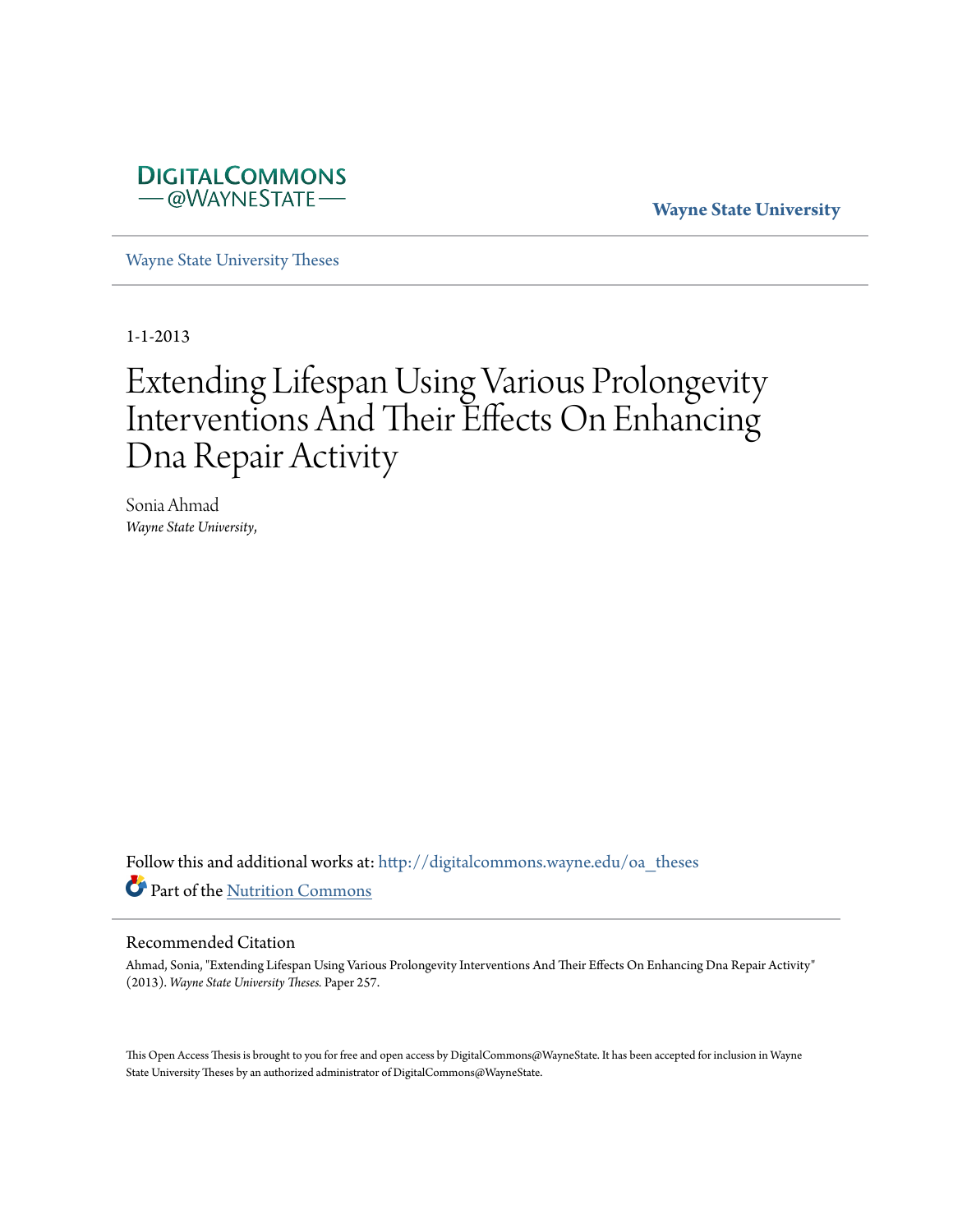DIGITALCOMMONS @WAYNESTATE

Wayne State University

Wayne State University Theses

1-1-2013

# Extending Lifespan Using Various Prolongevity Interventions And Their Effects On Enhancing Dna Repair Activity

Sonia Ahmad
*Wayne State University,*

Follow this and additional works at: http://digitalcommons.wayne.edu/oa_theses

Part of the Nutrition Commons

## Recommended Citation

Ahmad, Sonia, "Extending Lifespan Using Various Prolongevity Interventions And Their Effects On Enhancing Dna Repair Activity" (2013). *Wayne State University Theses.* Paper 257.

This Open Access Thesis is brought to you for free and open access by DigitalCommons@WayneState. It has been accepted for inclusion in Wayne State University Theses by an authorized administrator of DigitalCommons@WayneState.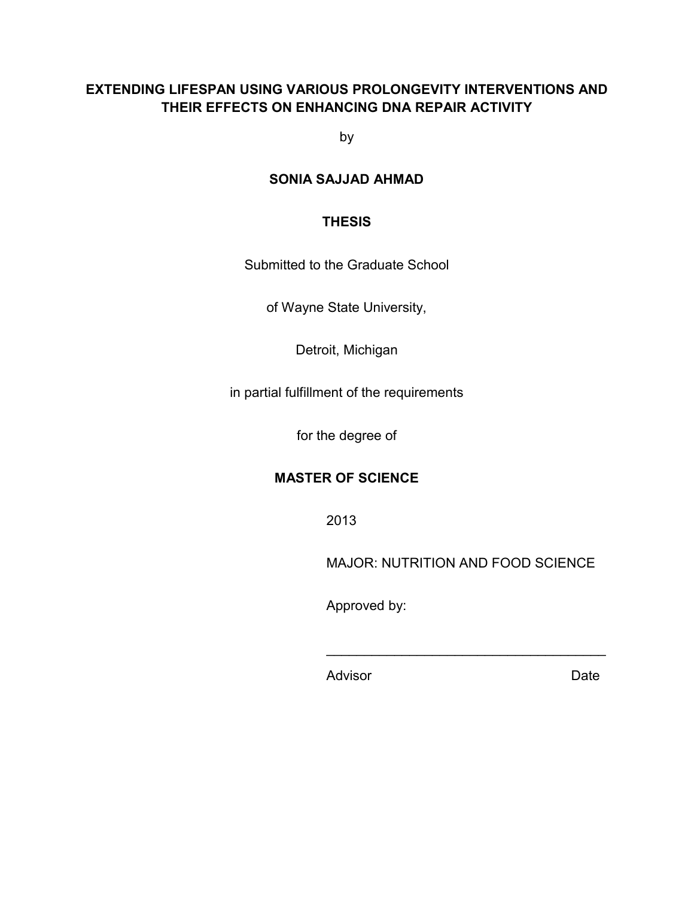# EXTENDING LIFESPAN USING VARIOUS PROLONGEVITY INTERVENTIONS AND THEIR EFFECTS ON ENHANCING DNA REPAIR ACTIVITY

by

**SONIA SAJJAD AHMAD**

**THESIS**

Submitted to the Graduate School

of Wayne State University,

Detroit, Michigan

in partial fulfillment of the requirements

for the degree of

**MASTER OF SCIENCE**

2013

MAJOR: NUTRITION AND FOOD SCIENCE

Approved by:

_____________________________________

Advisor                                                            Date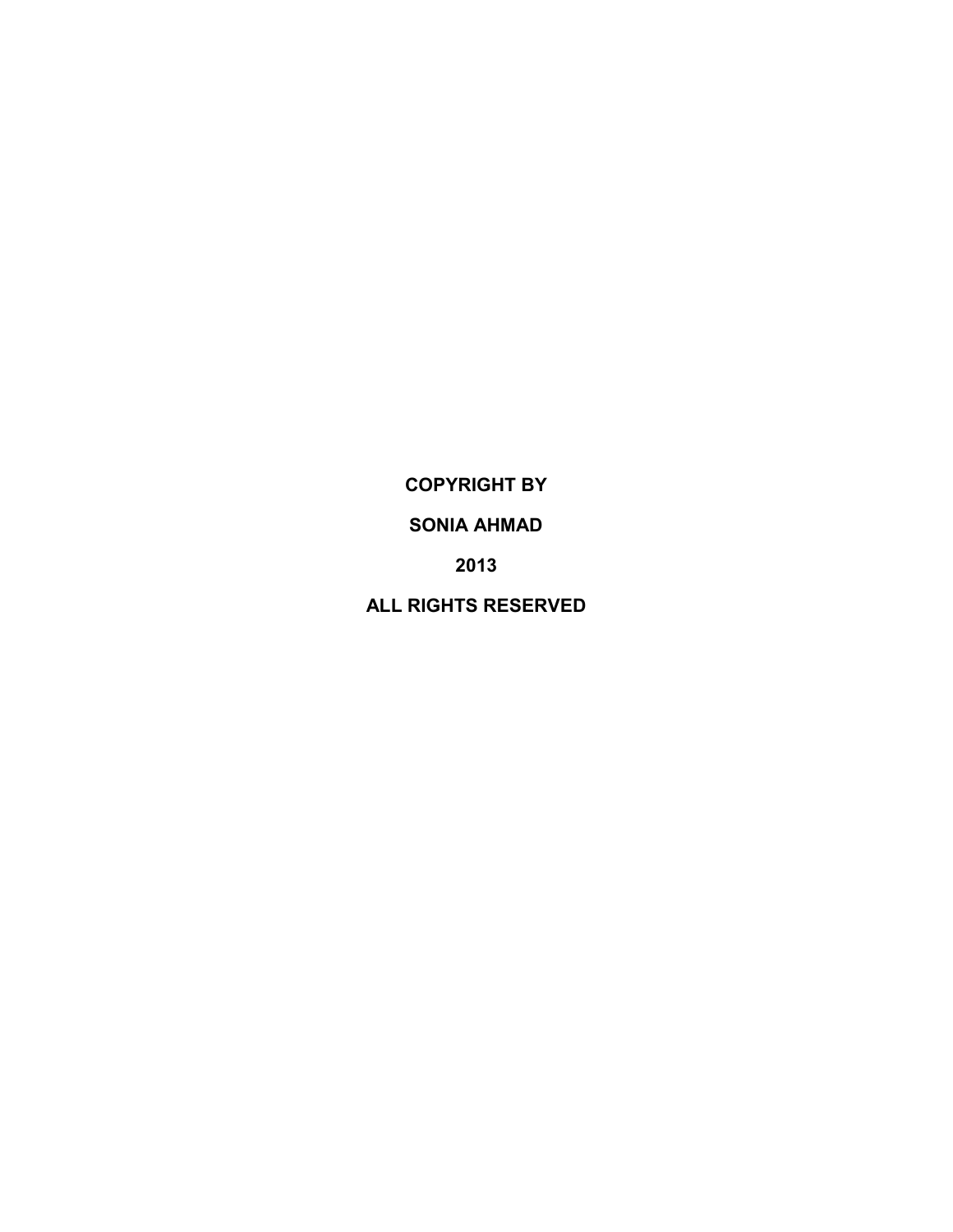**COPYRIGHT BY**

**SONIA AHMAD**

**2013**

**ALL RIGHTS RESERVED**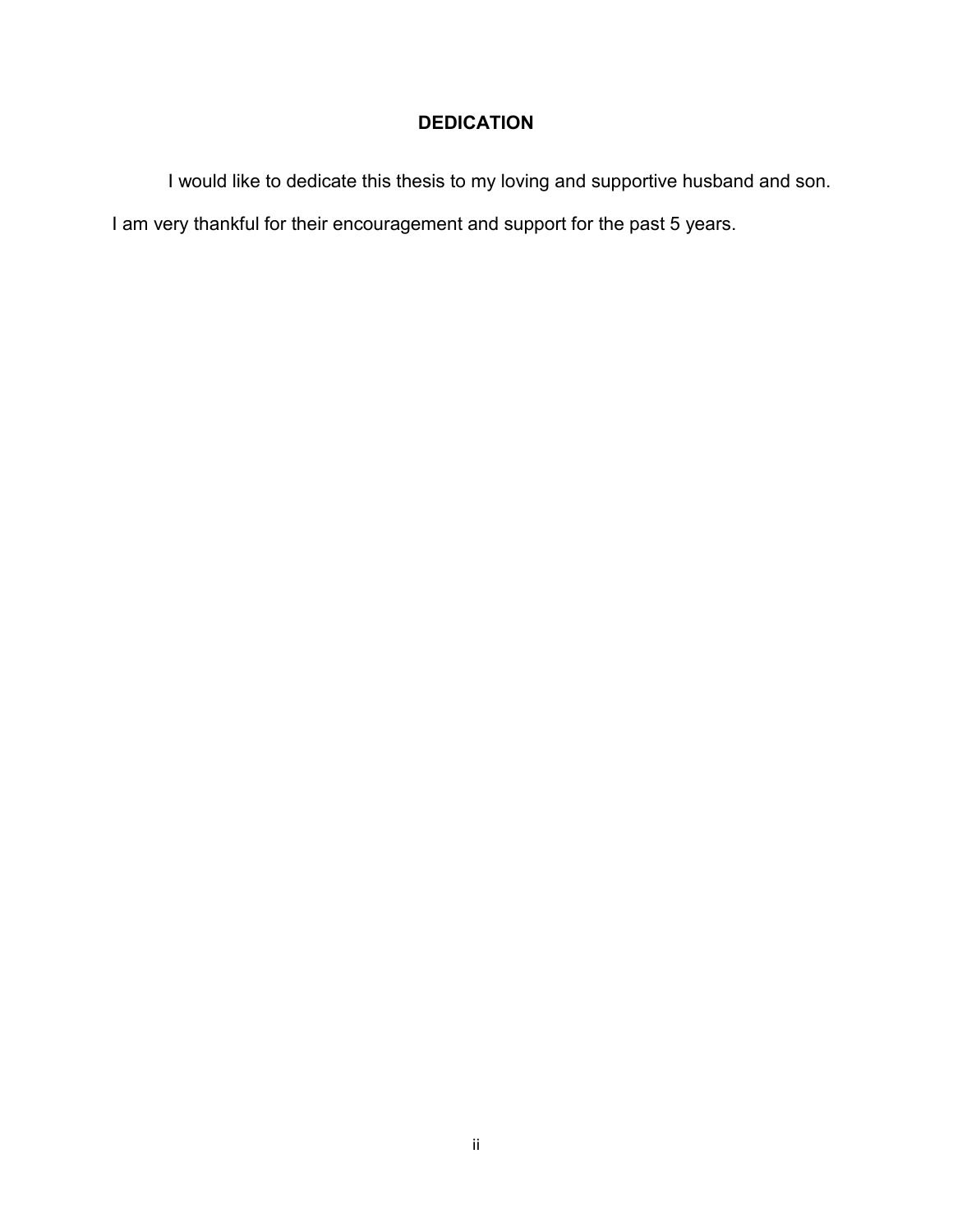# DEDICATION

I would like to dedicate this thesis to my loving and supportive husband and son. I am very thankful for their encouragement and support for the past 5 years.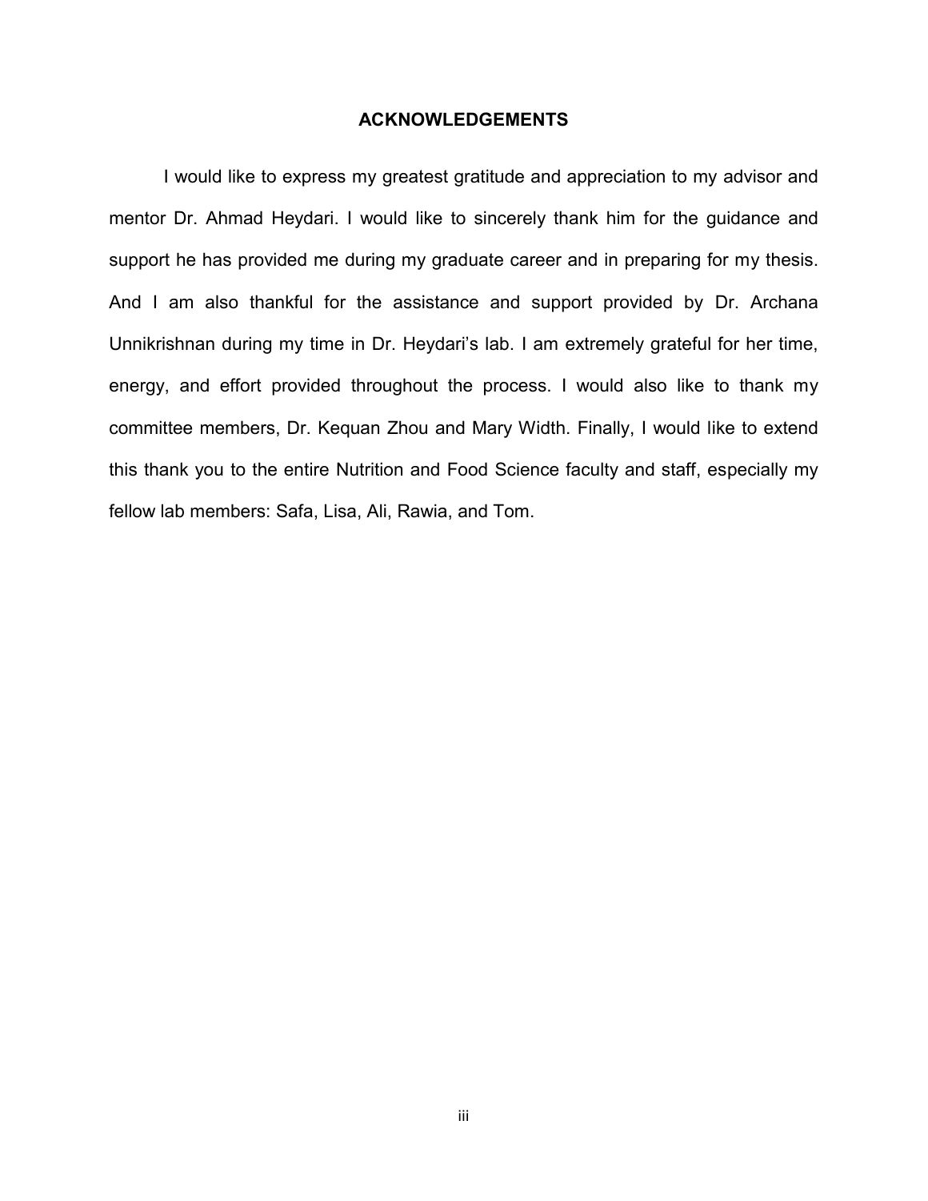# ACKNOWLEDGEMENTS

I would like to express my greatest gratitude and appreciation to my advisor and mentor Dr. Ahmad Heydari. I would like to sincerely thank him for the guidance and support he has provided me during my graduate career and in preparing for my thesis. And I am also thankful for the assistance and support provided by Dr. Archana Unnikrishnan during my time in Dr. Heydari's lab. I am extremely grateful for her time, energy, and effort provided throughout the process. I would also like to thank my committee members, Dr. Kequan Zhou and Mary Width. Finally, I would like to extend this thank you to the entire Nutrition and Food Science faculty and staff, especially my fellow lab members: Safa, Lisa, Ali, Rawia, and Tom.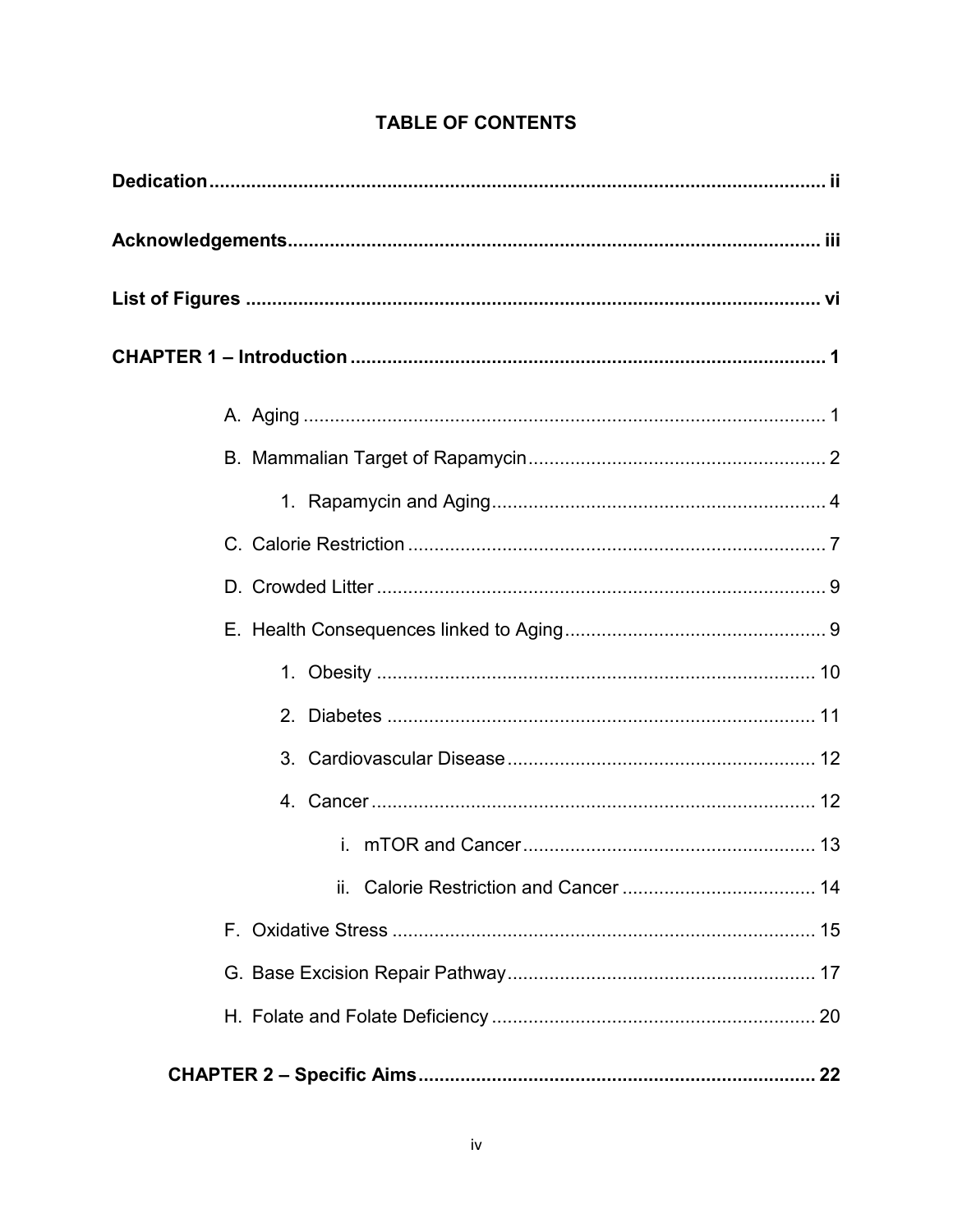# TABLE OF CONTENTS

**Dedication** ........................................ ii

**Acknowledgements** ........................................ iii

**List of Figures** ........................................ vi

**CHAPTER 1 – Introduction** ........................................ 1

- A. Aging ........................................ 1
- B. Mammalian Target of Rapamycin ........................................ 2
    - 1. Rapamycin and Aging ........................................ 4
- C. Calorie Restriction ........................................ 7
- D. Crowded Litter ........................................ 9
- E. Health Consequences linked to Aging ........................................ 9
    - 1. Obesity ........................................ 10
    - 2. Diabetes ........................................ 11
    - 3. Cardiovascular Disease ........................................ 12
    - 4. Cancer ........................................ 12
        - i. mTOR and Cancer ........................................ 13
        - ii. Calorie Restriction and Cancer ........................................ 14
- F. Oxidative Stress ........................................ 15
- G. Base Excision Repair Pathway ........................................ 17
- H. Folate and Folate Deficiency ........................................ 20

**CHAPTER 2 – Specific Aims** ........................................ 22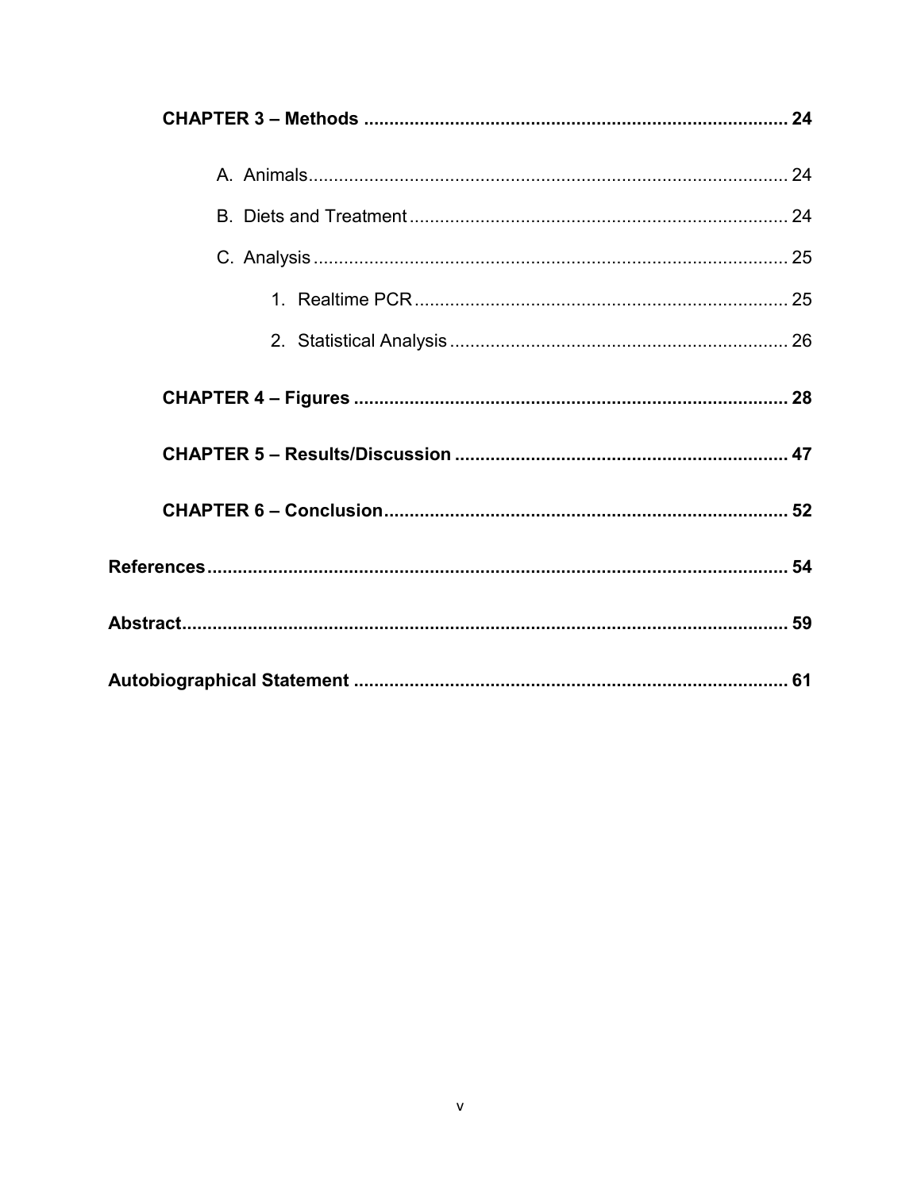**CHAPTER 3 – Methods** .................................................................................. **24**

A. Animals............................................................................................. 24

B. Diets and Treatment .......................................................................... 24

C. Analysis ............................................................................................ 25

1. Realtime PCR ......................................................................... 25

2. Statistical Analysis .................................................................. 26

**CHAPTER 4 – Figures** .................................................................................. **28**

**CHAPTER 5 – Results/Discussion** ................................................................ **47**

**CHAPTER 6 – Conclusion**.............................................................................. **52**

**References**.......................................................................................................... **54**

**Abstract**.............................................................................................................. **59**

**Autobiographical Statement** ........................................................................... **61**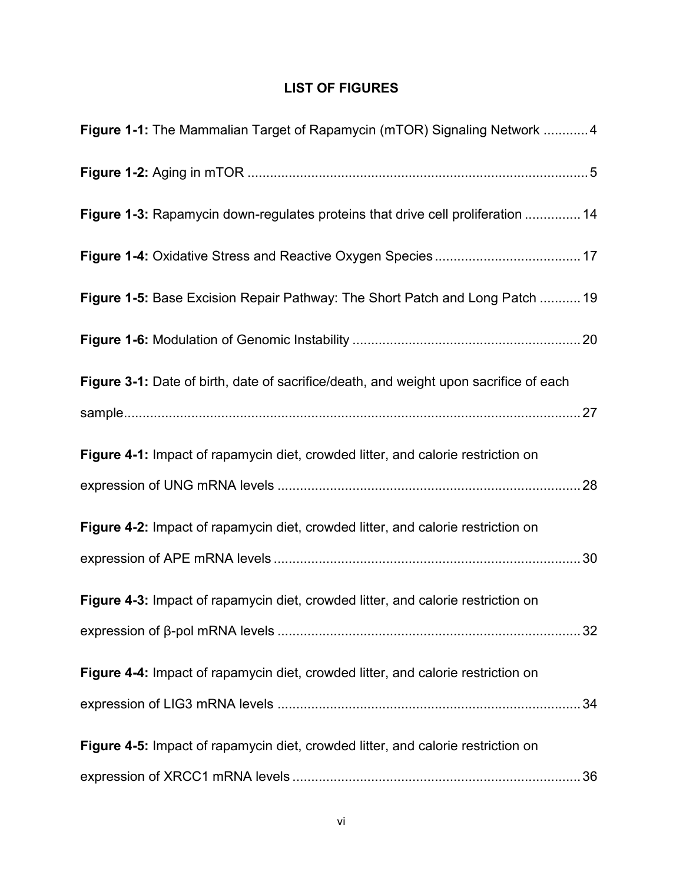# LIST OF FIGURES

**Figure 1-1:** The Mammalian Target of Rapamycin (mTOR) Signaling Network ............ 4

**Figure 1-2:** Aging in mTOR ............................................................................................ 5

**Figure 1-3:** Rapamycin down-regulates proteins that drive cell proliferation ............... 14

**Figure 1-4:** Oxidative Stress and Reactive Oxygen Species ....................................... 17

**Figure 1-5:** Base Excision Repair Pathway: The Short Patch and Long Patch ........... 19

**Figure 1-6:** Modulation of Genomic Instability ............................................................. 20

**Figure 3-1:** Date of birth, date of sacrifice/death, and weight upon sacrifice of each sample............................................................................................................................ 27

**Figure 4-1:** Impact of rapamycin diet, crowded litter, and calorie restriction on expression of UNG mRNA levels ................................................................................. 28

**Figure 4-2:** Impact of rapamycin diet, crowded litter, and calorie restriction on expression of APE mRNA levels ................................................................................... 30

**Figure 4-3:** Impact of rapamycin diet, crowded litter, and calorie restriction on expression of β-pol mRNA levels ................................................................................. 32

**Figure 4-4:** Impact of rapamycin diet, crowded litter, and calorie restriction on expression of LIG3 mRNA levels ................................................................................. 34

**Figure 4-5:** Impact of rapamycin diet, crowded litter, and calorie restriction on expression of XRCC1 mRNA levels ............................................................................. 36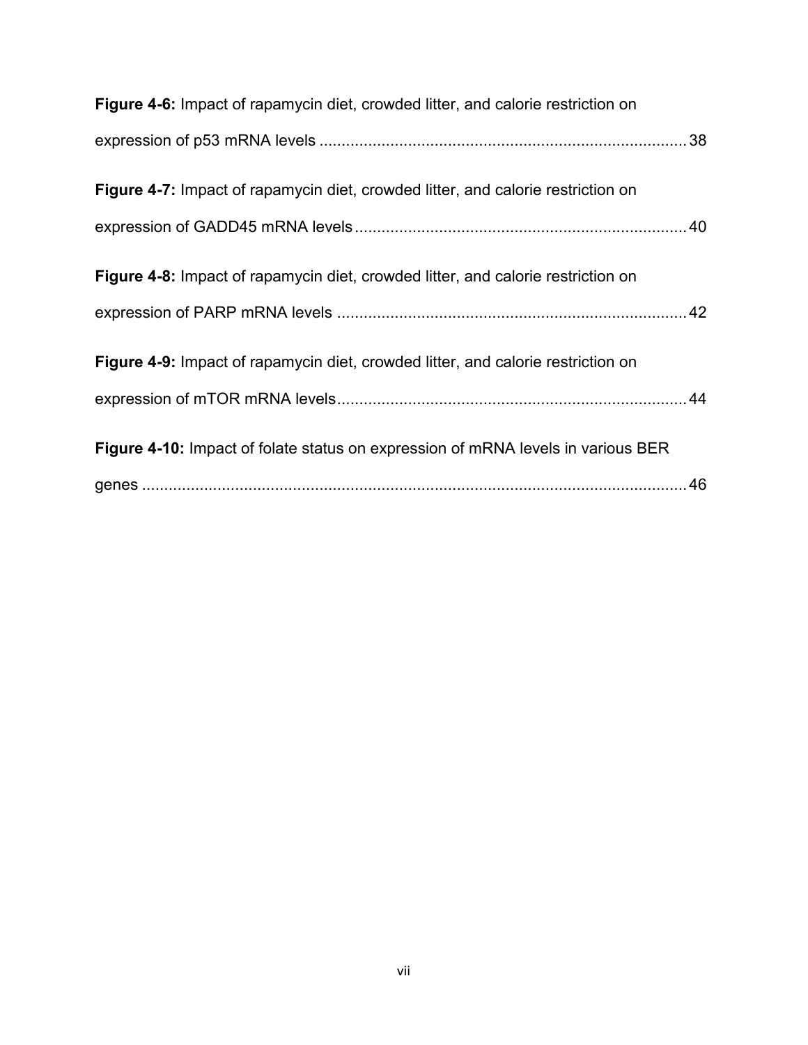**Figure 4-6:** Impact of rapamycin diet, crowded litter, and calorie restriction on expression of p53 mRNA levels .................................................................................. 38

**Figure 4-7:** Impact of rapamycin diet, crowded litter, and calorie restriction on expression of GADD45 mRNA levels .......................................................................... 40

**Figure 4-8:** Impact of rapamycin diet, crowded litter, and calorie restriction on expression of PARP mRNA levels .............................................................................. 42

**Figure 4-9:** Impact of rapamycin diet, crowded litter, and calorie restriction on expression of mTOR mRNA levels .............................................................................. 44

**Figure 4-10:** Impact of folate status on expression of mRNA levels in various BER genes ........................................................................................................................... 46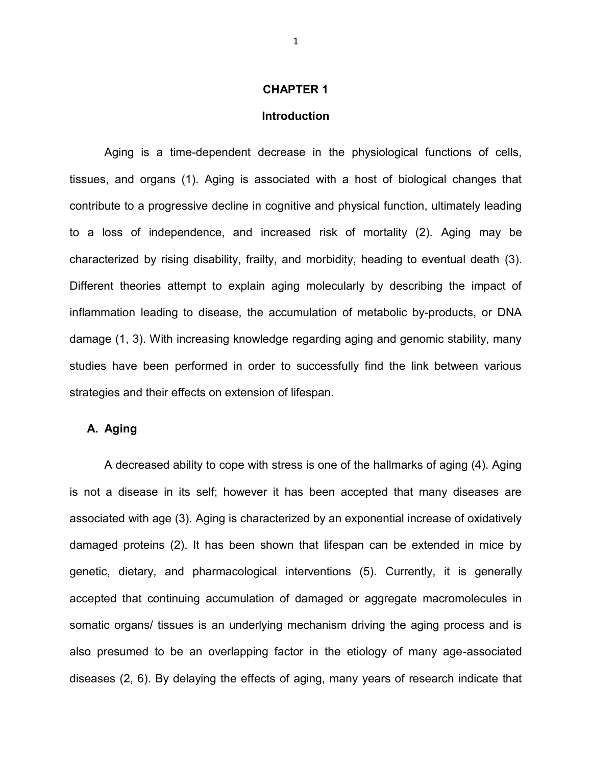# CHAPTER 1

## Introduction

Aging is a time-dependent decrease in the physiological functions of cells, tissues, and organs (1). Aging is associated with a host of biological changes that contribute to a progressive decline in cognitive and physical function, ultimately leading to a loss of independence, and increased risk of mortality (2). Aging may be characterized by rising disability, frailty, and morbidity, heading to eventual death (3). Different theories attempt to explain aging molecularly by describing the impact of inflammation leading to disease, the accumulation of metabolic by-products, or DNA damage (1, 3). With increasing knowledge regarding aging and genomic stability, many studies have been performed in order to successfully find the link between various strategies and their effects on extension of lifespan.

### A. Aging

A decreased ability to cope with stress is one of the hallmarks of aging (4). Aging is not a disease in its self; however it has been accepted that many diseases are associated with age (3). Aging is characterized by an exponential increase of oxidatively damaged proteins (2). It has been shown that lifespan can be extended in mice by genetic, dietary, and pharmacological interventions (5). Currently, it is generally accepted that continuing accumulation of damaged or aggregate macromolecules in somatic organs/ tissues is an underlying mechanism driving the aging process and is also presumed to be an overlapping factor in the etiology of many age-associated diseases (2, 6). By delaying the effects of aging, many years of research indicate that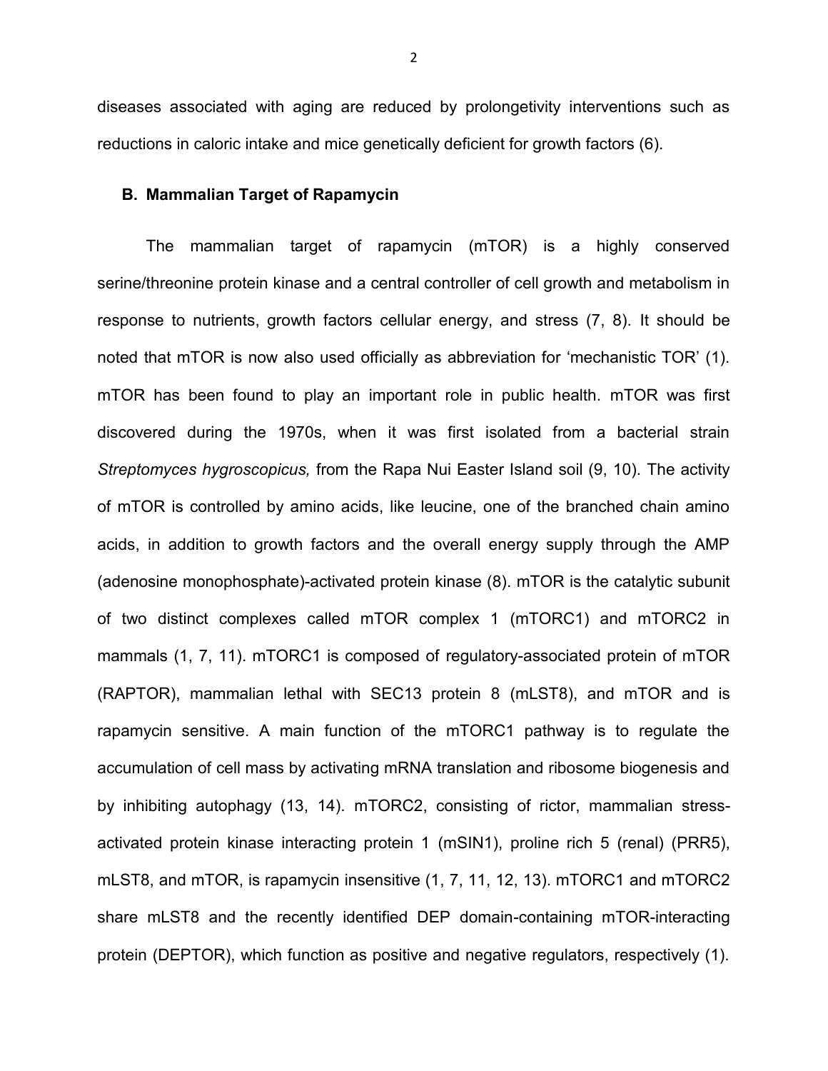diseases associated with aging are reduced by prolongetivity interventions such as reductions in caloric intake and mice genetically deficient for growth factors (6).

### B. Mammalian Target of Rapamycin

The mammalian target of rapamycin (mTOR) is a highly conserved serine/threonine protein kinase and a central controller of cell growth and metabolism in response to nutrients, growth factors cellular energy, and stress (7, 8). It should be noted that mTOR is now also used officially as abbreviation for 'mechanistic TOR' (1). mTOR has been found to play an important role in public health. mTOR was first discovered during the 1970s, when it was first isolated from a bacterial strain *Streptomyces hygroscopicus,* from the Rapa Nui Easter Island soil (9, 10). The activity of mTOR is controlled by amino acids, like leucine, one of the branched chain amino acids, in addition to growth factors and the overall energy supply through the AMP (adenosine monophosphate)-activated protein kinase (8). mTOR is the catalytic subunit of two distinct complexes called mTOR complex 1 (mTORC1) and mTORC2 in mammals (1, 7, 11). mTORC1 is composed of regulatory-associated protein of mTOR (RAPTOR), mammalian lethal with SEC13 protein 8 (mLST8), and mTOR and is rapamycin sensitive. A main function of the mTORC1 pathway is to regulate the accumulation of cell mass by activating mRNA translation and ribosome biogenesis and by inhibiting autophagy (13, 14). mTORC2, consisting of rictor, mammalian stress-activated protein kinase interacting protein 1 (mSIN1), proline rich 5 (renal) (PRR5), mLST8, and mTOR, is rapamycin insensitive (1, 7, 11, 12, 13). mTORC1 and mTORC2 share mLST8 and the recently identified DEP domain-containing mTOR-interacting protein (DEPTOR), which function as positive and negative regulators, respectively (1).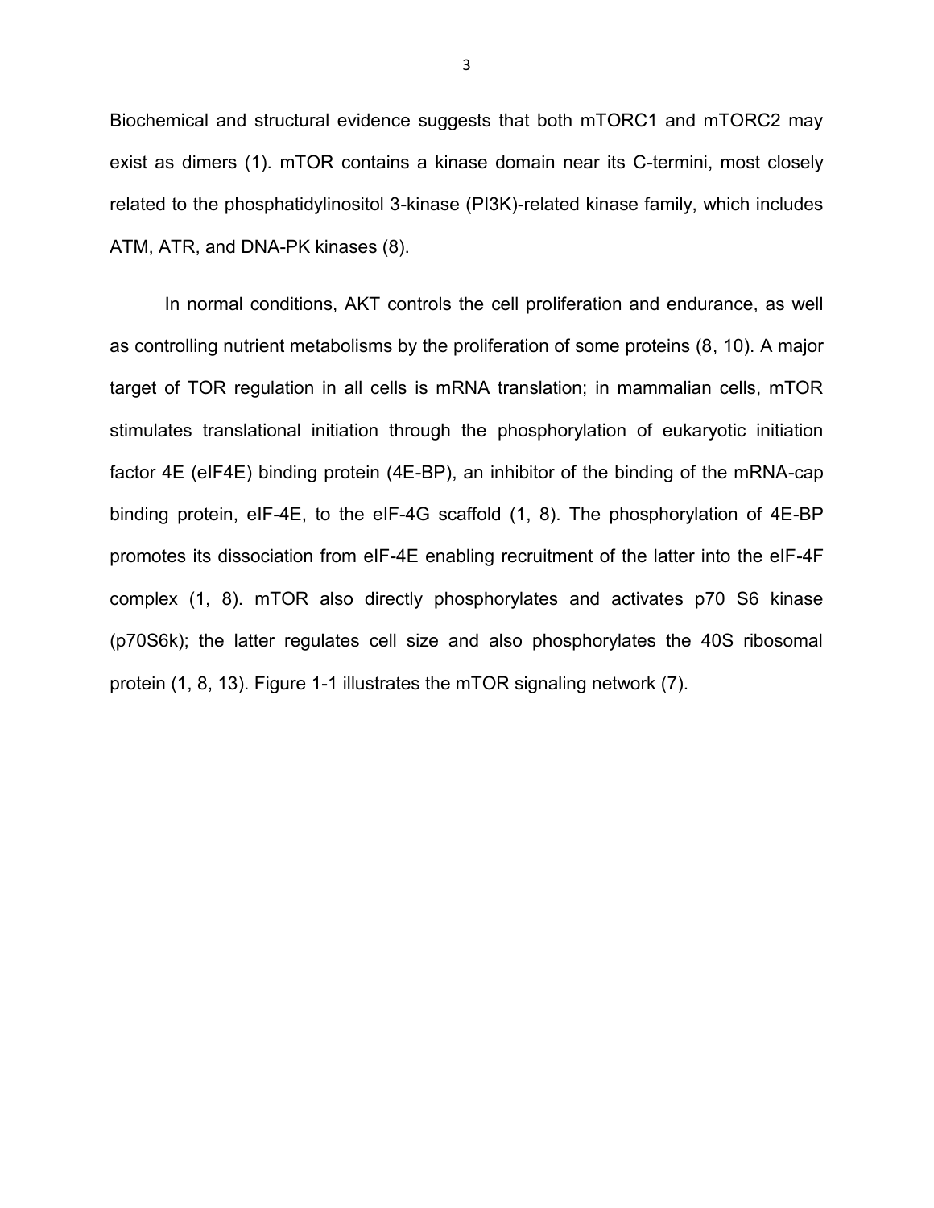Biochemical and structural evidence suggests that both mTORC1 and mTORC2 may exist as dimers (1). mTOR contains a kinase domain near its C-termini, most closely related to the phosphatidylinositol 3-kinase (PI3K)-related kinase family, which includes ATM, ATR, and DNA-PK kinases (8).

In normal conditions, AKT controls the cell proliferation and endurance, as well as controlling nutrient metabolisms by the proliferation of some proteins (8, 10). A major target of TOR regulation in all cells is mRNA translation; in mammalian cells, mTOR stimulates translational initiation through the phosphorylation of eukaryotic initiation factor 4E (eIF4E) binding protein (4E-BP), an inhibitor of the binding of the mRNA-cap binding protein, eIF-4E, to the eIF-4G scaffold (1, 8). The phosphorylation of 4E-BP promotes its dissociation from eIF-4E enabling recruitment of the latter into the eIF-4F complex (1, 8). mTOR also directly phosphorylates and activates p70 S6 kinase (p70S6k); the latter regulates cell size and also phosphorylates the 40S ribosomal protein (1, 8, 13). Figure 1-1 illustrates the mTOR signaling network (7).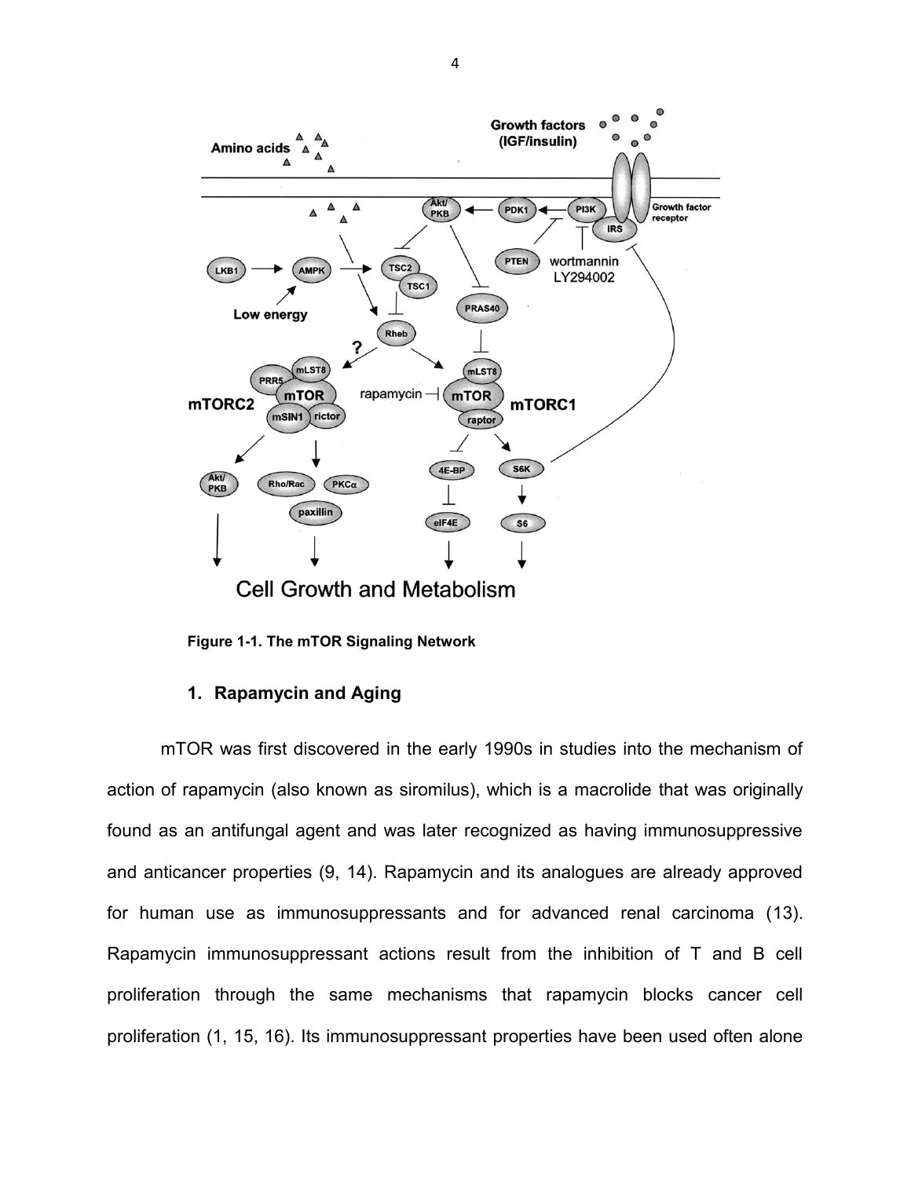Figure 1-1. The mTOR Signaling Network

## 1. Rapamycin and Aging

mTOR was first discovered in the early 1990s in studies into the mechanism of action of rapamycin (also known as siromilus), which is a macrolide that was originally found as an antifungal agent and was later recognized as having immunosuppressive and anticancer properties (9, 14). Rapamycin and its analogues are already approved for human use as immunosuppressants and for advanced renal carcinoma (13). Rapamycin immunosuppressant actions result from the inhibition of T and B cell proliferation through the same mechanisms that rapamycin blocks cancer cell proliferation (1, 15, 16). Its immunosuppressant properties have been used often alone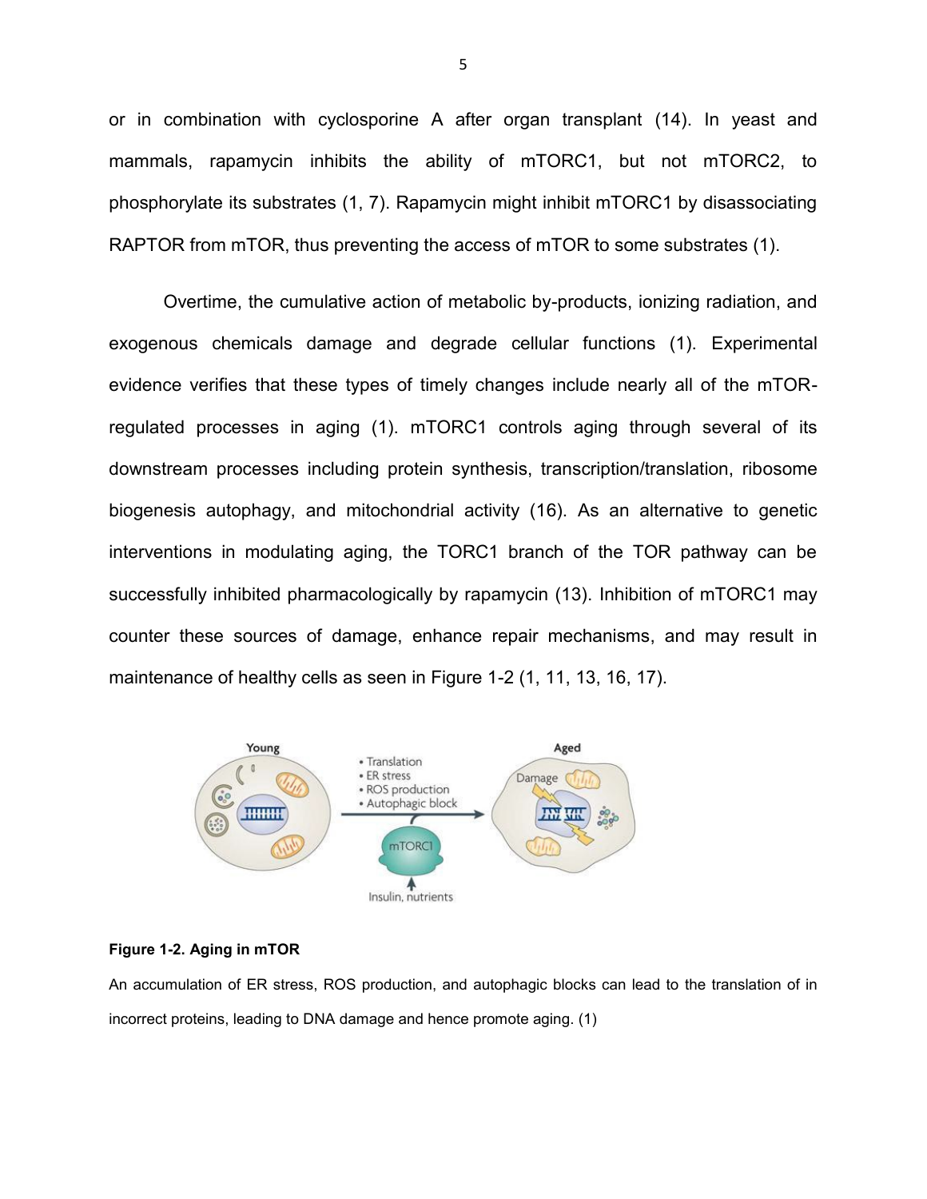or in combination with cyclosporine A after organ transplant (14). In yeast and mammals, rapamycin inhibits the ability of mTORC1, but not mTORC2, to phosphorylate its substrates (1, 7). Rapamycin might inhibit mTORC1 by disassociating RAPTOR from mTOR, thus preventing the access of mTOR to some substrates (1).

Overtime, the cumulative action of metabolic by-products, ionizing radiation, and exogenous chemicals damage and degrade cellular functions (1). Experimental evidence verifies that these types of timely changes include nearly all of the mTOR-regulated processes in aging (1). mTORC1 controls aging through several of its downstream processes including protein synthesis, transcription/translation, ribosome biogenesis autophagy, and mitochondrial activity (16). As an alternative to genetic interventions in modulating aging, the TORC1 branch of the TOR pathway can be successfully inhibited pharmacologically by rapamycin (13). Inhibition of mTORC1 may counter these sources of damage, enhance repair mechanisms, and may result in maintenance of healthy cells as seen in Figure 1-2 (1, 11, 13, 16, 17).

**Figure 1-2. Aging in mTOR**

An accumulation of ER stress, ROS production, and autophagic blocks can lead to the translation of in incorrect proteins, leading to DNA damage and hence promote aging. (1)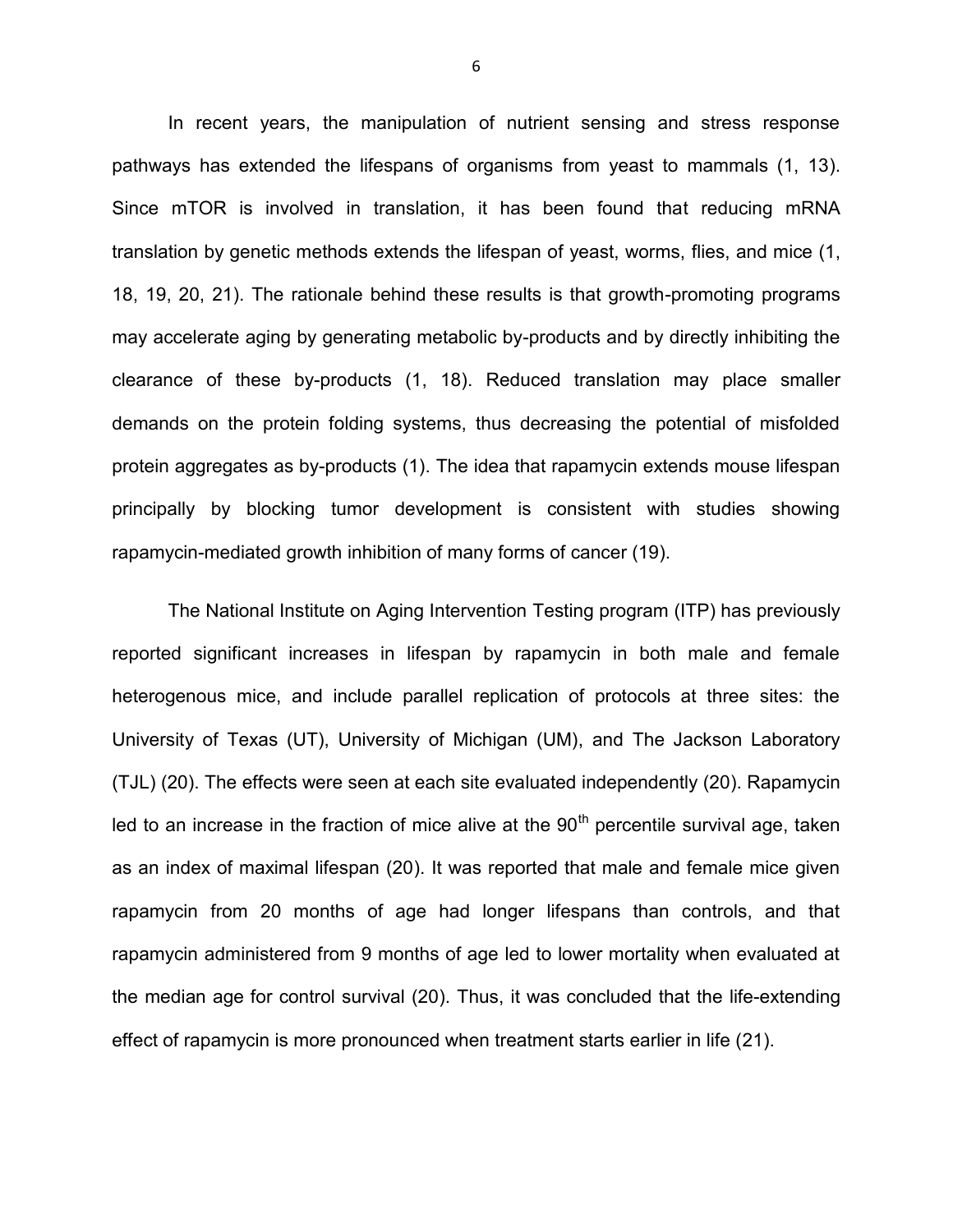In recent years, the manipulation of nutrient sensing and stress response pathways has extended the lifespans of organisms from yeast to mammals (1, 13). Since mTOR is involved in translation, it has been found that reducing mRNA translation by genetic methods extends the lifespan of yeast, worms, flies, and mice (1, 18, 19, 20, 21). The rationale behind these results is that growth-promoting programs may accelerate aging by generating metabolic by-products and by directly inhibiting the clearance of these by-products (1, 18). Reduced translation may place smaller demands on the protein folding systems, thus decreasing the potential of misfolded protein aggregates as by-products (1). The idea that rapamycin extends mouse lifespan principally by blocking tumor development is consistent with studies showing rapamycin-mediated growth inhibition of many forms of cancer (19).

The National Institute on Aging Intervention Testing program (ITP) has previously reported significant increases in lifespan by rapamycin in both male and female heterogenous mice, and include parallel replication of protocols at three sites: the University of Texas (UT), University of Michigan (UM), and The Jackson Laboratory (TJL) (20). The effects were seen at each site evaluated independently (20). Rapamycin led to an increase in the fraction of mice alive at the $90^{th}$ percentile survival age, taken as an index of maximal lifespan (20). It was reported that male and female mice given rapamycin from 20 months of age had longer lifespans than controls, and that rapamycin administered from 9 months of age led to lower mortality when evaluated at the median age for control survival (20). Thus, it was concluded that the life-extending effect of rapamycin is more pronounced when treatment starts earlier in life (21).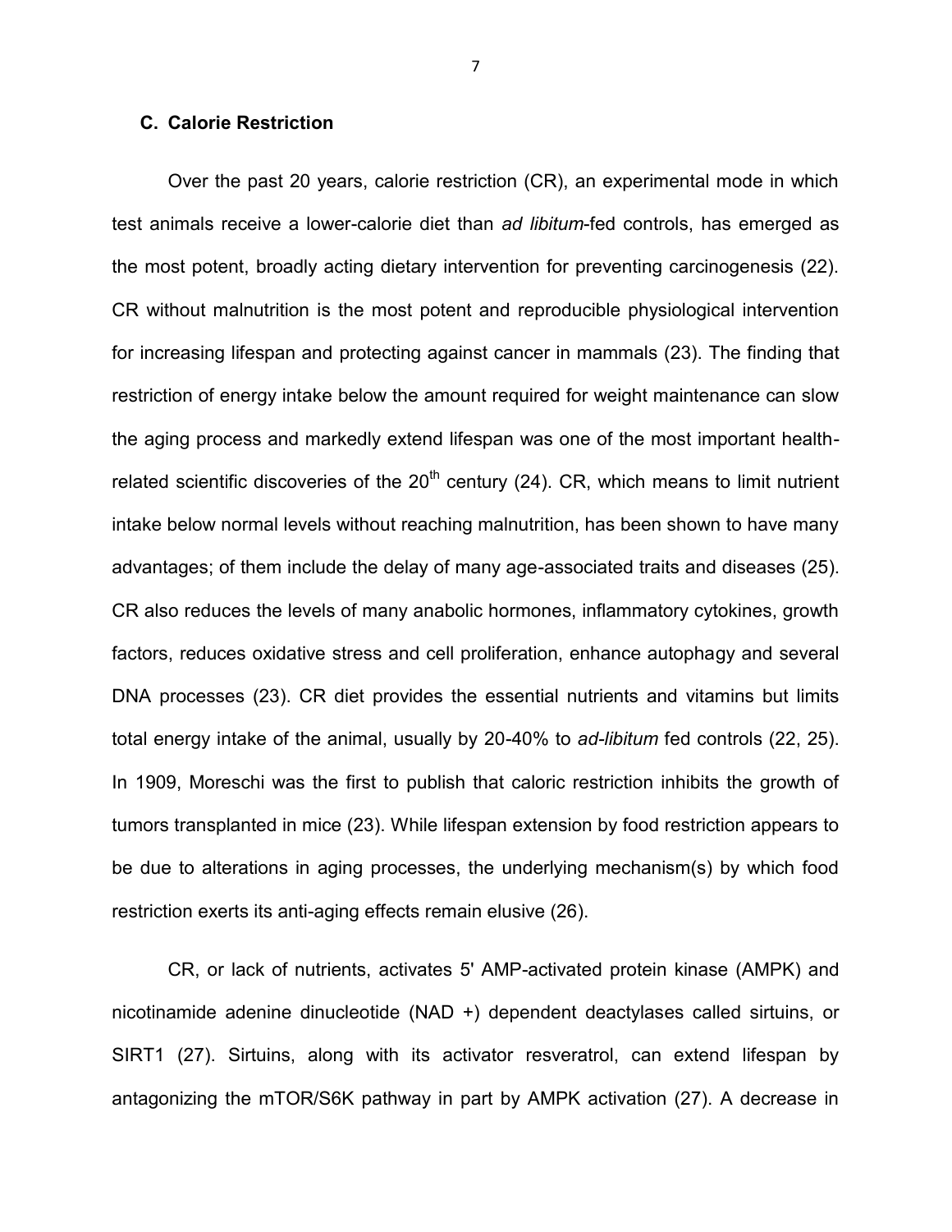### C. Calorie Restriction

Over the past 20 years, calorie restriction (CR), an experimental mode in which test animals receive a lower-calorie diet than *ad libitum*-fed controls, has emerged as the most potent, broadly acting dietary intervention for preventing carcinogenesis (22). CR without malnutrition is the most potent and reproducible physiological intervention for increasing lifespan and protecting against cancer in mammals (23). The finding that restriction of energy intake below the amount required for weight maintenance can slow the aging process and markedly extend lifespan was one of the most important health-related scientific discoveries of the 20th century (24). CR, which means to limit nutrient intake below normal levels without reaching malnutrition, has been shown to have many advantages; of them include the delay of many age-associated traits and diseases (25). CR also reduces the levels of many anabolic hormones, inflammatory cytokines, growth factors, reduces oxidative stress and cell proliferation, enhance autophagy and several DNA processes (23). CR diet provides the essential nutrients and vitamins but limits total energy intake of the animal, usually by 20-40% to *ad-libitum* fed controls (22, 25). In 1909, Moreschi was the first to publish that caloric restriction inhibits the growth of tumors transplanted in mice (23). While lifespan extension by food restriction appears to be due to alterations in aging processes, the underlying mechanism(s) by which food restriction exerts its anti-aging effects remain elusive (26).

CR, or lack of nutrients, activates 5' AMP-activated protein kinase (AMPK) and nicotinamide adenine dinucleotide (NAD +) dependent deactylases called sirtuins, or SIRT1 (27). Sirtuins, along with its activator resveratrol, can extend lifespan by antagonizing the mTOR/S6K pathway in part by AMPK activation (27). A decrease in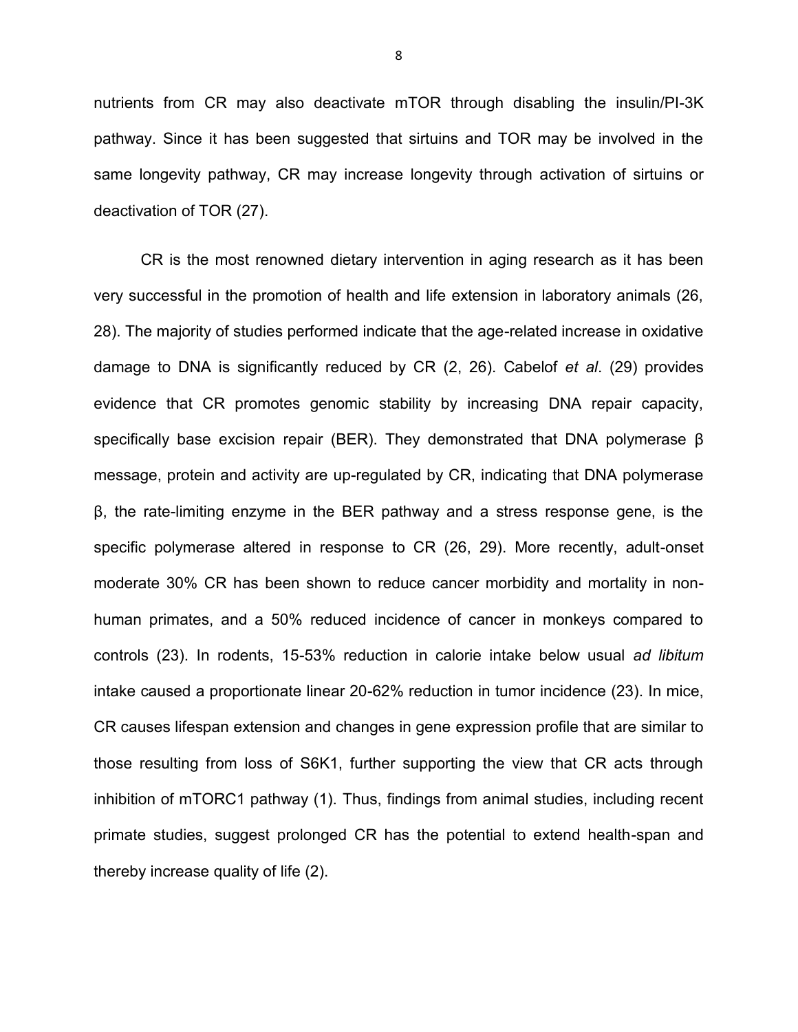nutrients from CR may also deactivate mTOR through disabling the insulin/PI-3K pathway. Since it has been suggested that sirtuins and TOR may be involved in the same longevity pathway, CR may increase longevity through activation of sirtuins or deactivation of TOR (27).

CR is the most renowned dietary intervention in aging research as it has been very successful in the promotion of health and life extension in laboratory animals (26, 28). The majority of studies performed indicate that the age-related increase in oxidative damage to DNA is significantly reduced by CR (2, 26). Cabelof *et al*. (29) provides evidence that CR promotes genomic stability by increasing DNA repair capacity, specifically base excision repair (BER). They demonstrated that DNA polymerase β message, protein and activity are up-regulated by CR, indicating that DNA polymerase β, the rate-limiting enzyme in the BER pathway and a stress response gene, is the specific polymerase altered in response to CR (26, 29). More recently, adult-onset moderate 30% CR has been shown to reduce cancer morbidity and mortality in non-human primates, and a 50% reduced incidence of cancer in monkeys compared to controls (23). In rodents, 15-53% reduction in calorie intake below usual *ad libitum* intake caused a proportionate linear 20-62% reduction in tumor incidence (23). In mice, CR causes lifespan extension and changes in gene expression profile that are similar to those resulting from loss of S6K1, further supporting the view that CR acts through inhibition of mTORC1 pathway (1). Thus, findings from animal studies, including recent primate studies, suggest prolonged CR has the potential to extend health-span and thereby increase quality of life (2).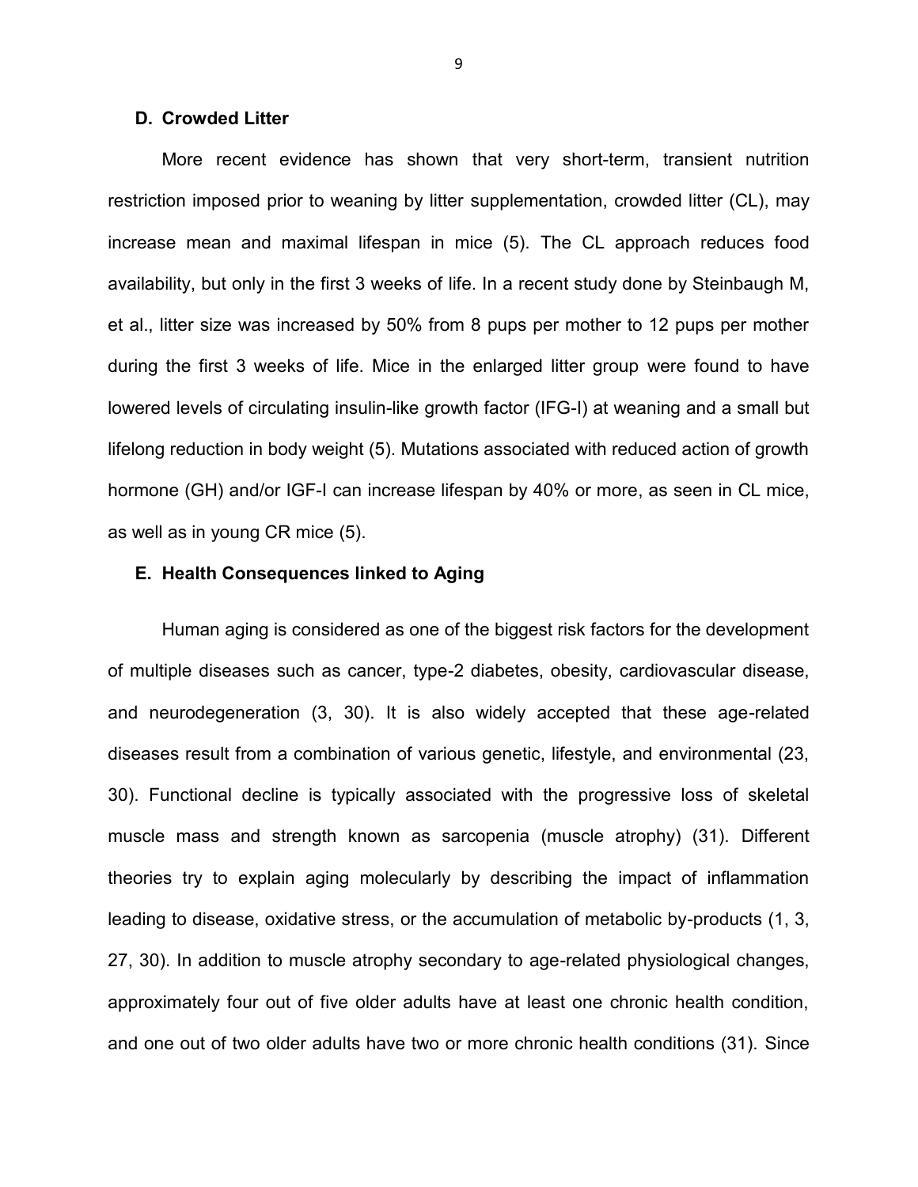### D. Crowded Litter

More recent evidence has shown that very short-term, transient nutrition restriction imposed prior to weaning by litter supplementation, crowded litter (CL), may increase mean and maximal lifespan in mice (5). The CL approach reduces food availability, but only in the first 3 weeks of life. In a recent study done by Steinbaugh M, et al., litter size was increased by 50% from 8 pups per mother to 12 pups per mother during the first 3 weeks of life. Mice in the enlarged litter group were found to have lowered levels of circulating insulin-like growth factor (IFG-I) at weaning and a small but lifelong reduction in body weight (5). Mutations associated with reduced action of growth hormone (GH) and/or IGF-I can increase lifespan by 40% or more, as seen in CL mice, as well as in young CR mice (5).

### E. Health Consequences linked to Aging

Human aging is considered as one of the biggest risk factors for the development of multiple diseases such as cancer, type-2 diabetes, obesity, cardiovascular disease, and neurodegeneration (3, 30). It is also widely accepted that these age-related diseases result from a combination of various genetic, lifestyle, and environmental (23, 30). Functional decline is typically associated with the progressive loss of skeletal muscle mass and strength known as sarcopenia (muscle atrophy) (31). Different theories try to explain aging molecularly by describing the impact of inflammation leading to disease, oxidative stress, or the accumulation of metabolic by-products (1, 3, 27, 30). In addition to muscle atrophy secondary to age-related physiological changes, approximately four out of five older adults have at least one chronic health condition, and one out of two older adults have two or more chronic health conditions (31). Since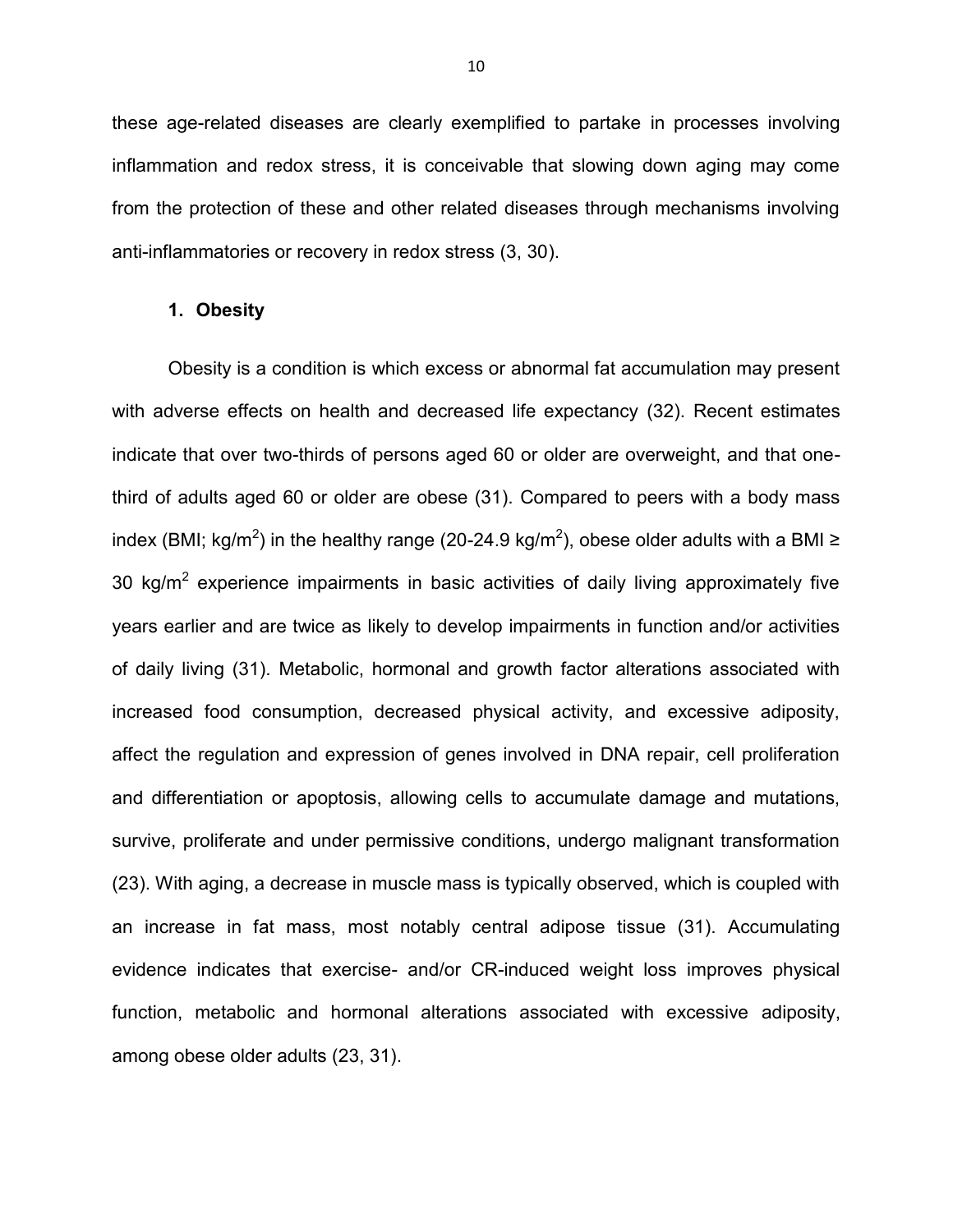these age-related diseases are clearly exemplified to partake in processes involving inflammation and redox stress, it is conceivable that slowing down aging may come from the protection of these and other related diseases through mechanisms involving anti-inflammatories or recovery in redox stress (3, 30).

### 1. Obesity

Obesity is a condition is which excess or abnormal fat accumulation may present with adverse effects on health and decreased life expectancy (32). Recent estimates indicate that over two-thirds of persons aged 60 or older are overweight, and that one-third of adults aged 60 or older are obese (31). Compared to peers with a body mass index (BMI; kg/m$^2$) in the healthy range (20-24.9 kg/m$^2$), obese older adults with a BMI ≥ 30 kg/m$^2$ experience impairments in basic activities of daily living approximately five years earlier and are twice as likely to develop impairments in function and/or activities of daily living (31). Metabolic, hormonal and growth factor alterations associated with increased food consumption, decreased physical activity, and excessive adiposity, affect the regulation and expression of genes involved in DNA repair, cell proliferation and differentiation or apoptosis, allowing cells to accumulate damage and mutations, survive, proliferate and under permissive conditions, undergo malignant transformation (23). With aging, a decrease in muscle mass is typically observed, which is coupled with an increase in fat mass, most notably central adipose tissue (31). Accumulating evidence indicates that exercise- and/or CR-induced weight loss improves physical function, metabolic and hormonal alterations associated with excessive adiposity, among obese older adults (23, 31).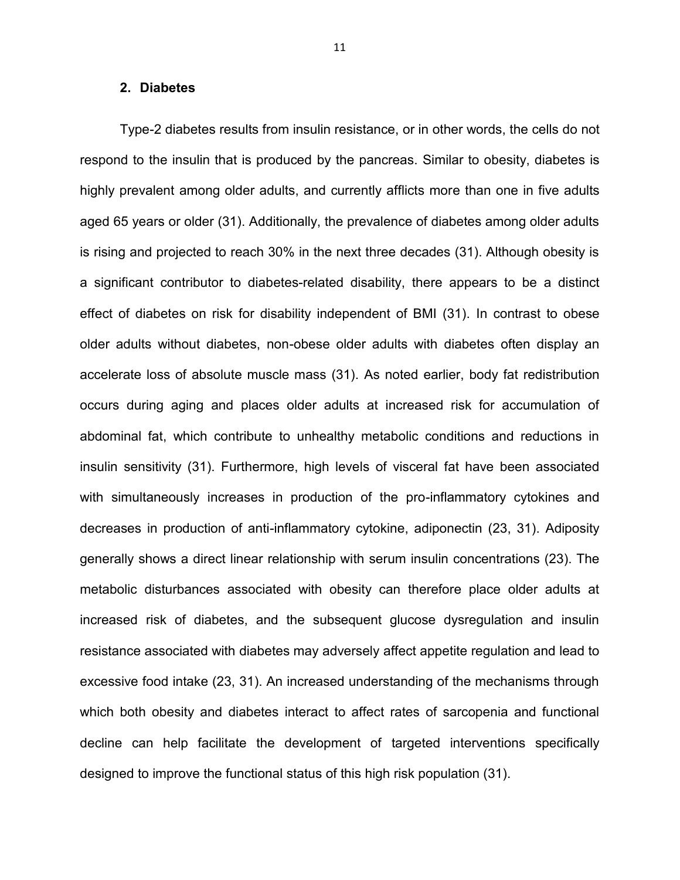## 2. Diabetes

Type-2 diabetes results from insulin resistance, or in other words, the cells do not respond to the insulin that is produced by the pancreas. Similar to obesity, diabetes is highly prevalent among older adults, and currently afflicts more than one in five adults aged 65 years or older (31). Additionally, the prevalence of diabetes among older adults is rising and projected to reach 30% in the next three decades (31). Although obesity is a significant contributor to diabetes-related disability, there appears to be a distinct effect of diabetes on risk for disability independent of BMI (31). In contrast to obese older adults without diabetes, non-obese older adults with diabetes often display an accelerate loss of absolute muscle mass (31). As noted earlier, body fat redistribution occurs during aging and places older adults at increased risk for accumulation of abdominal fat, which contribute to unhealthy metabolic conditions and reductions in insulin sensitivity (31). Furthermore, high levels of visceral fat have been associated with simultaneously increases in production of the pro-inflammatory cytokines and decreases in production of anti-inflammatory cytokine, adiponectin (23, 31). Adiposity generally shows a direct linear relationship with serum insulin concentrations (23). The metabolic disturbances associated with obesity can therefore place older adults at increased risk of diabetes, and the subsequent glucose dysregulation and insulin resistance associated with diabetes may adversely affect appetite regulation and lead to excessive food intake (23, 31). An increased understanding of the mechanisms through which both obesity and diabetes interact to affect rates of sarcopenia and functional decline can help facilitate the development of targeted interventions specifically designed to improve the functional status of this high risk population (31).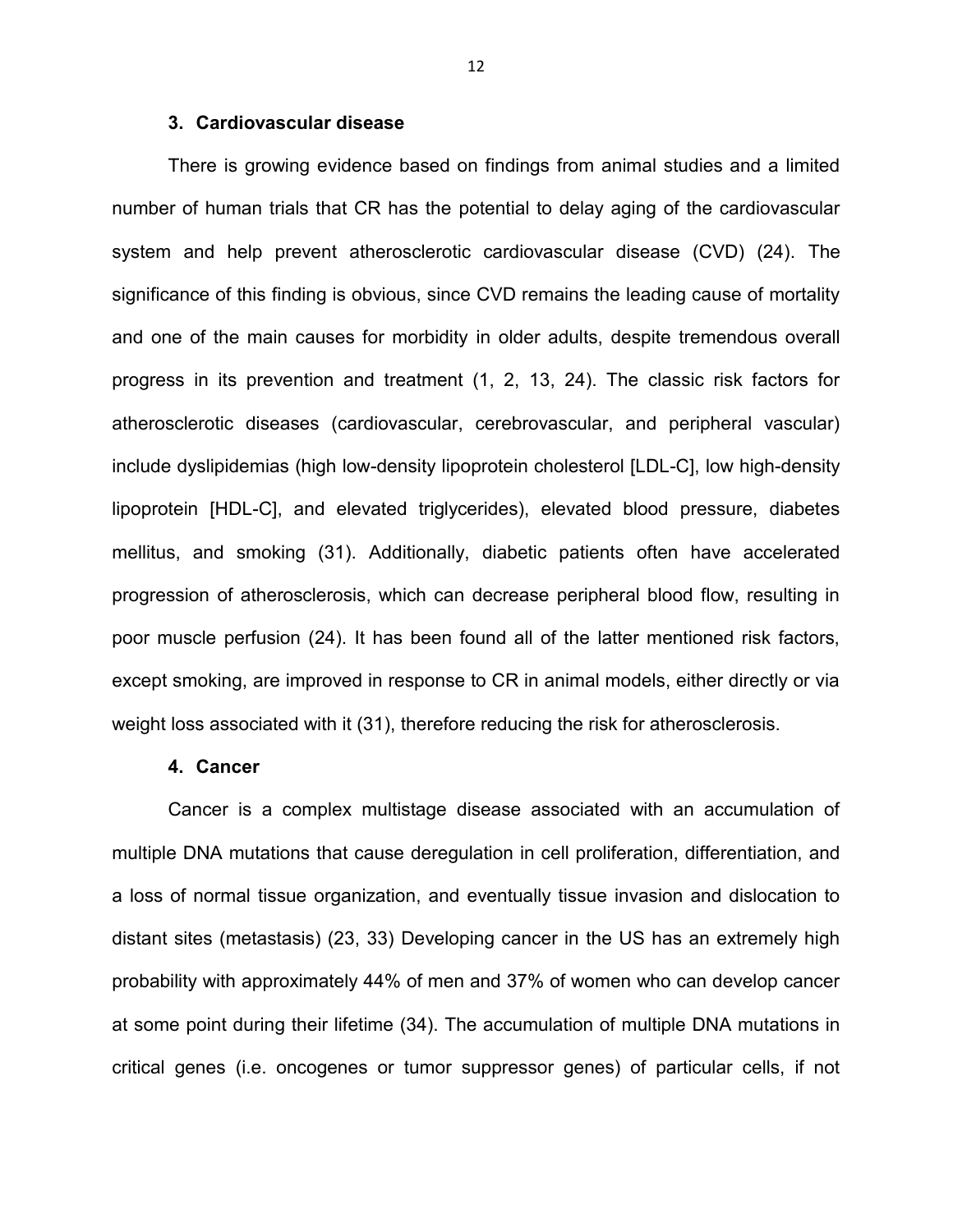### 3. Cardiovascular disease

There is growing evidence based on findings from animal studies and a limited number of human trials that CR has the potential to delay aging of the cardiovascular system and help prevent atherosclerotic cardiovascular disease (CVD) (24). The significance of this finding is obvious, since CVD remains the leading cause of mortality and one of the main causes for morbidity in older adults, despite tremendous overall progress in its prevention and treatment (1, 2, 13, 24). The classic risk factors for atherosclerotic diseases (cardiovascular, cerebrovascular, and peripheral vascular) include dyslipidemias (high low-density lipoprotein cholesterol [LDL-C], low high-density lipoprotein [HDL-C], and elevated triglycerides), elevated blood pressure, diabetes mellitus, and smoking (31). Additionally, diabetic patients often have accelerated progression of atherosclerosis, which can decrease peripheral blood flow, resulting in poor muscle perfusion (24). It has been found all of the latter mentioned risk factors, except smoking, are improved in response to CR in animal models, either directly or via weight loss associated with it (31), therefore reducing the risk for atherosclerosis.

### 4. Cancer

Cancer is a complex multistage disease associated with an accumulation of multiple DNA mutations that cause deregulation in cell proliferation, differentiation, and a loss of normal tissue organization, and eventually tissue invasion and dislocation to distant sites (metastasis) (23, 33) Developing cancer in the US has an extremely high probability with approximately 44% of men and 37% of women who can develop cancer at some point during their lifetime (34). The accumulation of multiple DNA mutations in critical genes (i.e. oncogenes or tumor suppressor genes) of particular cells, if not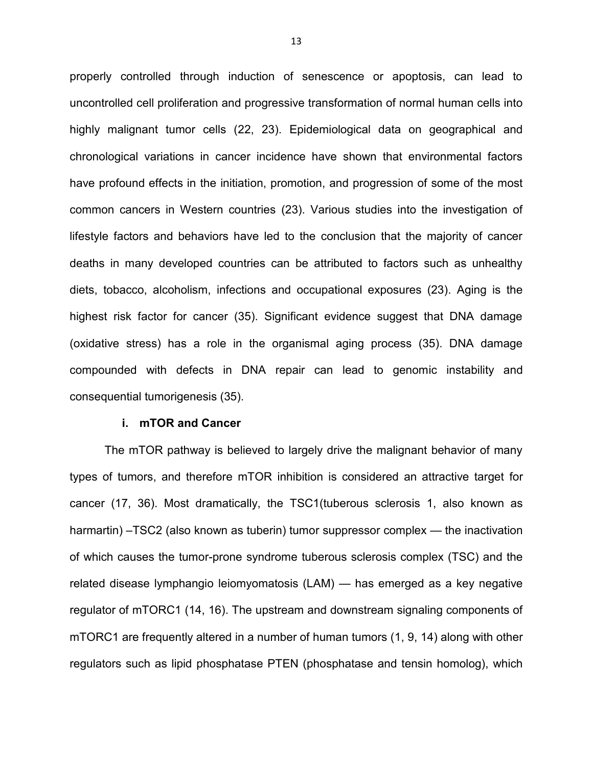properly controlled through induction of senescence or apoptosis, can lead to uncontrolled cell proliferation and progressive transformation of normal human cells into highly malignant tumor cells (22, 23). Epidemiological data on geographical and chronological variations in cancer incidence have shown that environmental factors have profound effects in the initiation, promotion, and progression of some of the most common cancers in Western countries (23). Various studies into the investigation of lifestyle factors and behaviors have led to the conclusion that the majority of cancer deaths in many developed countries can be attributed to factors such as unhealthy diets, tobacco, alcoholism, infections and occupational exposures (23). Aging is the highest risk factor for cancer (35). Significant evidence suggest that DNA damage (oxidative stress) has a role in the organismal aging process (35). DNA damage compounded with defects in DNA repair can lead to genomic instability and consequential tumorigenesis (35).

#### i. mTOR and Cancer

The mTOR pathway is believed to largely drive the malignant behavior of many types of tumors, and therefore mTOR inhibition is considered an attractive target for cancer (17, 36). Most dramatically, the TSC1(tuberous sclerosis 1, also known as harmartin) –TSC2 (also known as tuberin) tumor suppressor complex — the inactivation of which causes the tumor-prone syndrome tuberous sclerosis complex (TSC) and the related disease lymphangio leiomyomatosis (LAM) — has emerged as a key negative regulator of mTORC1 (14, 16). The upstream and downstream signaling components of mTORC1 are frequently altered in a number of human tumors (1, 9, 14) along with other regulators such as lipid phosphatase PTEN (phosphatase and tensin homolog), which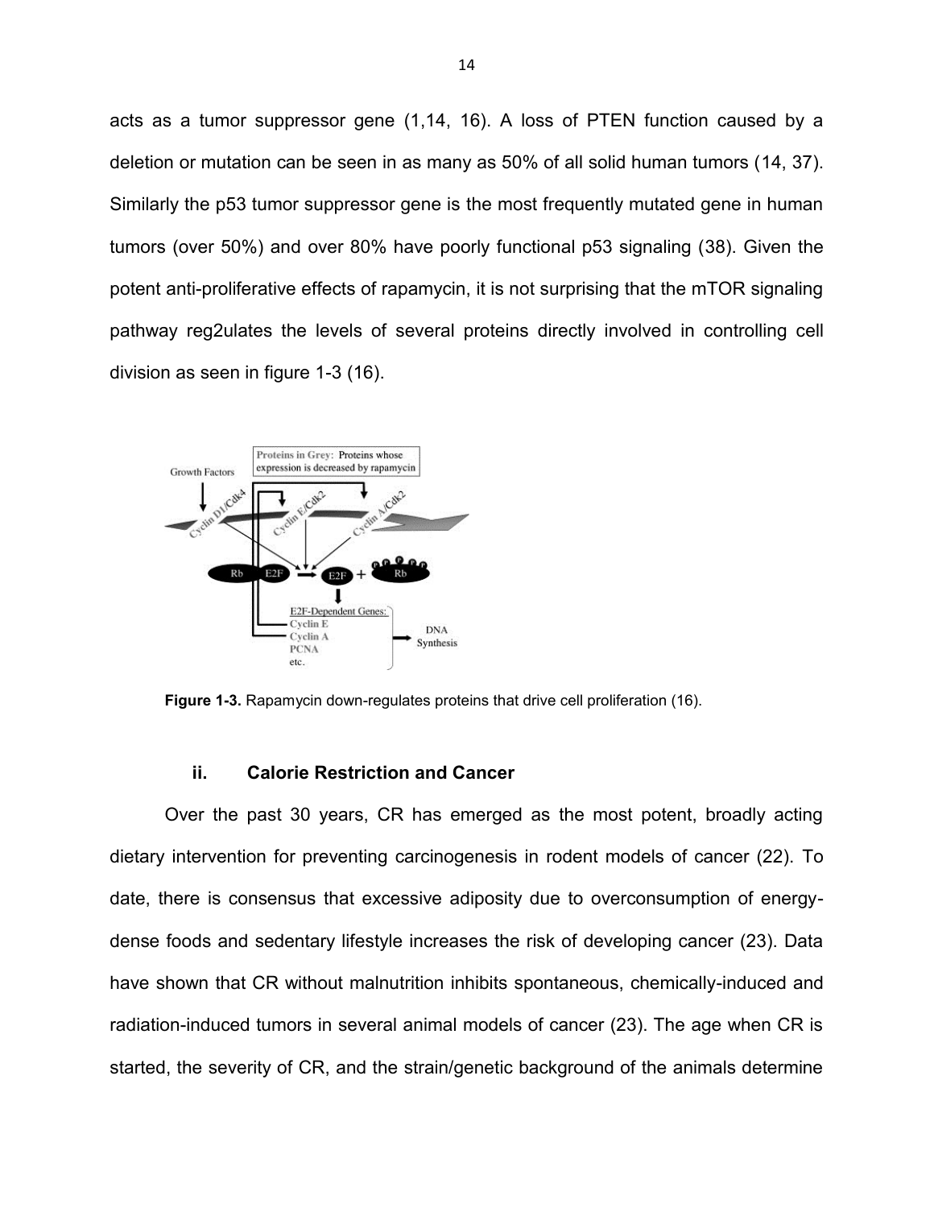acts as a tumor suppressor gene (1,14, 16). A loss of PTEN function caused by a deletion or mutation can be seen in as many as 50% of all solid human tumors (14, 37). Similarly the p53 tumor suppressor gene is the most frequently mutated gene in human tumors (over 50%) and over 80% have poorly functional p53 signaling (38). Given the potent anti-proliferative effects of rapamycin, it is not surprising that the mTOR signaling pathway reg2ulates the levels of several proteins directly involved in controlling cell division as seen in figure 1-3 (16).

**Figure 1-3.** Rapamycin down-regulates proteins that drive cell proliferation (16).

### ii. Calorie Restriction and Cancer

Over the past 30 years, CR has emerged as the most potent, broadly acting dietary intervention for preventing carcinogenesis in rodent models of cancer (22). To date, there is consensus that excessive adiposity due to overconsumption of energy-dense foods and sedentary lifestyle increases the risk of developing cancer (23). Data have shown that CR without malnutrition inhibits spontaneous, chemically-induced and radiation-induced tumors in several animal models of cancer (23). The age when CR is started, the severity of CR, and the strain/genetic background of the animals determine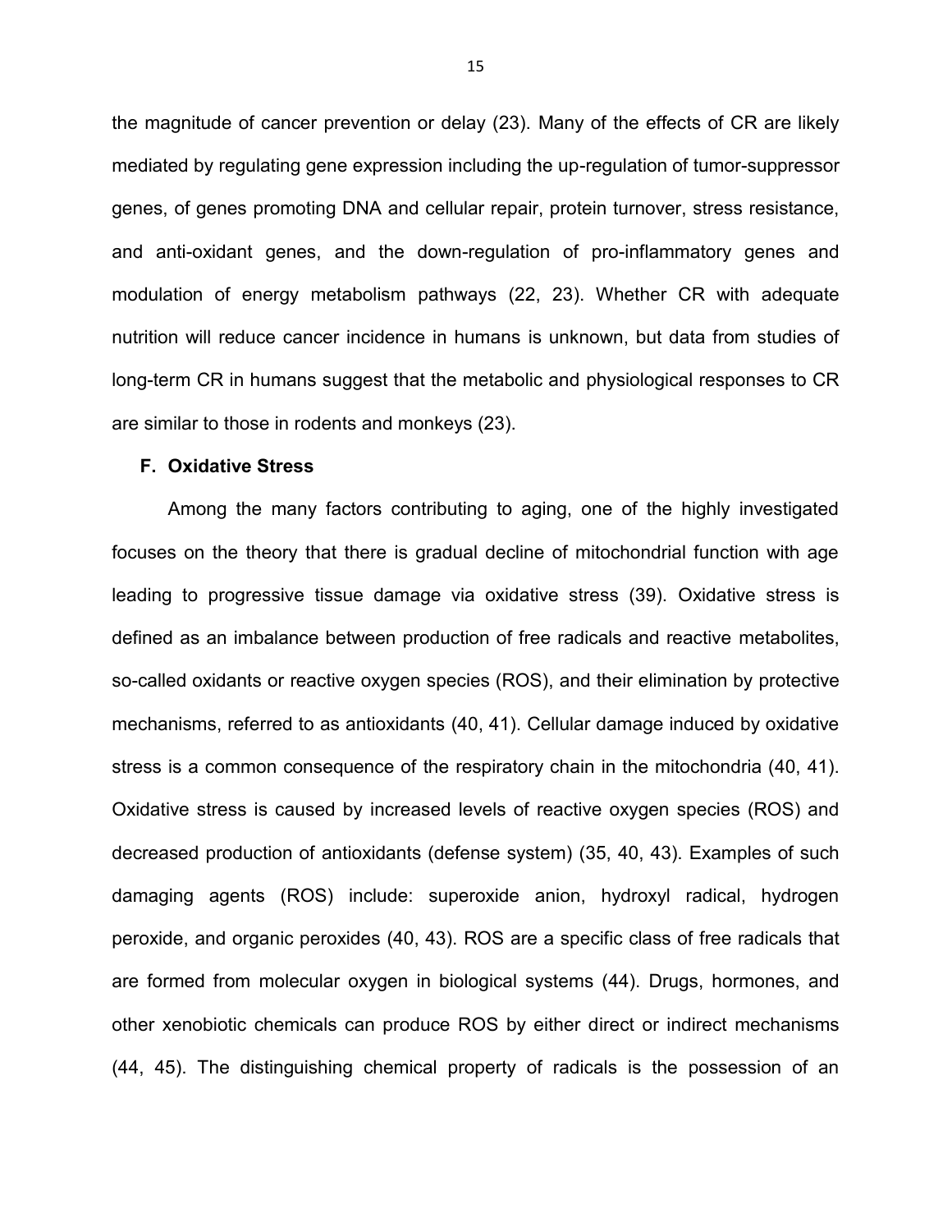the magnitude of cancer prevention or delay (23). Many of the effects of CR are likely mediated by regulating gene expression including the up-regulation of tumor-suppressor genes, of genes promoting DNA and cellular repair, protein turnover, stress resistance, and anti-oxidant genes, and the down-regulation of pro-inflammatory genes and modulation of energy metabolism pathways (22, 23). Whether CR with adequate nutrition will reduce cancer incidence in humans is unknown, but data from studies of long-term CR in humans suggest that the metabolic and physiological responses to CR are similar to those in rodents and monkeys (23).

### F. Oxidative Stress

Among the many factors contributing to aging, one of the highly investigated focuses on the theory that there is gradual decline of mitochondrial function with age leading to progressive tissue damage via oxidative stress (39). Oxidative stress is defined as an imbalance between production of free radicals and reactive metabolites, so-called oxidants or reactive oxygen species (ROS), and their elimination by protective mechanisms, referred to as antioxidants (40, 41). Cellular damage induced by oxidative stress is a common consequence of the respiratory chain in the mitochondria (40, 41). Oxidative stress is caused by increased levels of reactive oxygen species (ROS) and decreased production of antioxidants (defense system) (35, 40, 43). Examples of such damaging agents (ROS) include: superoxide anion, hydroxyl radical, hydrogen peroxide, and organic peroxides (40, 43). ROS are a specific class of free radicals that are formed from molecular oxygen in biological systems (44). Drugs, hormones, and other xenobiotic chemicals can produce ROS by either direct or indirect mechanisms (44, 45). The distinguishing chemical property of radicals is the possession of an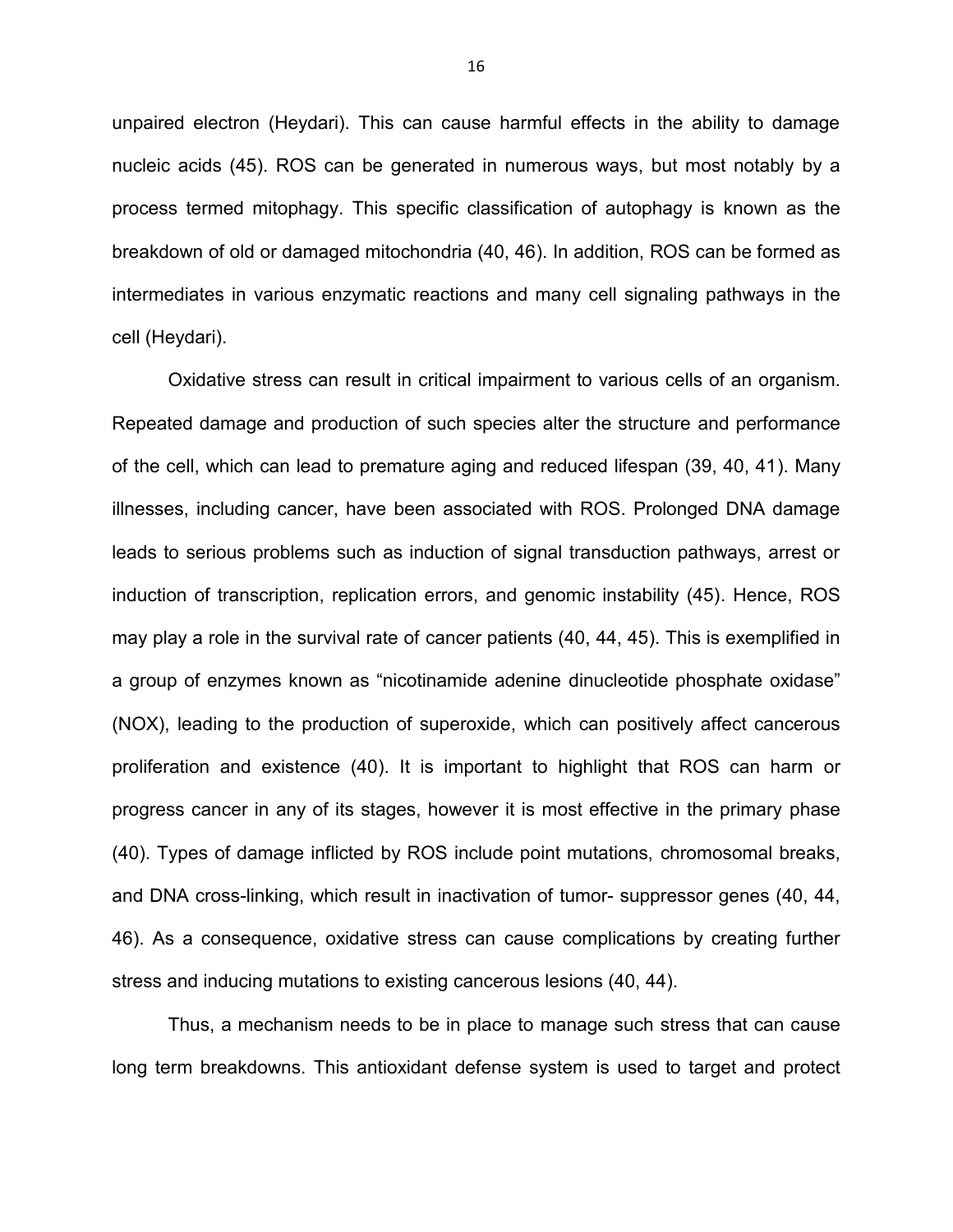unpaired electron (Heydari). This can cause harmful effects in the ability to damage nucleic acids (45). ROS can be generated in numerous ways, but most notably by a process termed mitophagy. This specific classification of autophagy is known as the breakdown of old or damaged mitochondria (40, 46). In addition, ROS can be formed as intermediates in various enzymatic reactions and many cell signaling pathways in the cell (Heydari).

Oxidative stress can result in critical impairment to various cells of an organism. Repeated damage and production of such species alter the structure and performance of the cell, which can lead to premature aging and reduced lifespan (39, 40, 41). Many illnesses, including cancer, have been associated with ROS. Prolonged DNA damage leads to serious problems such as induction of signal transduction pathways, arrest or induction of transcription, replication errors, and genomic instability (45). Hence, ROS may play a role in the survival rate of cancer patients (40, 44, 45). This is exemplified in a group of enzymes known as "nicotinamide adenine dinucleotide phosphate oxidase" (NOX), leading to the production of superoxide, which can positively affect cancerous proliferation and existence (40). It is important to highlight that ROS can harm or progress cancer in any of its stages, however it is most effective in the primary phase (40). Types of damage inflicted by ROS include point mutations, chromosomal breaks, and DNA cross-linking, which result in inactivation of tumor- suppressor genes (40, 44, 46). As a consequence, oxidative stress can cause complications by creating further stress and inducing mutations to existing cancerous lesions (40, 44).

Thus, a mechanism needs to be in place to manage such stress that can cause long term breakdowns. This antioxidant defense system is used to target and protect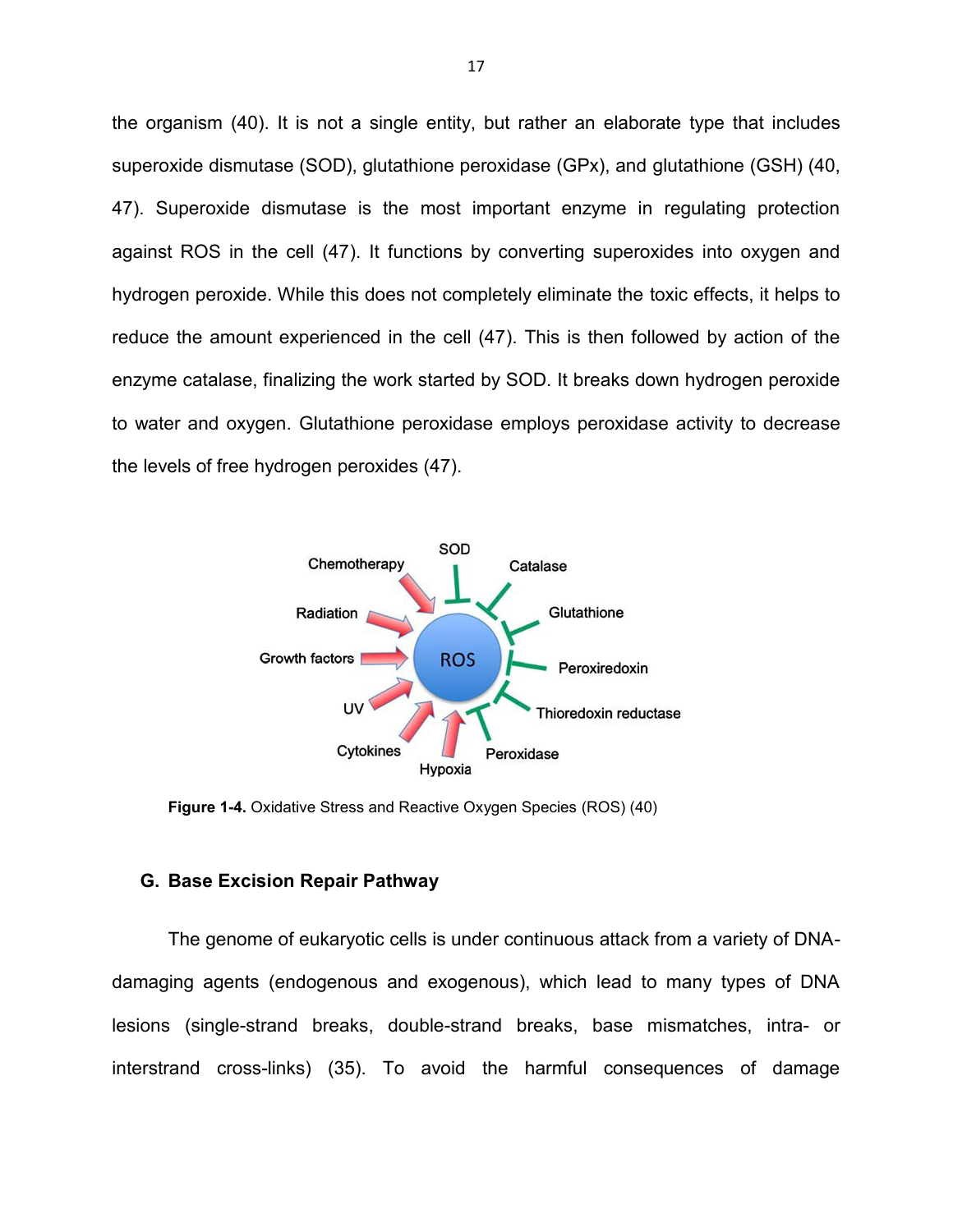the organism (40). It is not a single entity, but rather an elaborate type that includes superoxide dismutase (SOD), glutathione peroxidase (GPx), and glutathione (GSH) (40, 47). Superoxide dismutase is the most important enzyme in regulating protection against ROS in the cell (47). It functions by converting superoxides into oxygen and hydrogen peroxide. While this does not completely eliminate the toxic effects, it helps to reduce the amount experienced in the cell (47). This is then followed by action of the enzyme catalase, finalizing the work started by SOD. It breaks down hydrogen peroxide to water and oxygen. Glutathione peroxidase employs peroxidase activity to decrease the levels of free hydrogen peroxides (47).

**Figure 1-4.** Oxidative Stress and Reactive Oxygen Species (ROS) (40)

### G. Base Excision Repair Pathway

The genome of eukaryotic cells is under continuous attack from a variety of DNA-damaging agents (endogenous and exogenous), which lead to many types of DNA lesions (single-strand breaks, double-strand breaks, base mismatches, intra- or interstrand cross-links) (35). To avoid the harmful consequences of damage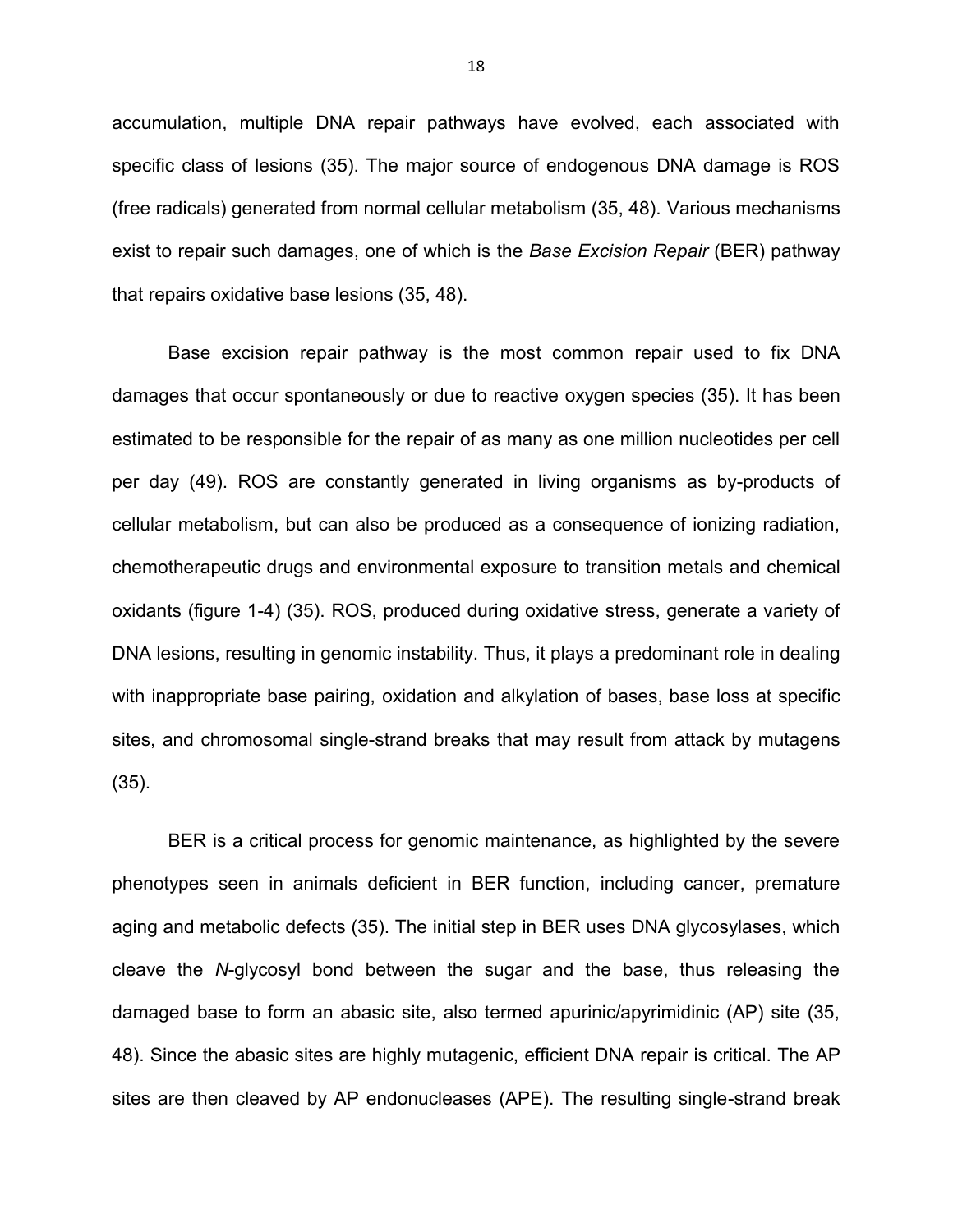accumulation, multiple DNA repair pathways have evolved, each associated with specific class of lesions (35). The major source of endogenous DNA damage is ROS (free radicals) generated from normal cellular metabolism (35, 48). Various mechanisms exist to repair such damages, one of which is the *Base Excision Repair* (BER) pathway that repairs oxidative base lesions (35, 48).

Base excision repair pathway is the most common repair used to fix DNA damages that occur spontaneously or due to reactive oxygen species (35). It has been estimated to be responsible for the repair of as many as one million nucleotides per cell per day (49). ROS are constantly generated in living organisms as by-products of cellular metabolism, but can also be produced as a consequence of ionizing radiation, chemotherapeutic drugs and environmental exposure to transition metals and chemical oxidants (figure 1-4) (35). ROS, produced during oxidative stress, generate a variety of DNA lesions, resulting in genomic instability. Thus, it plays a predominant role in dealing with inappropriate base pairing, oxidation and alkylation of bases, base loss at specific sites, and chromosomal single-strand breaks that may result from attack by mutagens (35).

BER is a critical process for genomic maintenance, as highlighted by the severe phenotypes seen in animals deficient in BER function, including cancer, premature aging and metabolic defects (35). The initial step in BER uses DNA glycosylases, which cleave the *N*-glycosyl bond between the sugar and the base, thus releasing the damaged base to form an abasic site, also termed apurinic/apyrimidinic (AP) site (35, 48). Since the abasic sites are highly mutagenic, efficient DNA repair is critical. The AP sites are then cleaved by AP endonucleases (APE). The resulting single-strand break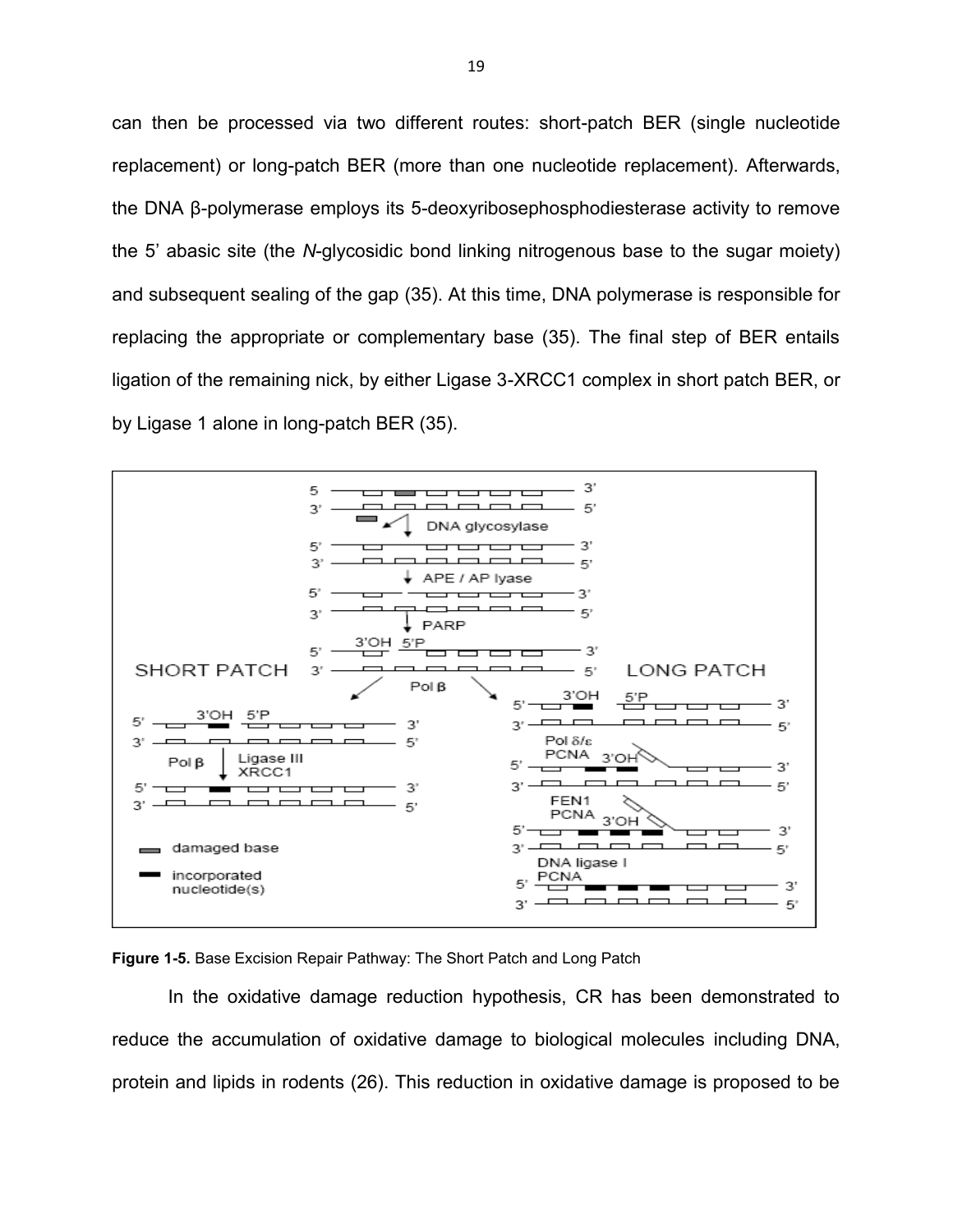can then be processed via two different routes: short-patch BER (single nucleotide replacement) or long-patch BER (more than one nucleotide replacement). Afterwards, the DNA β-polymerase employs its 5-deoxyribosephosphodiesterase activity to remove the 5' abasic site (the *N*-glycosidic bond linking nitrogenous base to the sugar moiety) and subsequent sealing of the gap (35). At this time, DNA polymerase is responsible for replacing the appropriate or complementary base (35). The final step of BER entails ligation of the remaining nick, by either Ligase 3-XRCC1 complex in short patch BER, or by Ligase 1 alone in long-patch BER (35).

**Figure 1-5.** Base Excision Repair Pathway: The Short Patch and Long Patch

In the oxidative damage reduction hypothesis, CR has been demonstrated to reduce the accumulation of oxidative damage to biological molecules including DNA, protein and lipids in rodents (26). This reduction in oxidative damage is proposed to be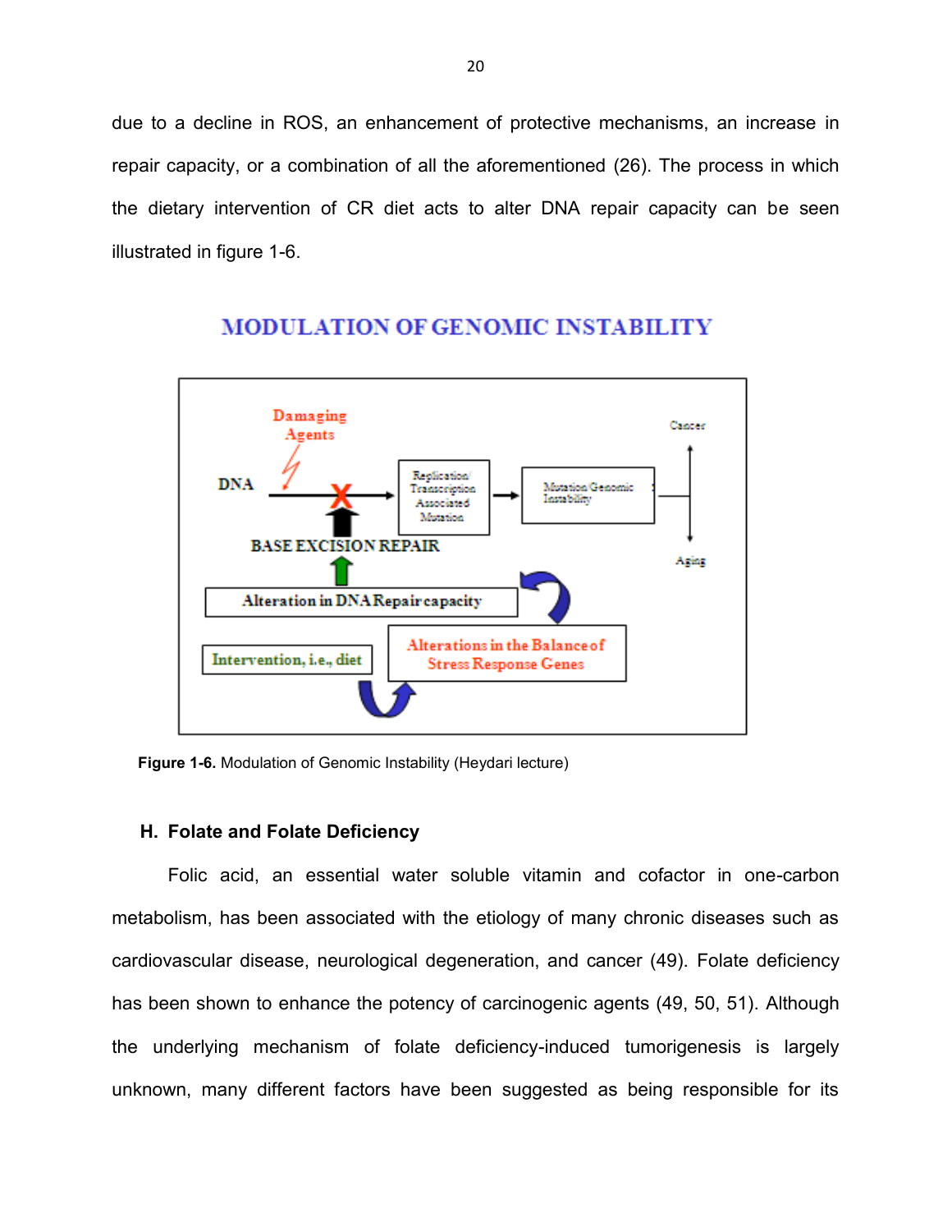due to a decline in ROS, an enhancement of protective mechanisms, an increase in repair capacity, or a combination of all the aforementioned (26). The process in which the dietary intervention of CR diet acts to alter DNA repair capacity can be seen illustrated in figure 1-6.

MODULATION OF GENOMIC INSTABILITY

Damaging Agents

DNA

Replication/ Transcription Associated Mutation

Mutation Genomic Instability

Cancer

Aging

BASE EXCISION REPAIR

Alteration in DNA Repair capacity

Intervention, i.e., diet

Alterations in the Balance of Stress Response Genes

**Figure 1-6.** Modulation of Genomic Instability (Heydari lecture)

### H. Folate and Folate Deficiency

Folic acid, an essential water soluble vitamin and cofactor in one-carbon metabolism, has been associated with the etiology of many chronic diseases such as cardiovascular disease, neurological degeneration, and cancer (49). Folate deficiency has been shown to enhance the potency of carcinogenic agents (49, 50, 51). Although the underlying mechanism of folate deficiency-induced tumorigenesis is largely unknown, many different factors have been suggested as being responsible for its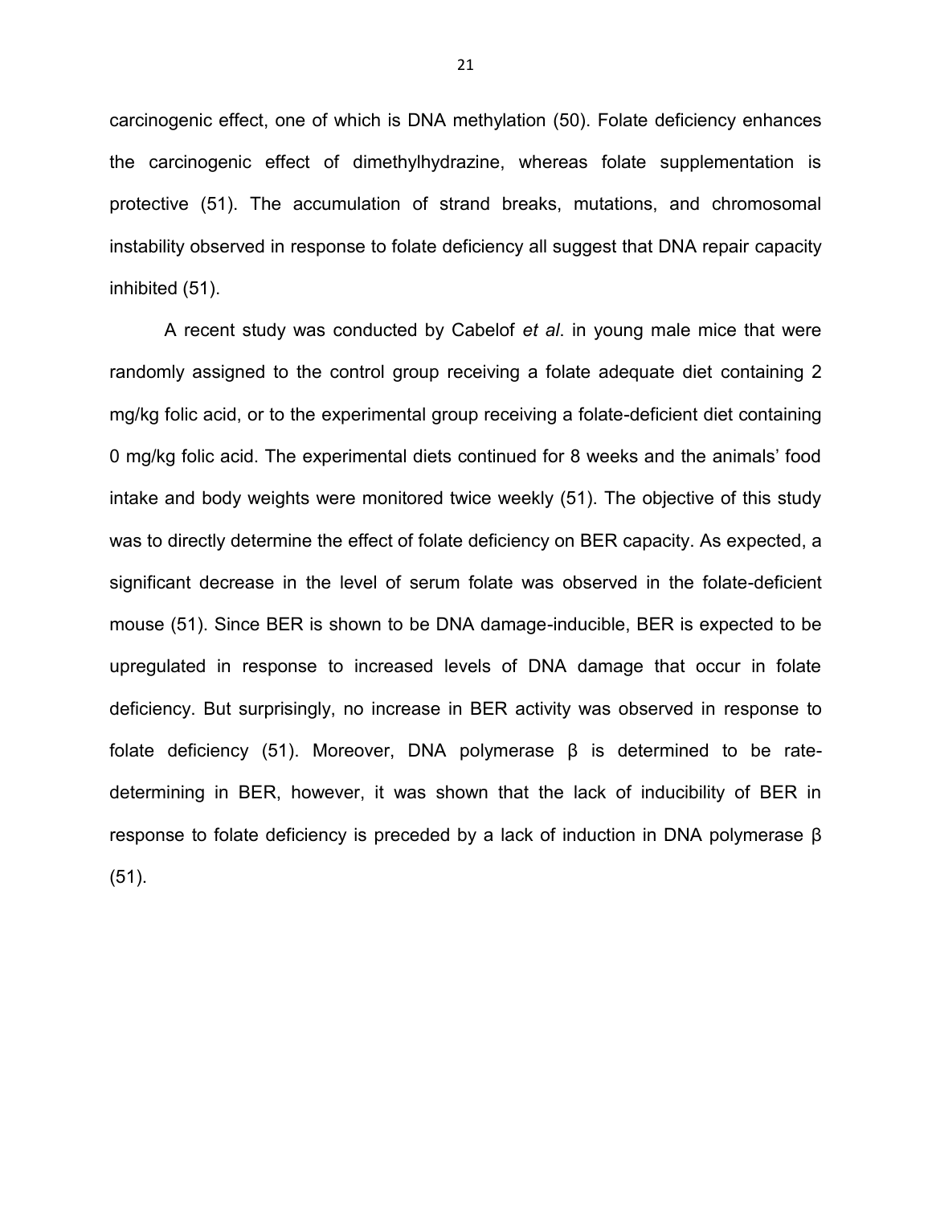carcinogenic effect, one of which is DNA methylation (50). Folate deficiency enhances the carcinogenic effect of dimethylhydrazine, whereas folate supplementation is protective (51). The accumulation of strand breaks, mutations, and chromosomal instability observed in response to folate deficiency all suggest that DNA repair capacity inhibited (51).

A recent study was conducted by Cabelof *et al*. in young male mice that were randomly assigned to the control group receiving a folate adequate diet containing 2 mg/kg folic acid, or to the experimental group receiving a folate-deficient diet containing 0 mg/kg folic acid. The experimental diets continued for 8 weeks and the animals' food intake and body weights were monitored twice weekly (51). The objective of this study was to directly determine the effect of folate deficiency on BER capacity. As expected, a significant decrease in the level of serum folate was observed in the folate-deficient mouse (51). Since BER is shown to be DNA damage-inducible, BER is expected to be upregulated in response to increased levels of DNA damage that occur in folate deficiency. But surprisingly, no increase in BER activity was observed in response to folate deficiency (51). Moreover, DNA polymerase β is determined to be rate-determining in BER, however, it was shown that the lack of inducibility of BER in response to folate deficiency is preceded by a lack of induction in DNA polymerase β (51).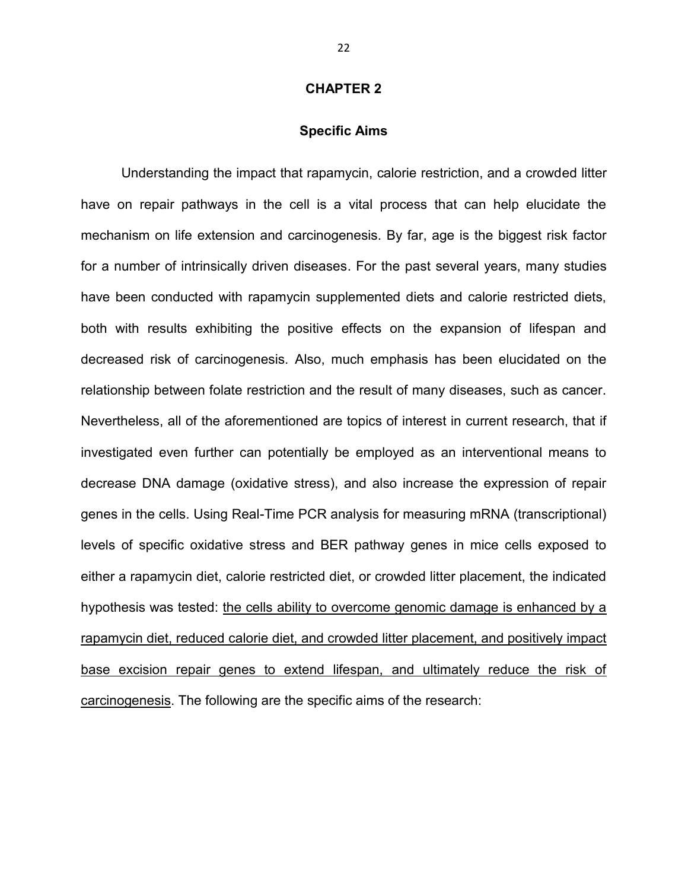# CHAPTER 2

## Specific Aims

Understanding the impact that rapamycin, calorie restriction, and a crowded litter have on repair pathways in the cell is a vital process that can help elucidate the mechanism on life extension and carcinogenesis. By far, age is the biggest risk factor for a number of intrinsically driven diseases. For the past several years, many studies have been conducted with rapamycin supplemented diets and calorie restricted diets, both with results exhibiting the positive effects on the expansion of lifespan and decreased risk of carcinogenesis. Also, much emphasis has been elucidated on the relationship between folate restriction and the result of many diseases, such as cancer. Nevertheless, all of the aforementioned are topics of interest in current research, that if investigated even further can potentially be employed as an interventional means to decrease DNA damage (oxidative stress), and also increase the expression of repair genes in the cells. Using Real-Time PCR analysis for measuring mRNA (transcriptional) levels of specific oxidative stress and BER pathway genes in mice cells exposed to either a rapamycin diet, calorie restricted diet, or crowded litter placement, the indicated hypothesis was tested: <u>the cells ability to overcome genomic damage is enhanced by a rapamycin diet, reduced calorie diet, and crowded litter placement, and positively impact base excision repair genes to extend lifespan, and ultimately reduce the risk of carcinogenesis</u>. The following are the specific aims of the research: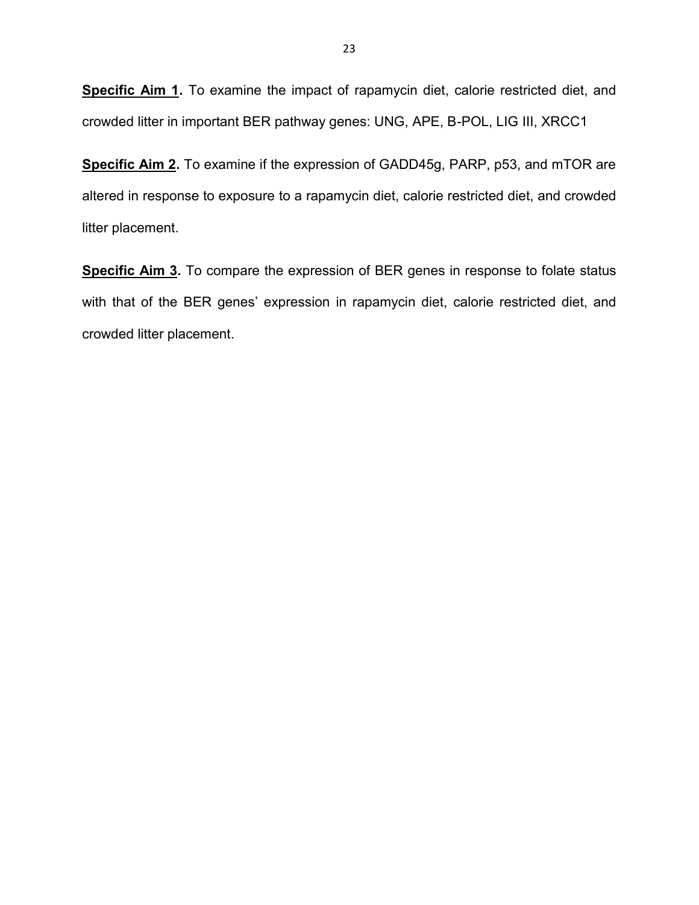**<u>Specific Aim 1</u>.** To examine the impact of rapamycin diet, calorie restricted diet, and crowded litter in important BER pathway genes: UNG, APE, B-POL, LIG III, XRCC1

**<u>Specific Aim 2</u>.** To examine if the expression of GADD45g, PARP, p53, and mTOR are altered in response to exposure to a rapamycin diet, calorie restricted diet, and crowded litter placement.

**<u>Specific Aim 3</u>.** To compare the expression of BER genes in response to folate status with that of the BER genes' expression in rapamycin diet, calorie restricted diet, and crowded litter placement.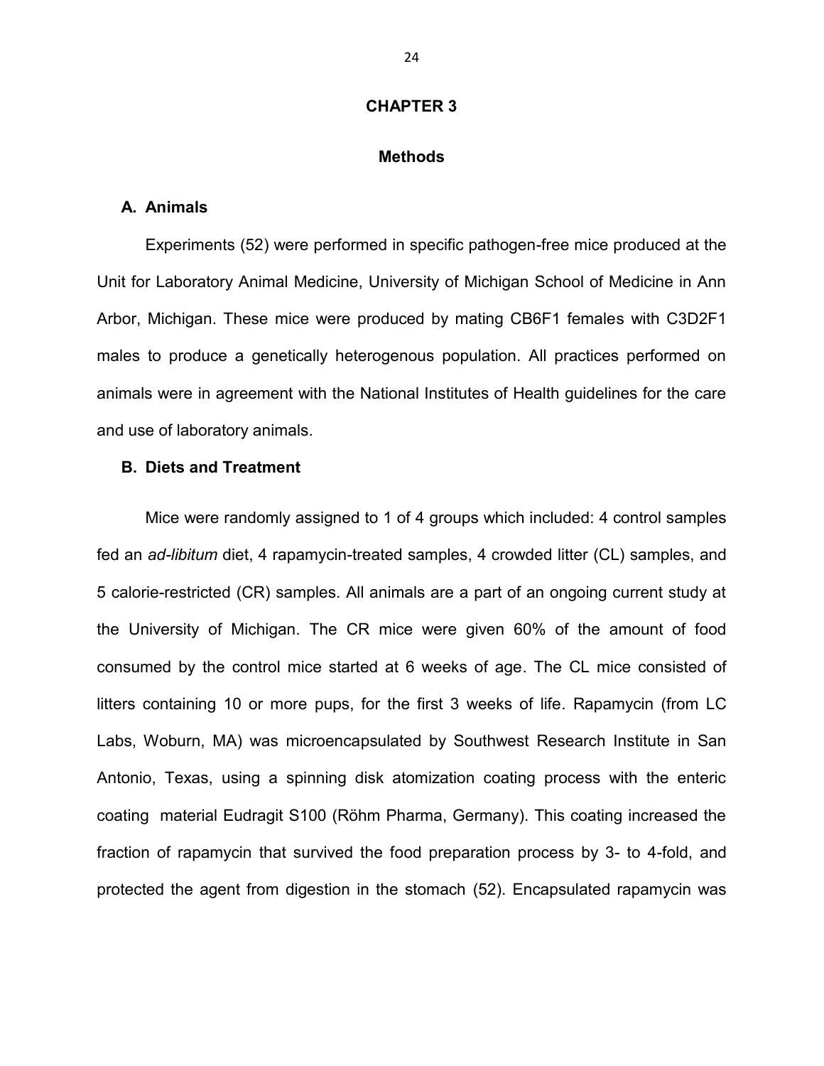# CHAPTER 3

## Methods

### A. Animals

Experiments (52) were performed in specific pathogen-free mice produced at the Unit for Laboratory Animal Medicine, University of Michigan School of Medicine in Ann Arbor, Michigan. These mice were produced by mating CB6F1 females with C3D2F1 males to produce a genetically heterogenous population. All practices performed on animals were in agreement with the National Institutes of Health guidelines for the care and use of laboratory animals.

### B. Diets and Treatment

Mice were randomly assigned to 1 of 4 groups which included: 4 control samples fed an *ad-libitum* diet, 4 rapamycin-treated samples, 4 crowded litter (CL) samples, and 5 calorie-restricted (CR) samples. All animals are a part of an ongoing current study at the University of Michigan. The CR mice were given 60% of the amount of food consumed by the control mice started at 6 weeks of age. The CL mice consisted of litters containing 10 or more pups, for the first 3 weeks of life. Rapamycin (from LC Labs, Woburn, MA) was microencapsulated by Southwest Research Institute in San Antonio, Texas, using a spinning disk atomization coating process with the enteric coating material Eudragit S100 (Röhm Pharma, Germany). This coating increased the fraction of rapamycin that survived the food preparation process by 3- to 4-fold, and protected the agent from digestion in the stomach (52). Encapsulated rapamycin was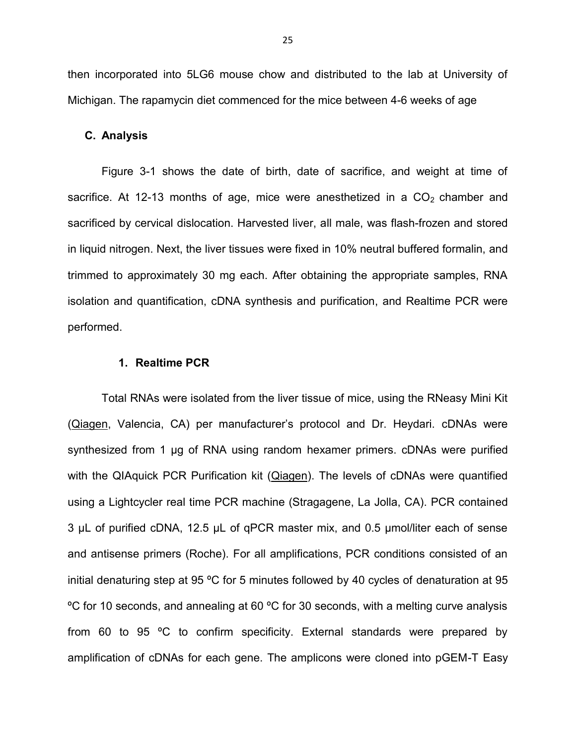then incorporated into 5LG6 mouse chow and distributed to the lab at University of Michigan. The rapamycin diet commenced for the mice between 4-6 weeks of age

### C. Analysis

Figure 3-1 shows the date of birth, date of sacrifice, and weight at time of sacrifice. At 12-13 months of age, mice were anesthetized in a $CO_2$ chamber and sacrificed by cervical dislocation. Harvested liver, all male, was flash-frozen and stored in liquid nitrogen. Next, the liver tissues were fixed in 10% neutral buffered formalin, and trimmed to approximately 30 mg each. After obtaining the appropriate samples, RNA isolation and quantification, cDNA synthesis and purification, and Realtime PCR were performed.

#### 1. Realtime PCR

Total RNAs were isolated from the liver tissue of mice, using the RNeasy Mini Kit (Qiagen, Valencia, CA) per manufacturer's protocol and Dr. Heydari. cDNAs were synthesized from 1 µg of RNA using random hexamer primers. cDNAs were purified with the QIAquick PCR Purification kit (Qiagen). The levels of cDNAs were quantified using a Lightcycler real time PCR machine (Stragagene, La Jolla, CA). PCR contained 3 µL of purified cDNA, 12.5 µL of qPCR master mix, and 0.5 µmol/liter each of sense and antisense primers (Roche). For all amplifications, PCR conditions consisted of an initial denaturing step at 95 ºC for 5 minutes followed by 40 cycles of denaturation at 95 ºC for 10 seconds, and annealing at 60 ºC for 30 seconds, with a melting curve analysis from 60 to 95 ºC to confirm specificity. External standards were prepared by amplification of cDNAs for each gene. The amplicons were cloned into pGEM-T Easy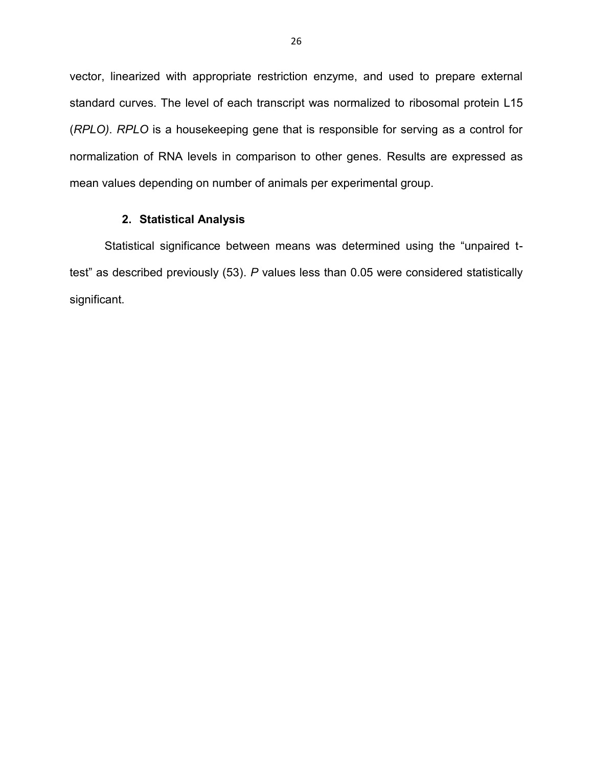vector, linearized with appropriate restriction enzyme, and used to prepare external standard curves. The level of each transcript was normalized to ribosomal protein L15 (*RPLO)*. *RPLO* is a housekeeping gene that is responsible for serving as a control for normalization of RNA levels in comparison to other genes. Results are expressed as mean values depending on number of animals per experimental group.

### 2. Statistical Analysis

Statistical significance between means was determined using the "unpaired t-test" as described previously (53). *P* values less than 0.05 were considered statistically significant.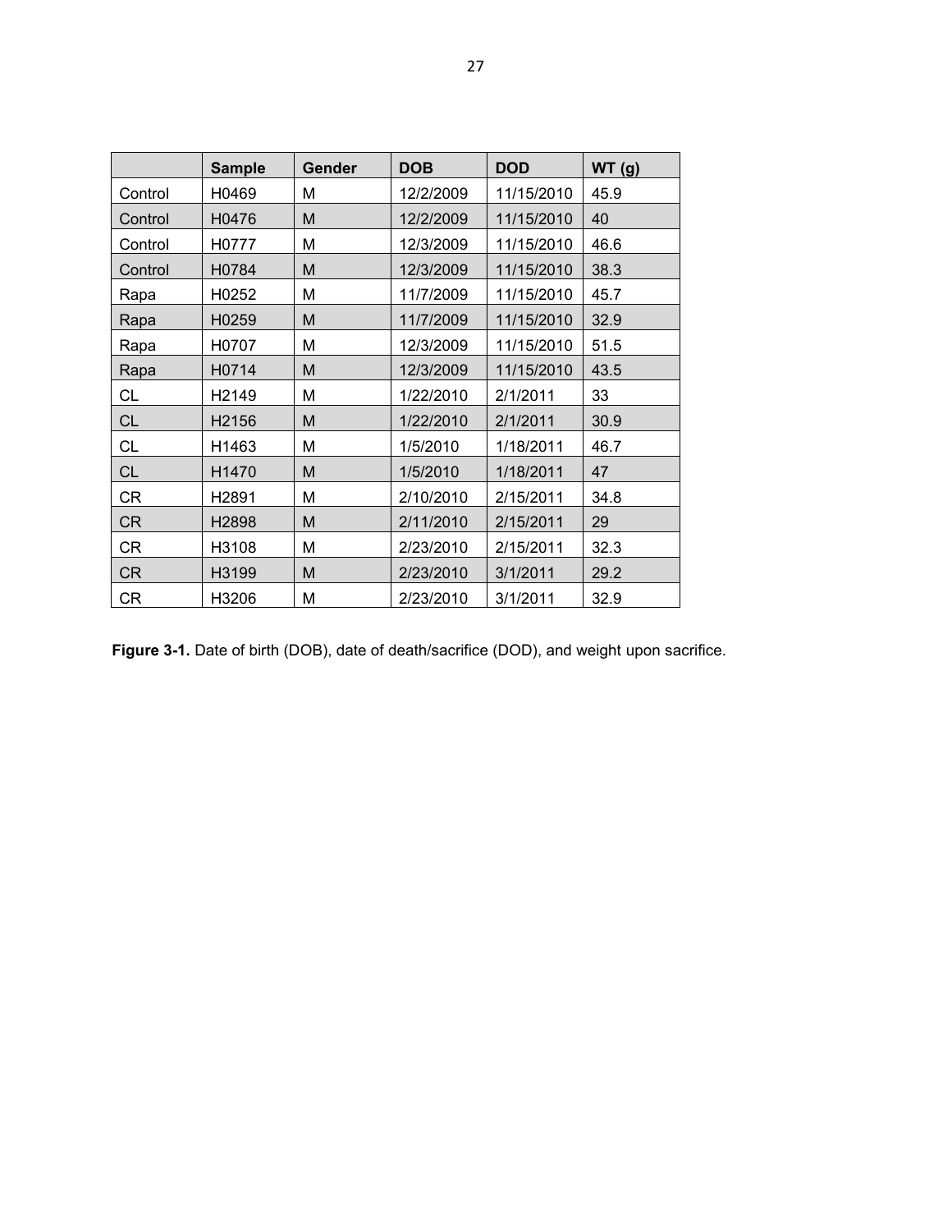| | Sample | Gender | DOB | DOD | WT (g) |
|---|---|---|---|---|---|
| Control | H0469 | M | 12/2/2009 | 11/15/2010 | 45.9 |
| Control | H0476 | M | 12/2/2009 | 11/15/2010 | 40 |
| Control | H0777 | M | 12/3/2009 | 11/15/2010 | 46.6 |
| Control | H0784 | M | 12/3/2009 | 11/15/2010 | 38.3 |
| Rapa | H0252 | M | 11/7/2009 | 11/15/2010 | 45.7 |
| Rapa | H0259 | M | 11/7/2009 | 11/15/2010 | 32.9 |
| Rapa | H0707 | M | 12/3/2009 | 11/15/2010 | 51.5 |
| Rapa | H0714 | M | 12/3/2009 | 11/15/2010 | 43.5 |
| CL | H2149 | M | 1/22/2010 | 2/1/2011 | 33 |
| CL | H2156 | M | 1/22/2010 | 2/1/2011 | 30.9 |
| CL | H1463 | M | 1/5/2010 | 1/18/2011 | 46.7 |
| CL | H1470 | M | 1/5/2010 | 1/18/2011 | 47 |
| CR | H2891 | M | 2/10/2010 | 2/15/2011 | 34.8 |
| CR | H2898 | M | 2/11/2010 | 2/15/2011 | 29 |
| CR | H3108 | M | 2/23/2010 | 2/15/2011 | 32.3 |
| CR | H3199 | M | 2/23/2010 | 3/1/2011 | 29.2 |
| CR | H3206 | M | 2/23/2010 | 3/1/2011 | 32.9 |

**Figure 3-1.** Date of birth (DOB), date of death/sacrifice (DOD), and weight upon sacrifice.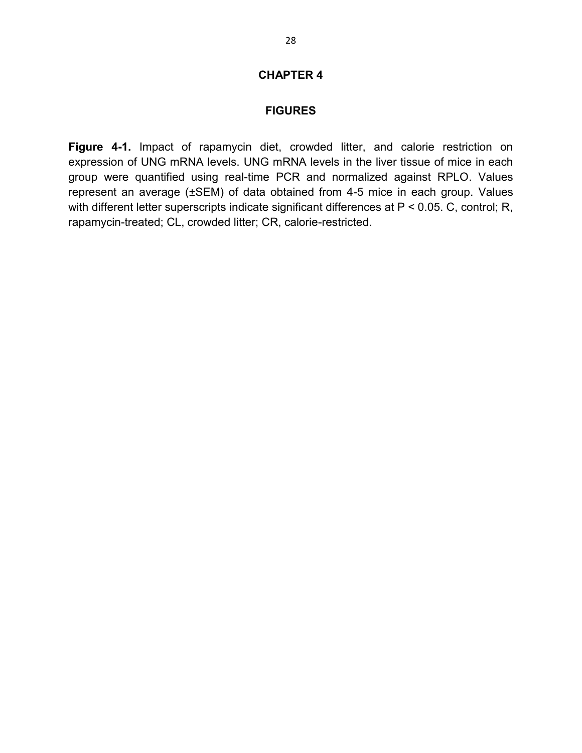# CHAPTER 4

## FIGURES

**Figure 4-1.** Impact of rapamycin diet, crowded litter, and calorie restriction on expression of UNG mRNA levels. UNG mRNA levels in the liver tissue of mice in each group were quantified using real-time PCR and normalized against RPLO. Values represent an average (±SEM) of data obtained from 4-5 mice in each group. Values with different letter superscripts indicate significant differences at $P < 0.05$. C, control; R, rapamycin-treated; CL, crowded litter; CR, calorie-restricted.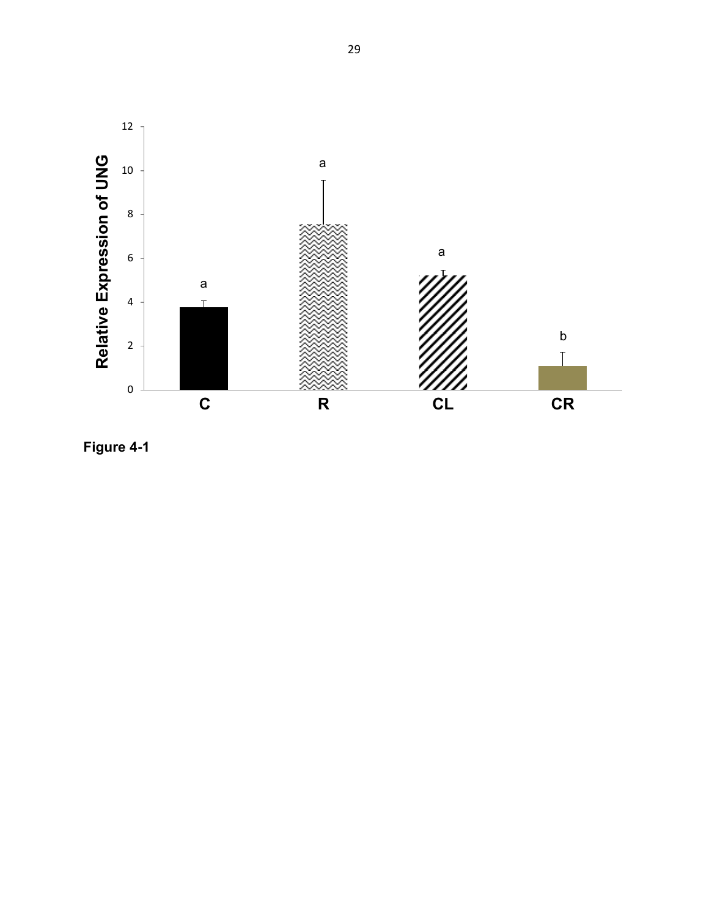Figure 4-1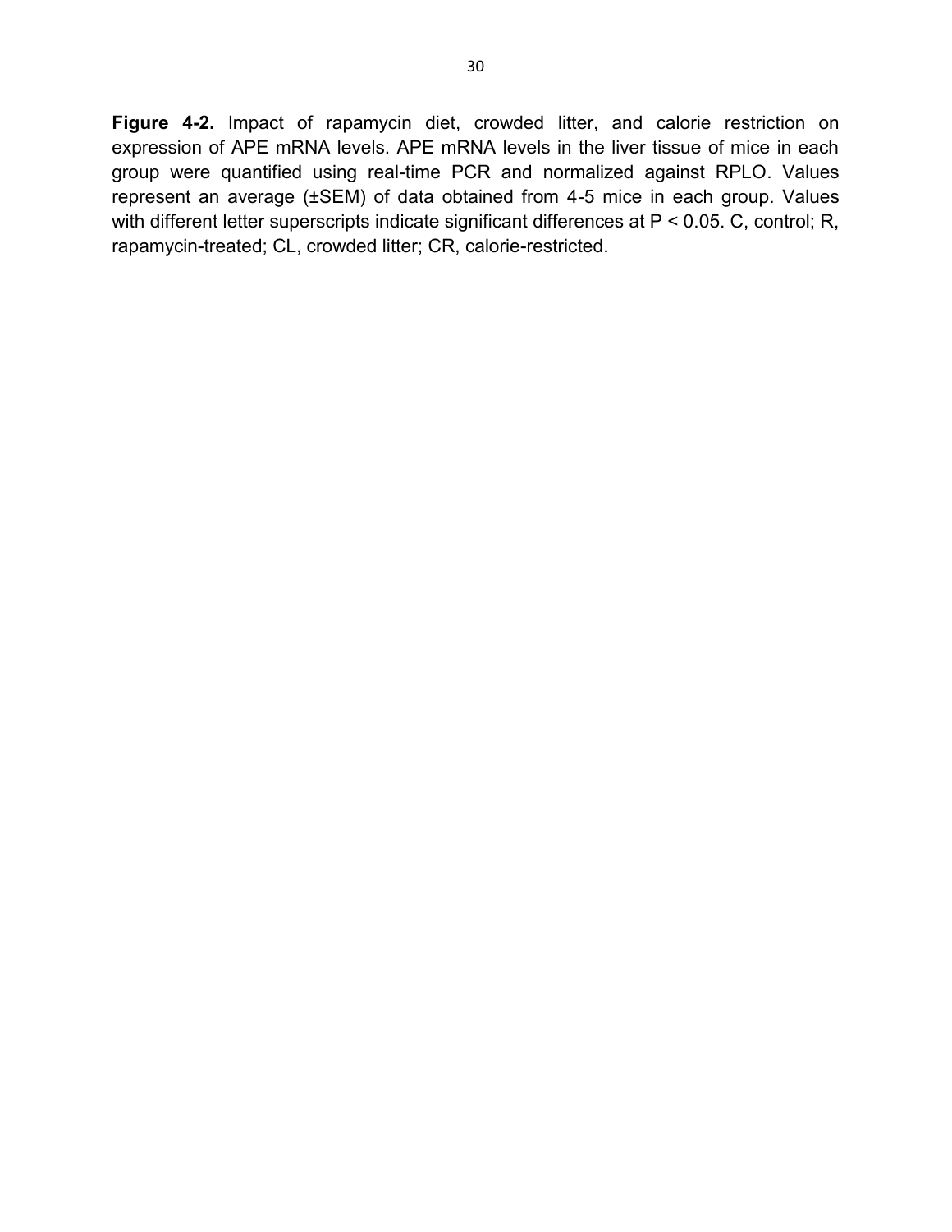**Figure 4-2.** Impact of rapamycin diet, crowded litter, and calorie restriction on expression of APE mRNA levels. APE mRNA levels in the liver tissue of mice in each group were quantified using real-time PCR and normalized against RPLO. Values represent an average (±SEM) of data obtained from 4-5 mice in each group. Values with different letter superscripts indicate significant differences at $P < 0.05$. C, control; R, rapamycin-treated; CL, crowded litter; CR, calorie-restricted.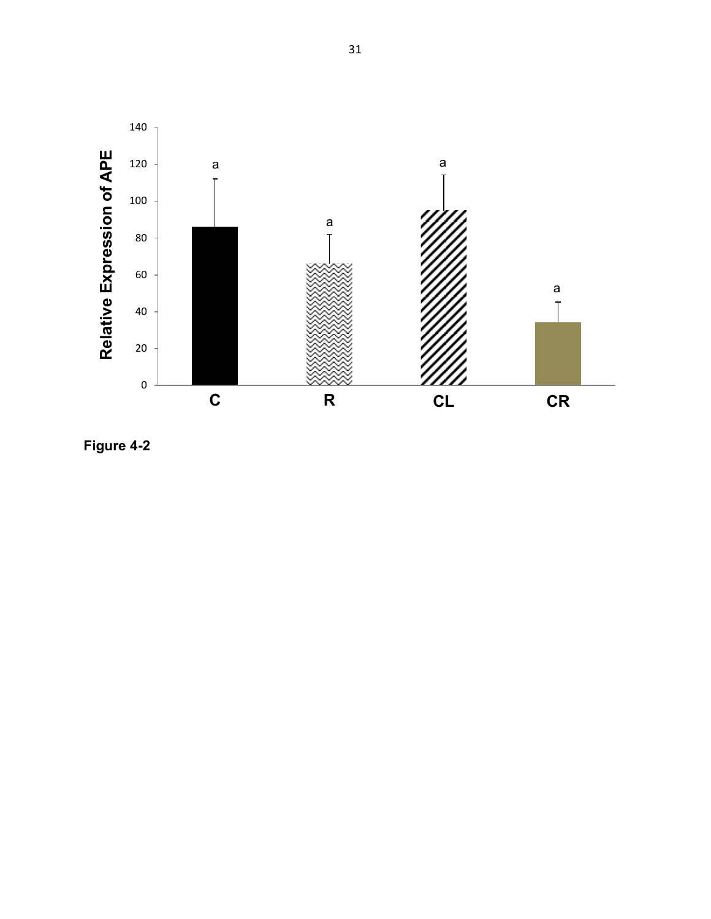Figure 4-2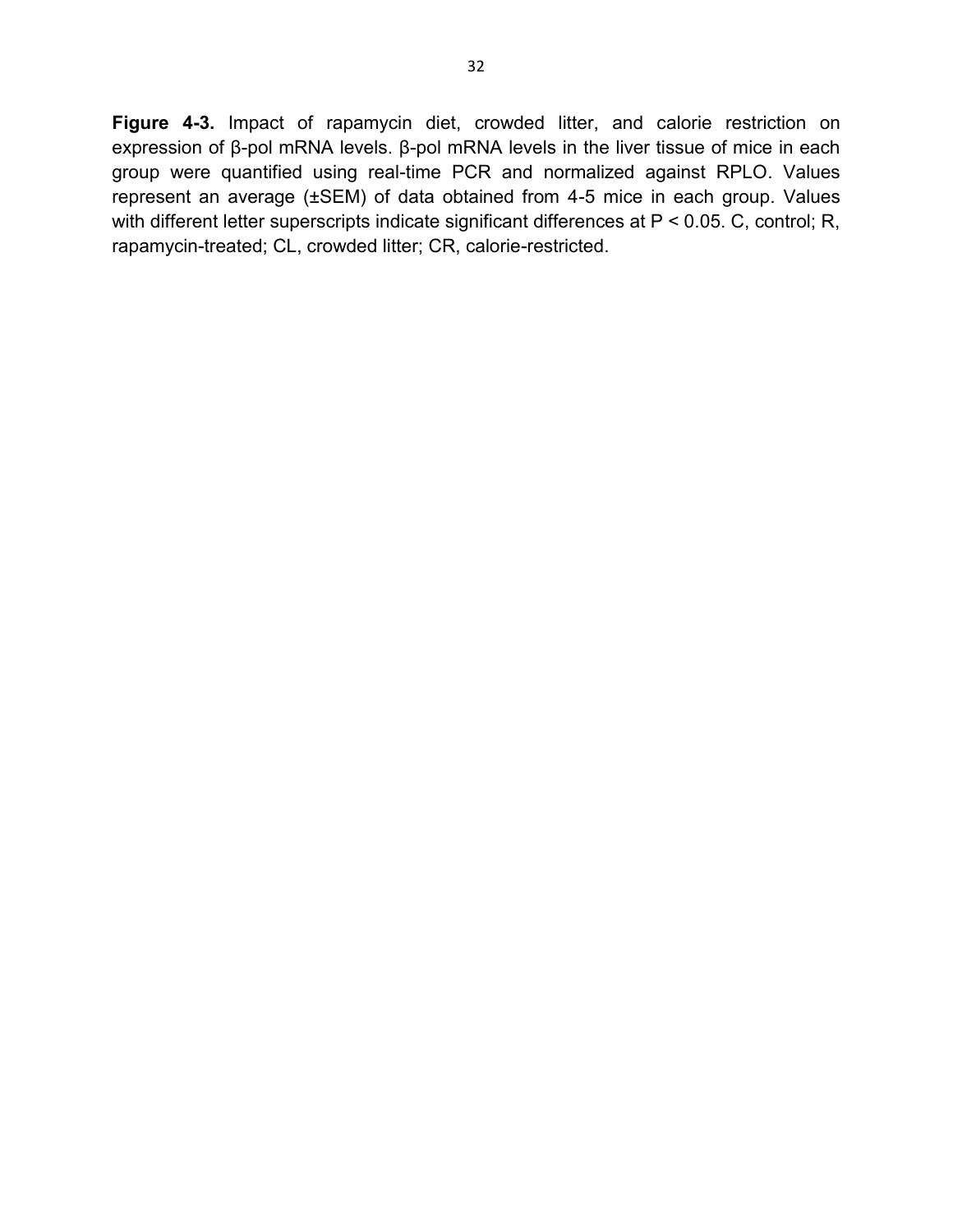**Figure 4-3.** Impact of rapamycin diet, crowded litter, and calorie restriction on expression of β-pol mRNA levels. β-pol mRNA levels in the liver tissue of mice in each group were quantified using real-time PCR and normalized against RPLO. Values represent an average (±SEM) of data obtained from 4-5 mice in each group. Values with different letter superscripts indicate significant differences at $P < 0.05$. C, control; R, rapamycin-treated; CL, crowded litter; CR, calorie-restricted.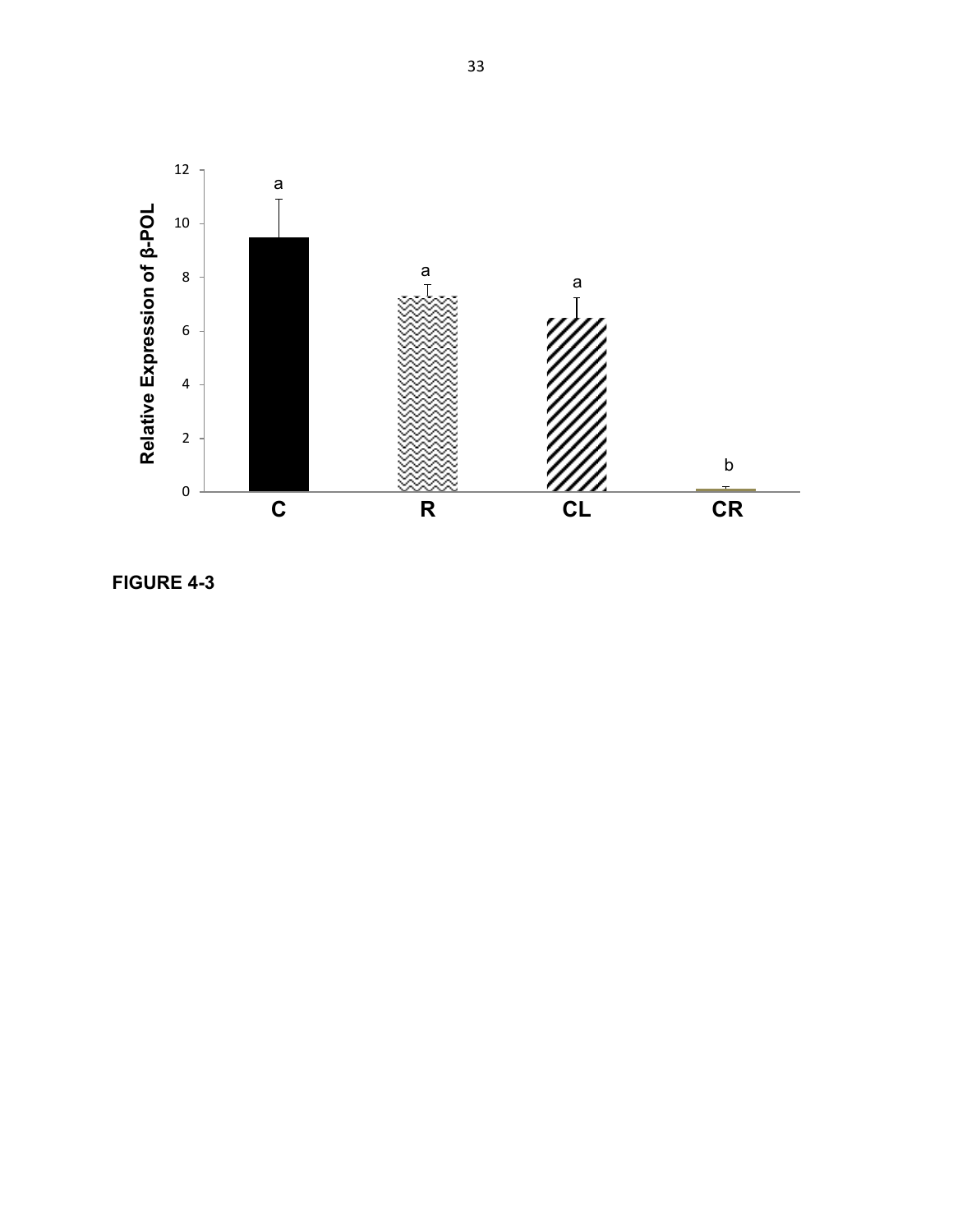FIGURE 4-3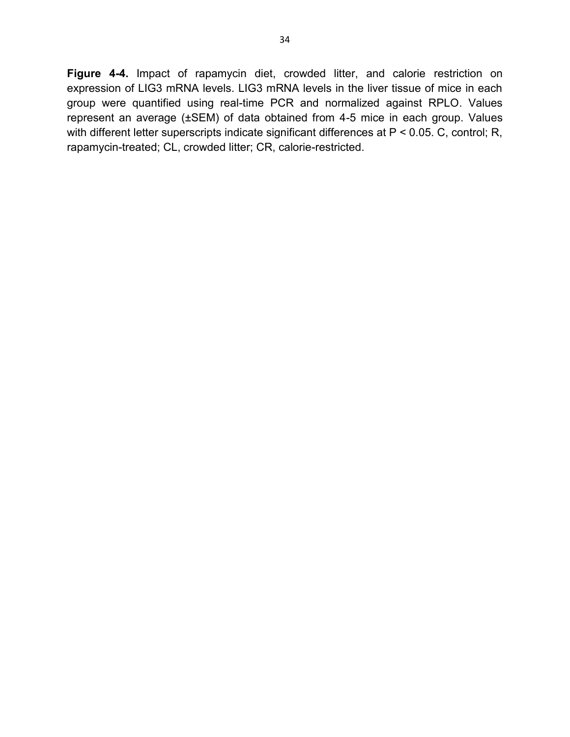**Figure 4-4.** Impact of rapamycin diet, crowded litter, and calorie restriction on expression of LIG3 mRNA levels. LIG3 mRNA levels in the liver tissue of mice in each group were quantified using real-time PCR and normalized against RPLO. Values represent an average (±SEM) of data obtained from 4-5 mice in each group. Values with different letter superscripts indicate significant differences at $P < 0.05$. C, control; R, rapamycin-treated; CL, crowded litter; CR, calorie-restricted.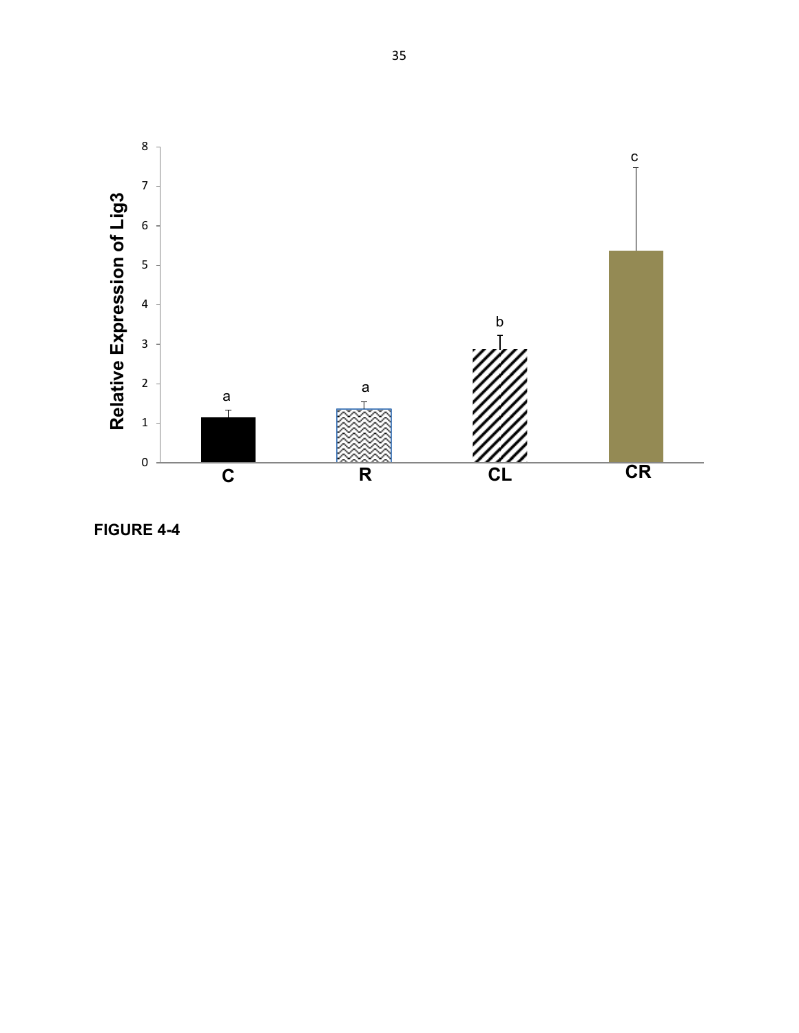FIGURE 4-4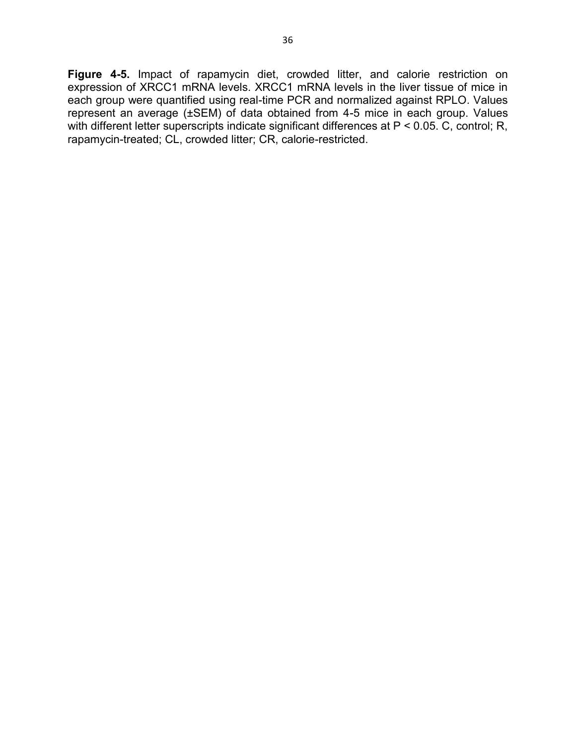**Figure 4-5.** Impact of rapamycin diet, crowded litter, and calorie restriction on expression of XRCC1 mRNA levels. XRCC1 mRNA levels in the liver tissue of mice in each group were quantified using real-time PCR and normalized against RPLO. Values represent an average (±SEM) of data obtained from 4-5 mice in each group. Values with different letter superscripts indicate significant differences at $P < 0.05$. C, control; R, rapamycin-treated; CL, crowded litter; CR, calorie-restricted.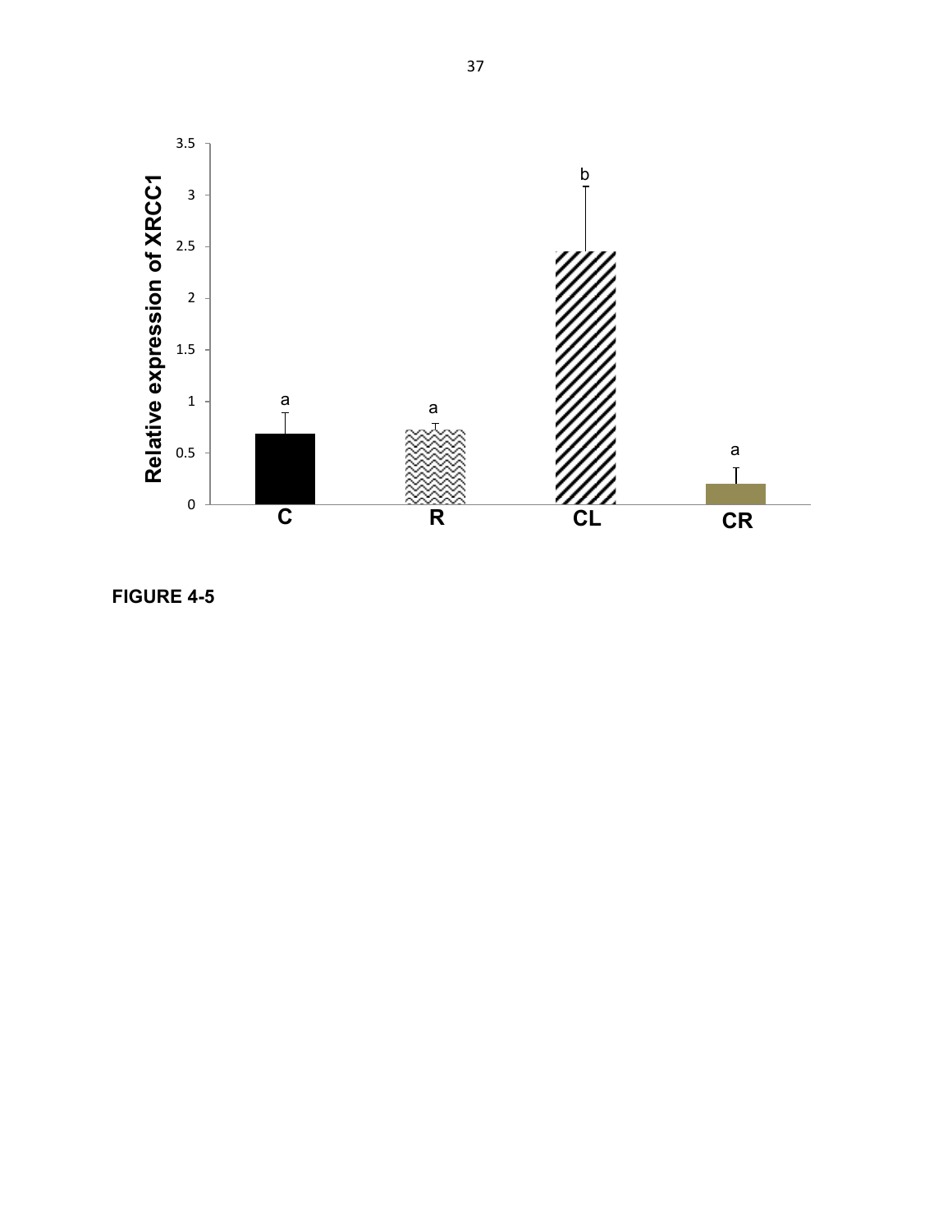FIGURE 4-5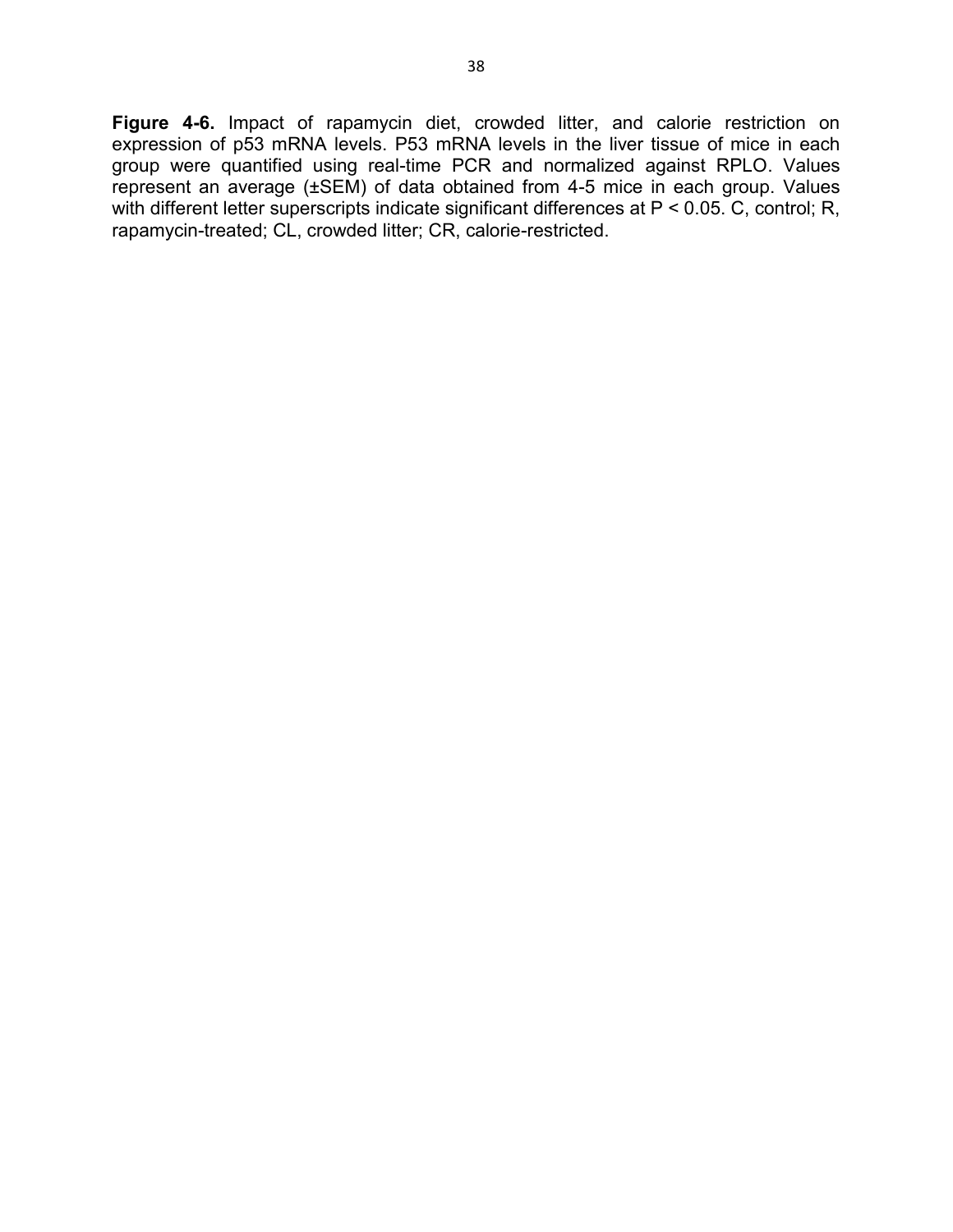**Figure 4-6.** Impact of rapamycin diet, crowded litter, and calorie restriction on expression of p53 mRNA levels. P53 mRNA levels in the liver tissue of mice in each group were quantified using real-time PCR and normalized against RPLO. Values represent an average (±SEM) of data obtained from 4-5 mice in each group. Values with different letter superscripts indicate significant differences at $P < 0.05$. C, control; R, rapamycin-treated; CL, crowded litter; CR, calorie-restricted.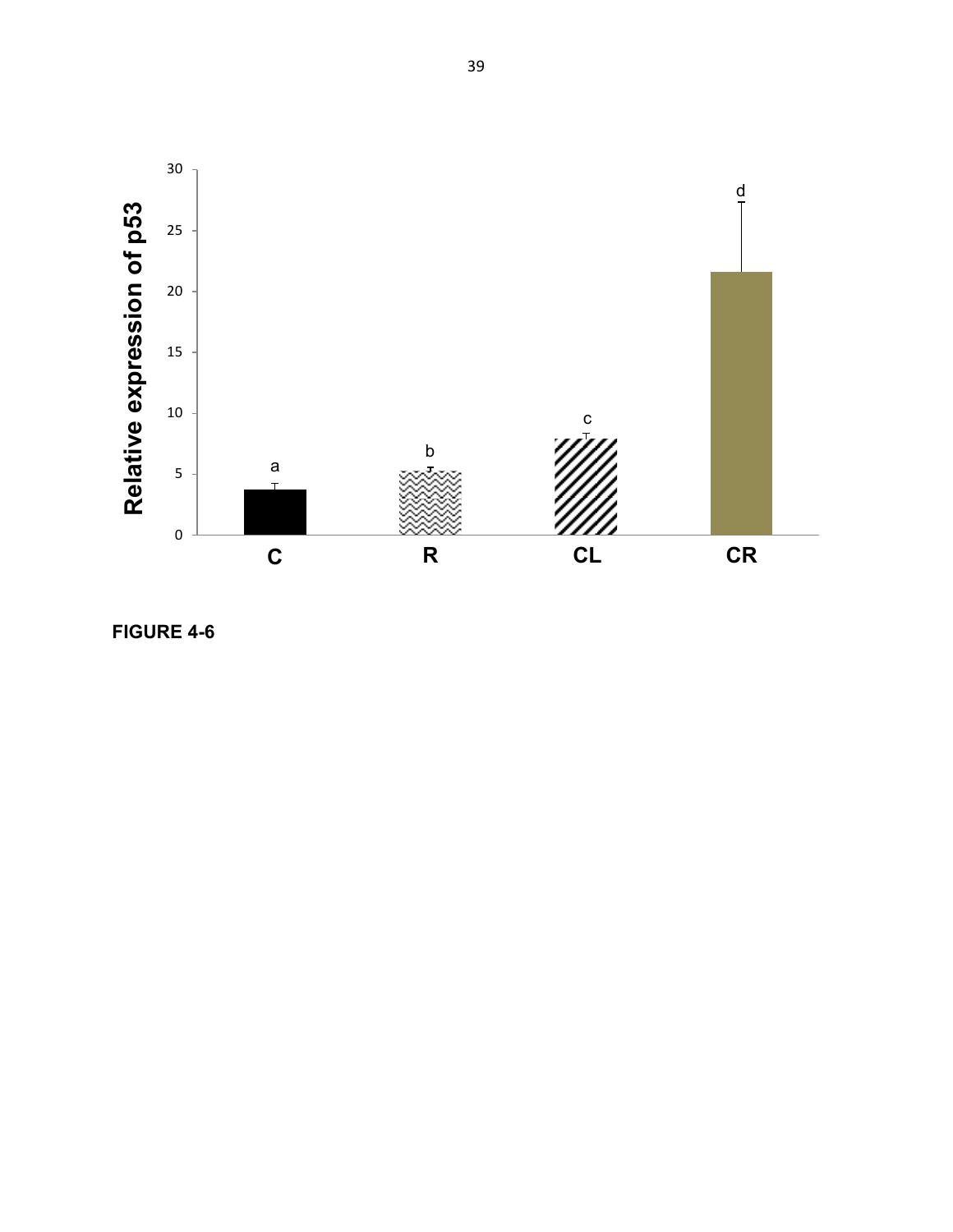FIGURE 4-6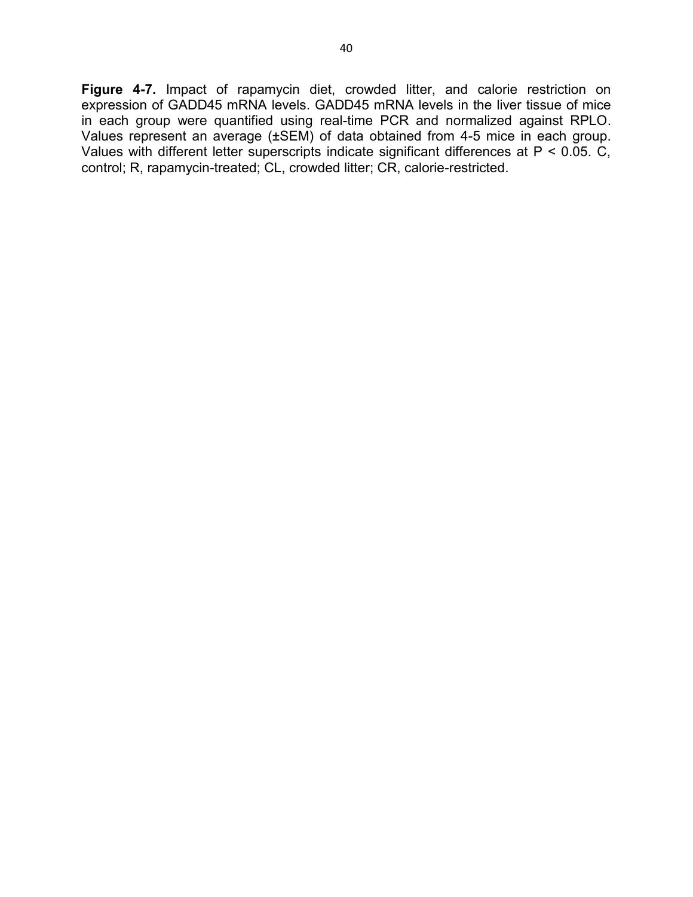**Figure 4-7.** Impact of rapamycin diet, crowded litter, and calorie restriction on expression of GADD45 mRNA levels. GADD45 mRNA levels in the liver tissue of mice in each group were quantified using real-time PCR and normalized against RPLO. Values represent an average (±SEM) of data obtained from 4-5 mice in each group. Values with different letter superscripts indicate significant differences at $P < 0.05$. C, control; R, rapamycin-treated; CL, crowded litter; CR, calorie-restricted.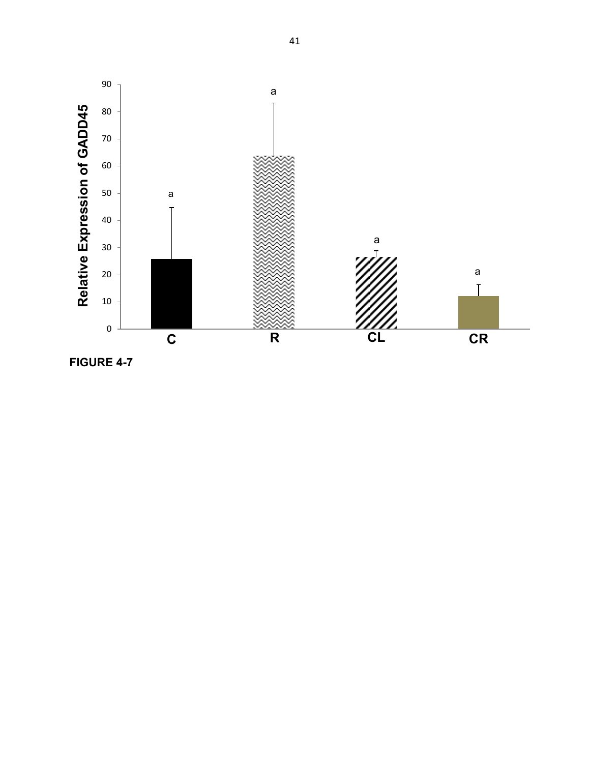FIGURE 4-7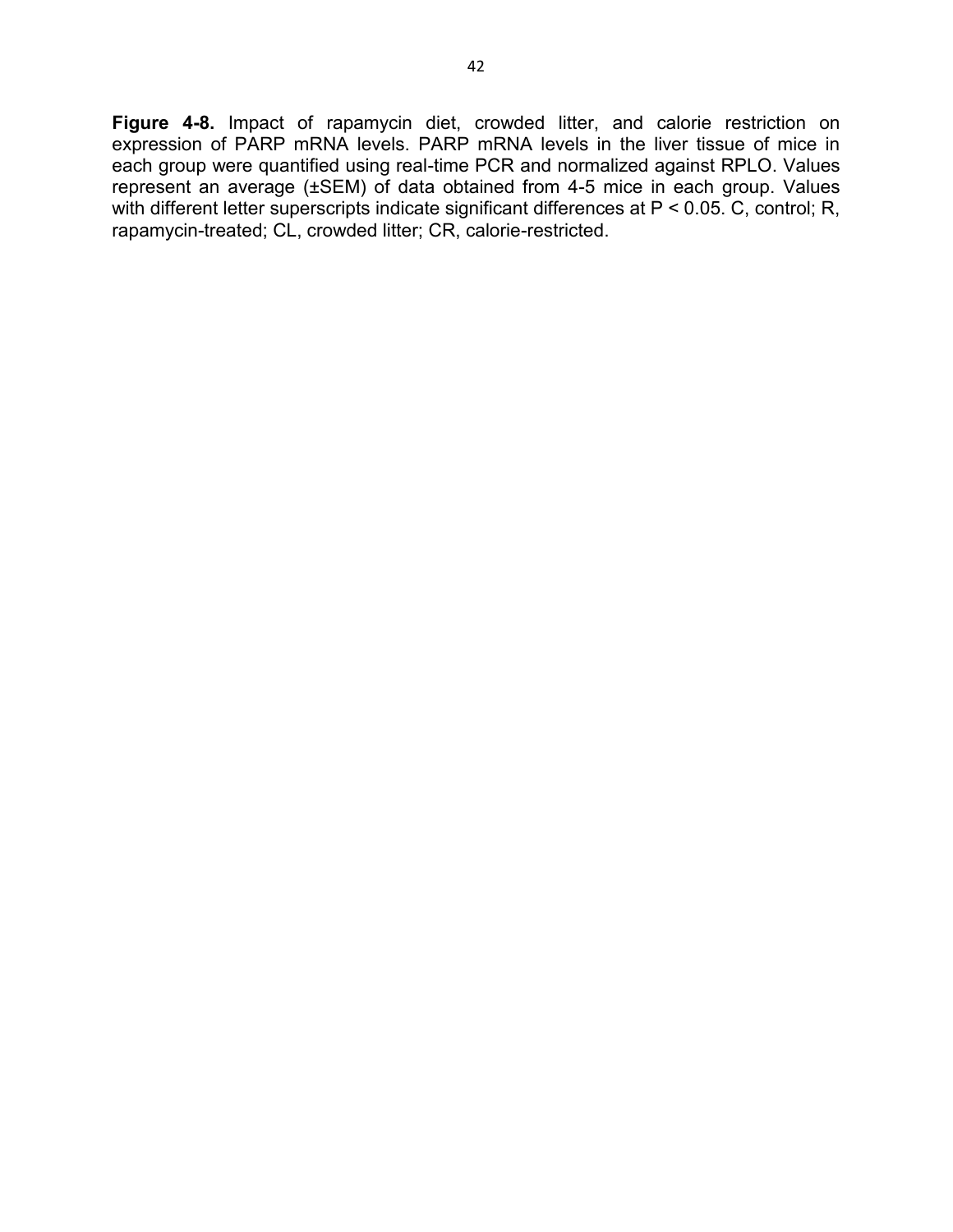**Figure 4-8.** Impact of rapamycin diet, crowded litter, and calorie restriction on expression of PARP mRNA levels. PARP mRNA levels in the liver tissue of mice in each group were quantified using real-time PCR and normalized against RPLO. Values represent an average (±SEM) of data obtained from 4-5 mice in each group. Values with different letter superscripts indicate significant differences at $P < 0.05$. C, control; R, rapamycin-treated; CL, crowded litter; CR, calorie-restricted.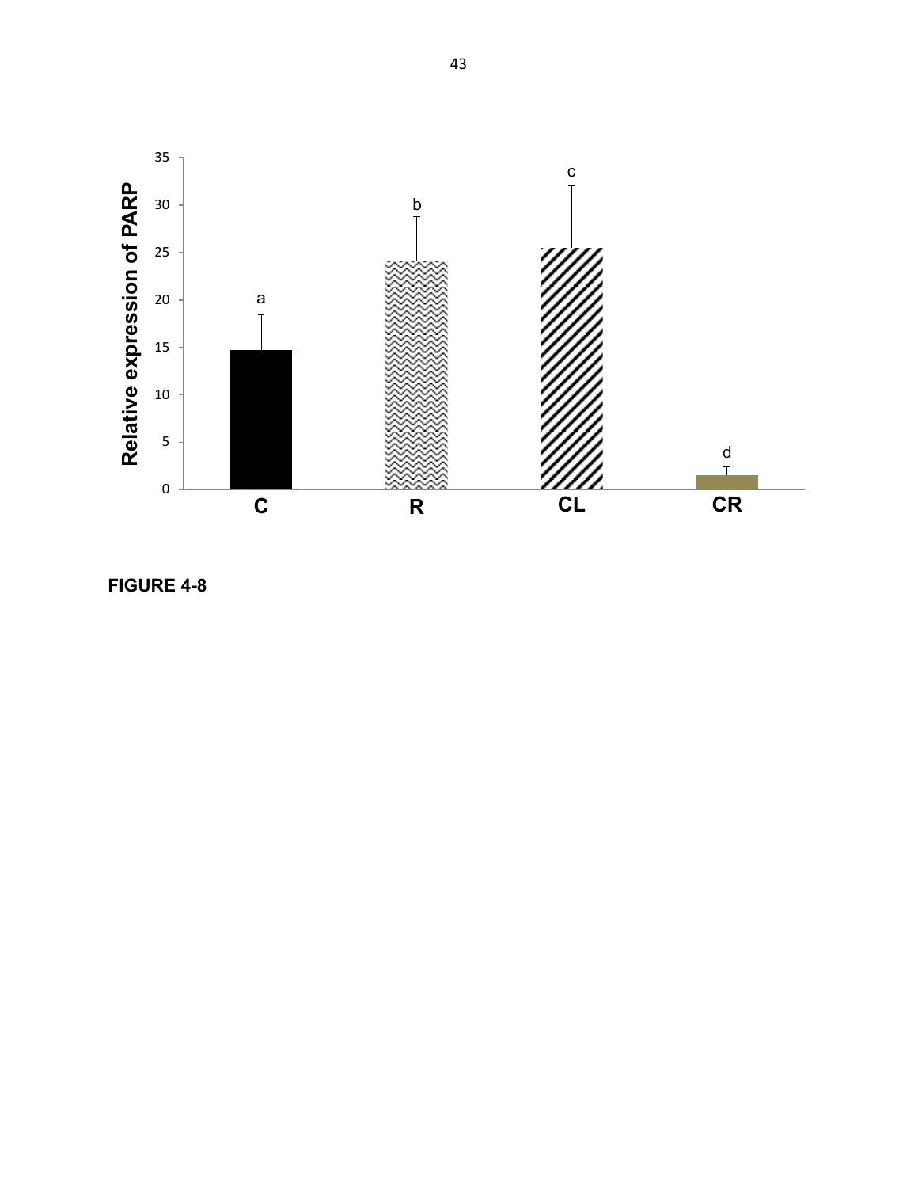FIGURE 4-8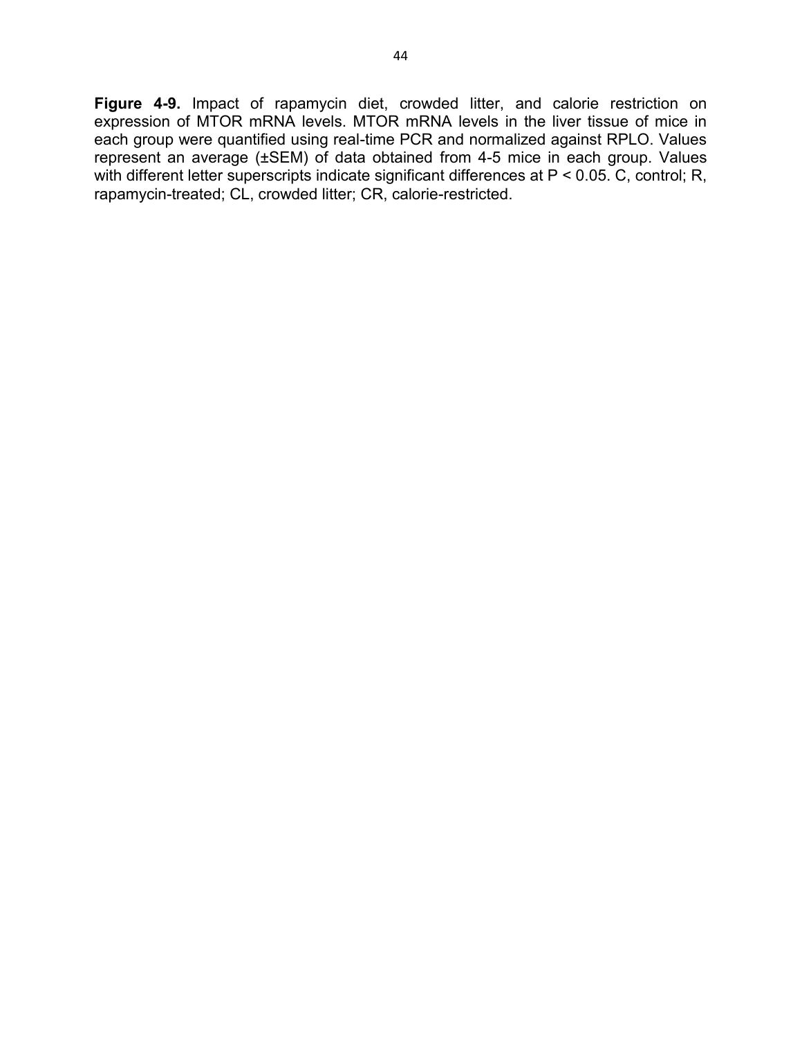**Figure 4-9.** Impact of rapamycin diet, crowded litter, and calorie restriction on expression of MTOR mRNA levels. MTOR mRNA levels in the liver tissue of mice in each group were quantified using real-time PCR and normalized against RPLO. Values represent an average (±SEM) of data obtained from 4-5 mice in each group. Values with different letter superscripts indicate significant differences at $P < 0.05$. C, control; R, rapamycin-treated; CL, crowded litter; CR, calorie-restricted.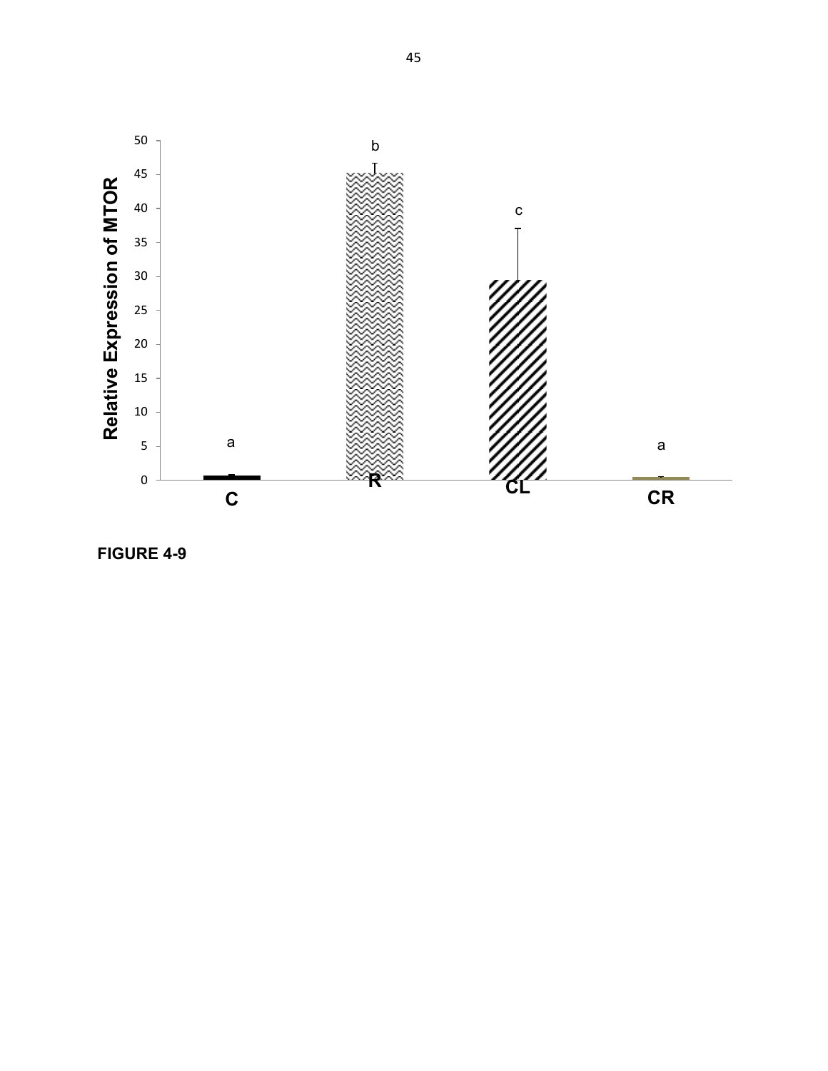FIGURE 4-9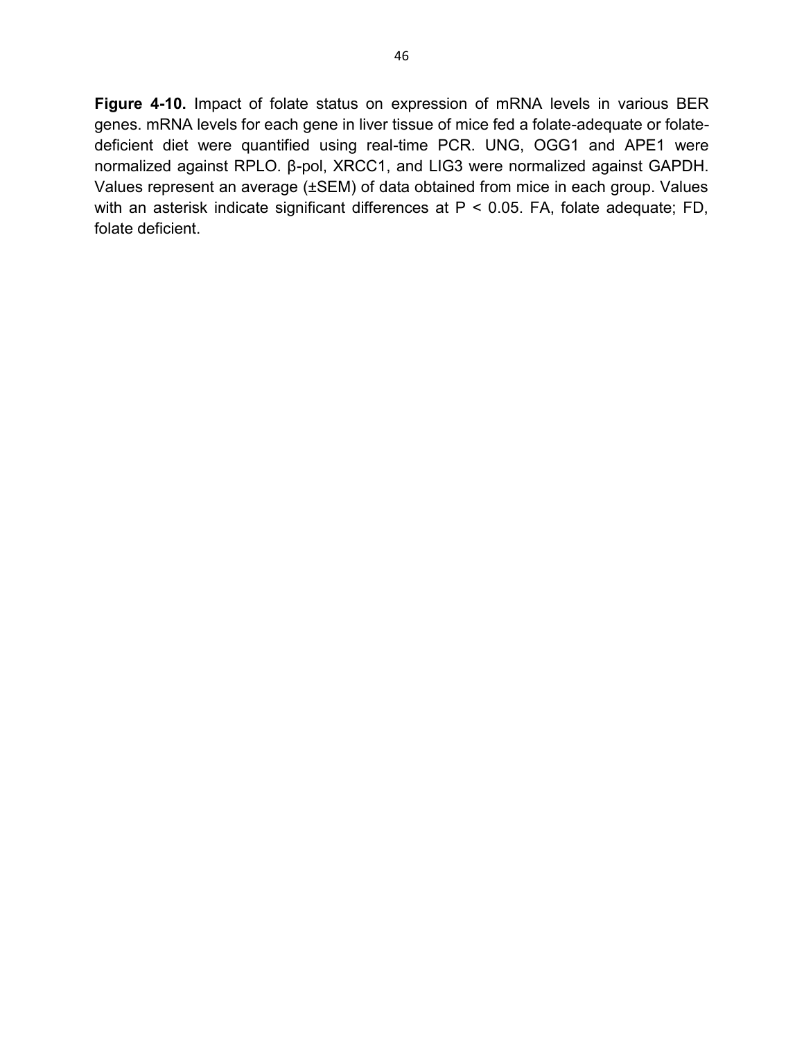**Figure 4-10.** Impact of folate status on expression of mRNA levels in various BER genes. mRNA levels for each gene in liver tissue of mice fed a folate-adequate or folate-deficient diet were quantified using real-time PCR. UNG, OGG1 and APE1 were normalized against RPLO. β-pol, XRCC1, and LIG3 were normalized against GAPDH. Values represent an average (±SEM) of data obtained from mice in each group. Values with an asterisk indicate significant differences at $P < 0.05$. FA, folate adequate; FD, folate deficient.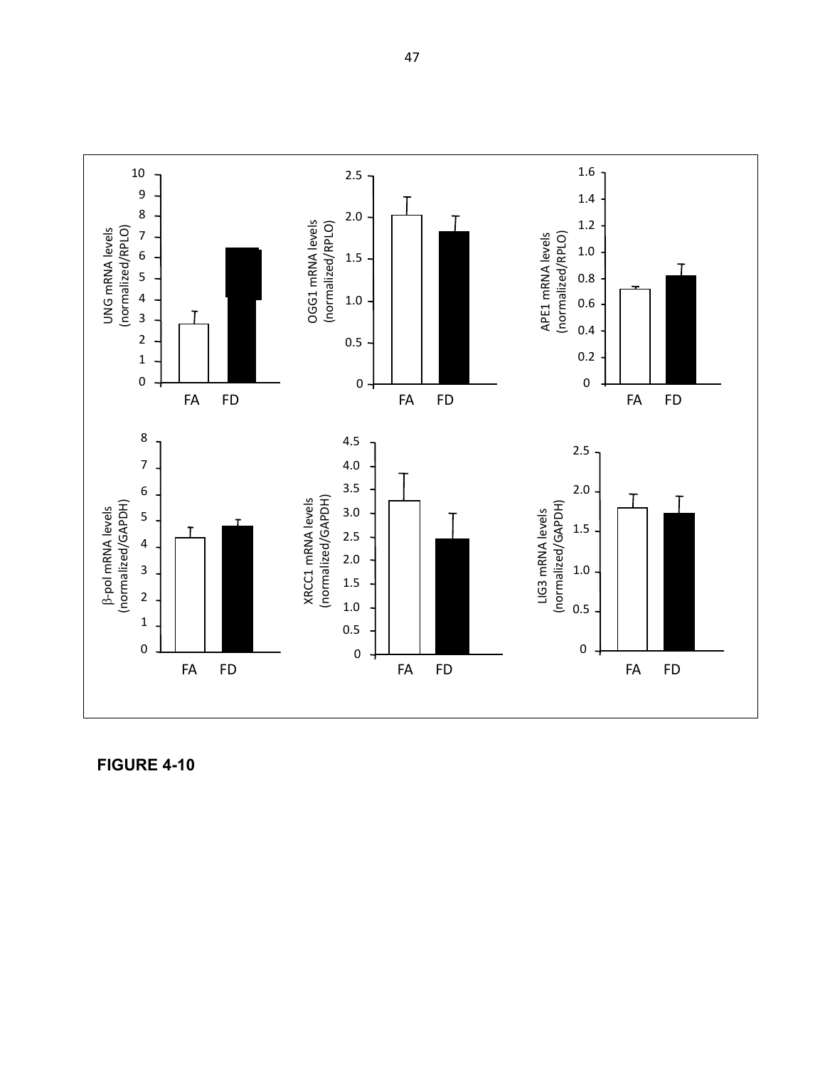FIGURE 4-10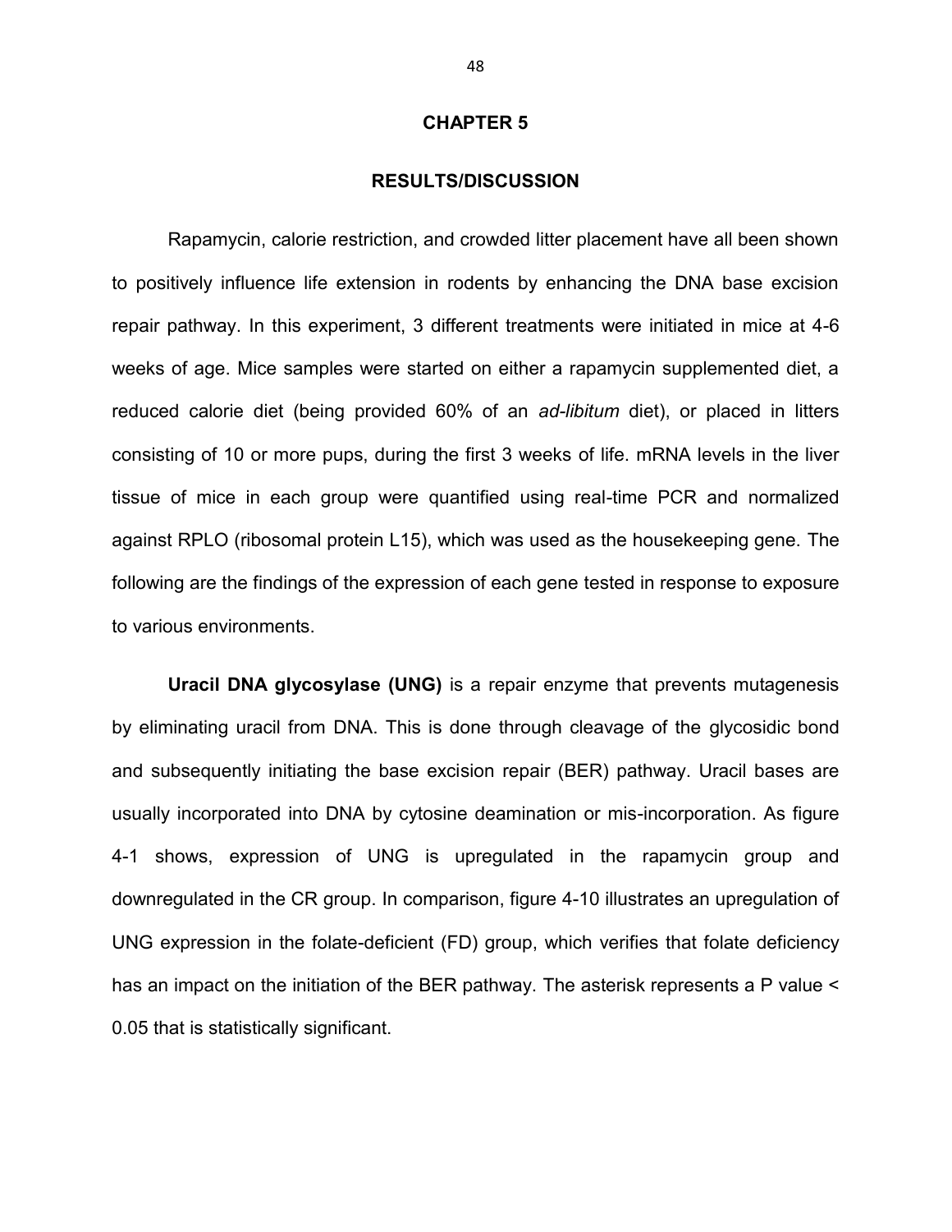# CHAPTER 5

## RESULTS/DISCUSSION

Rapamycin, calorie restriction, and crowded litter placement have all been shown to positively influence life extension in rodents by enhancing the DNA base excision repair pathway. In this experiment, 3 different treatments were initiated in mice at 4-6 weeks of age. Mice samples were started on either a rapamycin supplemented diet, a reduced calorie diet (being provided 60% of an *ad-libitum* diet), or placed in litters consisting of 10 or more pups, during the first 3 weeks of life. mRNA levels in the liver tissue of mice in each group were quantified using real-time PCR and normalized against RPLO (ribosomal protein L15), which was used as the housekeeping gene. The following are the findings of the expression of each gene tested in response to exposure to various environments.

**Uracil DNA glycosylase (UNG)** is a repair enzyme that prevents mutagenesis by eliminating uracil from DNA. This is done through cleavage of the glycosidic bond and subsequently initiating the base excision repair (BER) pathway. Uracil bases are usually incorporated into DNA by cytosine deamination or mis-incorporation. As figure 4-1 shows, expression of UNG is upregulated in the rapamycin group and downregulated in the CR group. In comparison, figure 4-10 illustrates an upregulation of UNG expression in the folate-deficient (FD) group, which verifies that folate deficiency has an impact on the initiation of the BER pathway. The asterisk represents a P value < 0.05 that is statistically significant.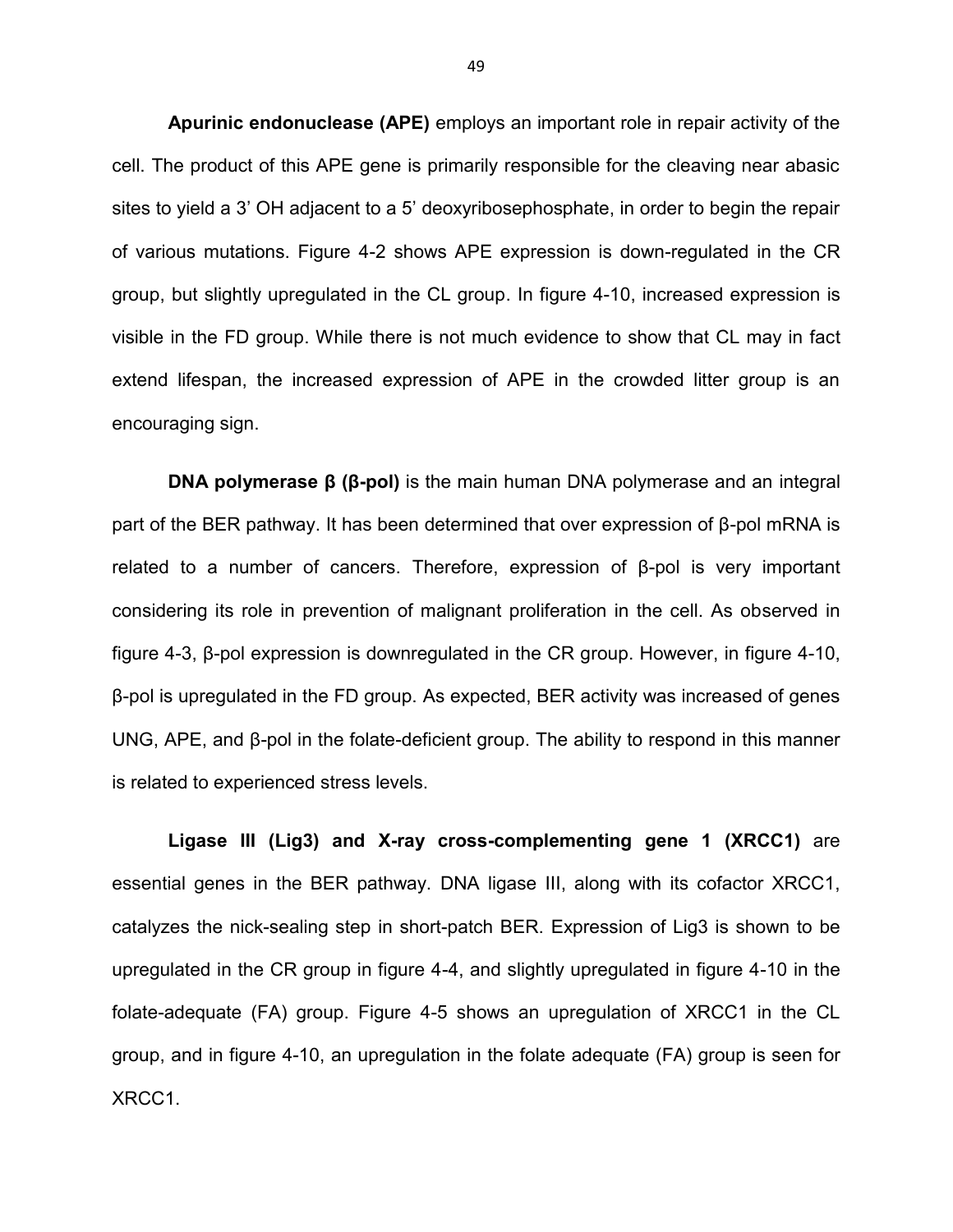**Apurinic endonuclease (APE)** employs an important role in repair activity of the cell. The product of this APE gene is primarily responsible for the cleaving near abasic sites to yield a 3' OH adjacent to a 5' deoxyribosephosphate, in order to begin the repair of various mutations. Figure 4-2 shows APE expression is down-regulated in the CR group, but slightly upregulated in the CL group. In figure 4-10, increased expression is visible in the FD group. While there is not much evidence to show that CL may in fact extend lifespan, the increased expression of APE in the crowded litter group is an encouraging sign.

**DNA polymerase β (β-pol)** is the main human DNA polymerase and an integral part of the BER pathway. It has been determined that over expression of β-pol mRNA is related to a number of cancers. Therefore, expression of β-pol is very important considering its role in prevention of malignant proliferation in the cell. As observed in figure 4-3, β-pol expression is downregulated in the CR group. However, in figure 4-10, β-pol is upregulated in the FD group. As expected, BER activity was increased of genes UNG, APE, and β-pol in the folate-deficient group. The ability to respond in this manner is related to experienced stress levels.

**Ligase III (Lig3) and X-ray cross-complementing gene 1 (XRCC1)** are essential genes in the BER pathway. DNA ligase III, along with its cofactor XRCC1, catalyzes the nick-sealing step in short-patch BER. Expression of Lig3 is shown to be upregulated in the CR group in figure 4-4, and slightly upregulated in figure 4-10 in the folate-adequate (FA) group. Figure 4-5 shows an upregulation of XRCC1 in the CL group, and in figure 4-10, an upregulation in the folate adequate (FA) group is seen for XRCC1.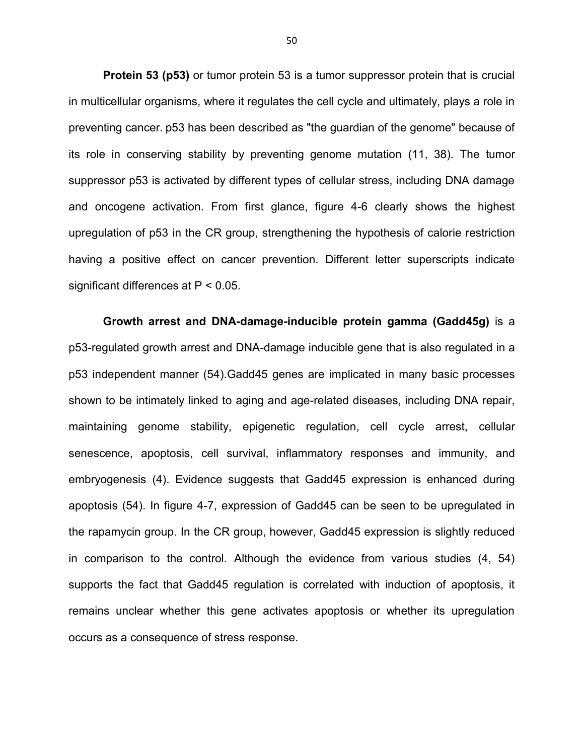**Protein 53 (p53)** or tumor protein 53 is a tumor suppressor protein that is crucial in multicellular organisms, where it regulates the cell cycle and ultimately, plays a role in preventing cancer. p53 has been described as "the guardian of the genome" because of its role in conserving stability by preventing genome mutation (11, 38). The tumor suppressor p53 is activated by different types of cellular stress, including DNA damage and oncogene activation. From first glance, figure 4-6 clearly shows the highest upregulation of p53 in the CR group, strengthening the hypothesis of calorie restriction having a positive effect on cancer prevention. Different letter superscripts indicate significant differences at $P < 0.05$.

**Growth arrest and DNA-damage-inducible protein gamma (Gadd45g)** is a p53-regulated growth arrest and DNA-damage inducible gene that is also regulated in a p53 independent manner (54).Gadd45 genes are implicated in many basic processes shown to be intimately linked to aging and age-related diseases, including DNA repair, maintaining genome stability, epigenetic regulation, cell cycle arrest, cellular senescence, apoptosis, cell survival, inflammatory responses and immunity, and embryogenesis (4). Evidence suggests that Gadd45 expression is enhanced during apoptosis (54). In figure 4-7, expression of Gadd45 can be seen to be upregulated in the rapamycin group. In the CR group, however, Gadd45 expression is slightly reduced in comparison to the control. Although the evidence from various studies (4, 54) supports the fact that Gadd45 regulation is correlated with induction of apoptosis, it remains unclear whether this gene activates apoptosis or whether its upregulation occurs as a consequence of stress response.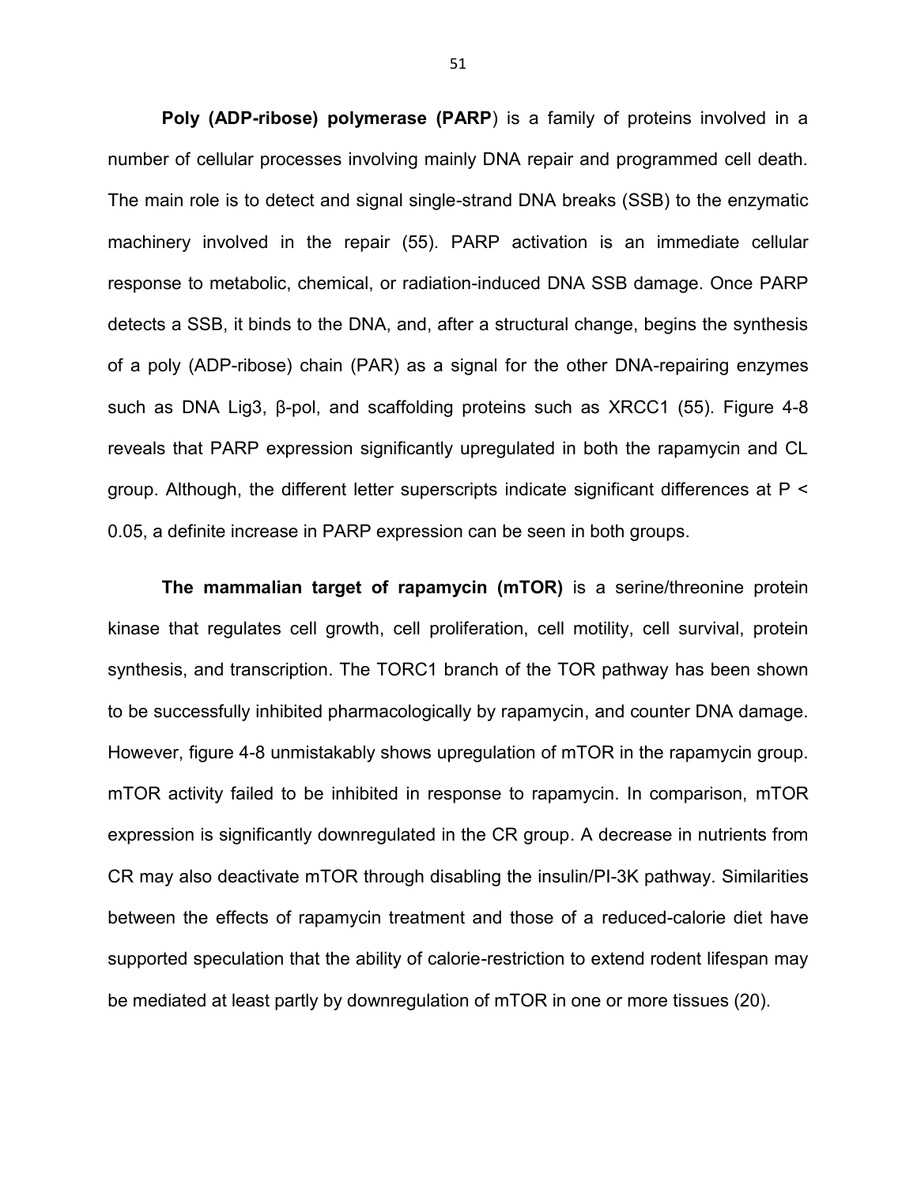**Poly (ADP-ribose) polymerase (PARP**) is a family of proteins involved in a number of cellular processes involving mainly DNA repair and programmed cell death. The main role is to detect and signal single-strand DNA breaks (SSB) to the enzymatic machinery involved in the repair (55). PARP activation is an immediate cellular response to metabolic, chemical, or radiation-induced DNA SSB damage. Once PARP detects a SSB, it binds to the DNA, and, after a structural change, begins the synthesis of a poly (ADP-ribose) chain (PAR) as a signal for the other DNA-repairing enzymes such as DNA Lig3, β-pol, and scaffolding proteins such as XRCC1 (55). Figure 4-8 reveals that PARP expression significantly upregulated in both the rapamycin and CL group. Although, the different letter superscripts indicate significant differences at $P < 0.05$, a definite increase in PARP expression can be seen in both groups.

**The mammalian target of rapamycin (mTOR)** is a serine/threonine protein kinase that regulates cell growth, cell proliferation, cell motility, cell survival, protein synthesis, and transcription. The TORC1 branch of the TOR pathway has been shown to be successfully inhibited pharmacologically by rapamycin, and counter DNA damage. However, figure 4-8 unmistakably shows upregulation of mTOR in the rapamycin group. mTOR activity failed to be inhibited in response to rapamycin. In comparison, mTOR expression is significantly downregulated in the CR group. A decrease in nutrients from CR may also deactivate mTOR through disabling the insulin/PI-3K pathway. Similarities between the effects of rapamycin treatment and those of a reduced-calorie diet have supported speculation that the ability of calorie-restriction to extend rodent lifespan may be mediated at least partly by downregulation of mTOR in one or more tissues (20).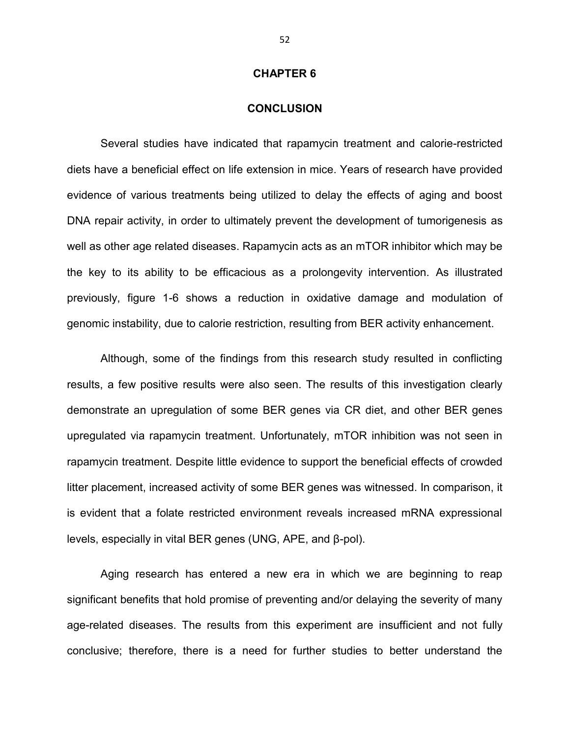# CHAPTER 6

## CONCLUSION

Several studies have indicated that rapamycin treatment and calorie-restricted diets have a beneficial effect on life extension in mice. Years of research have provided evidence of various treatments being utilized to delay the effects of aging and boost DNA repair activity, in order to ultimately prevent the development of tumorigenesis as well as other age related diseases. Rapamycin acts as an mTOR inhibitor which may be the key to its ability to be efficacious as a prolongevity intervention. As illustrated previously, figure 1-6 shows a reduction in oxidative damage and modulation of genomic instability, due to calorie restriction, resulting from BER activity enhancement.

Although, some of the findings from this research study resulted in conflicting results, a few positive results were also seen. The results of this investigation clearly demonstrate an upregulation of some BER genes via CR diet, and other BER genes upregulated via rapamycin treatment. Unfortunately, mTOR inhibition was not seen in rapamycin treatment. Despite little evidence to support the beneficial effects of crowded litter placement, increased activity of some BER genes was witnessed. In comparison, it is evident that a folate restricted environment reveals increased mRNA expressional levels, especially in vital BER genes (UNG, APE, and β-pol).

Aging research has entered a new era in which we are beginning to reap significant benefits that hold promise of preventing and/or delaying the severity of many age-related diseases. The results from this experiment are insufficient and not fully conclusive; therefore, there is a need for further studies to better understand the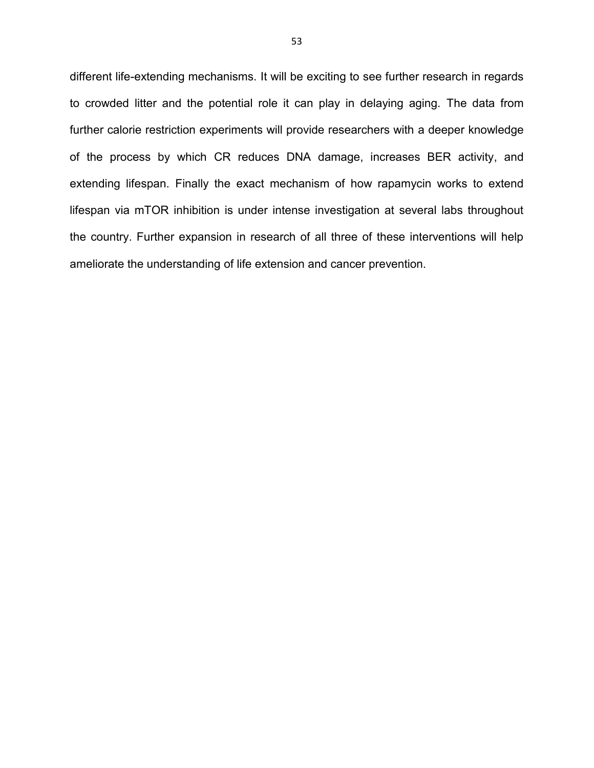different life-extending mechanisms. It will be exciting to see further research in regards to crowded litter and the potential role it can play in delaying aging. The data from further calorie restriction experiments will provide researchers with a deeper knowledge of the process by which CR reduces DNA damage, increases BER activity, and extending lifespan. Finally the exact mechanism of how rapamycin works to extend lifespan via mTOR inhibition is under intense investigation at several labs throughout the country. Further expansion in research of all three of these interventions will help ameliorate the understanding of life extension and cancer prevention.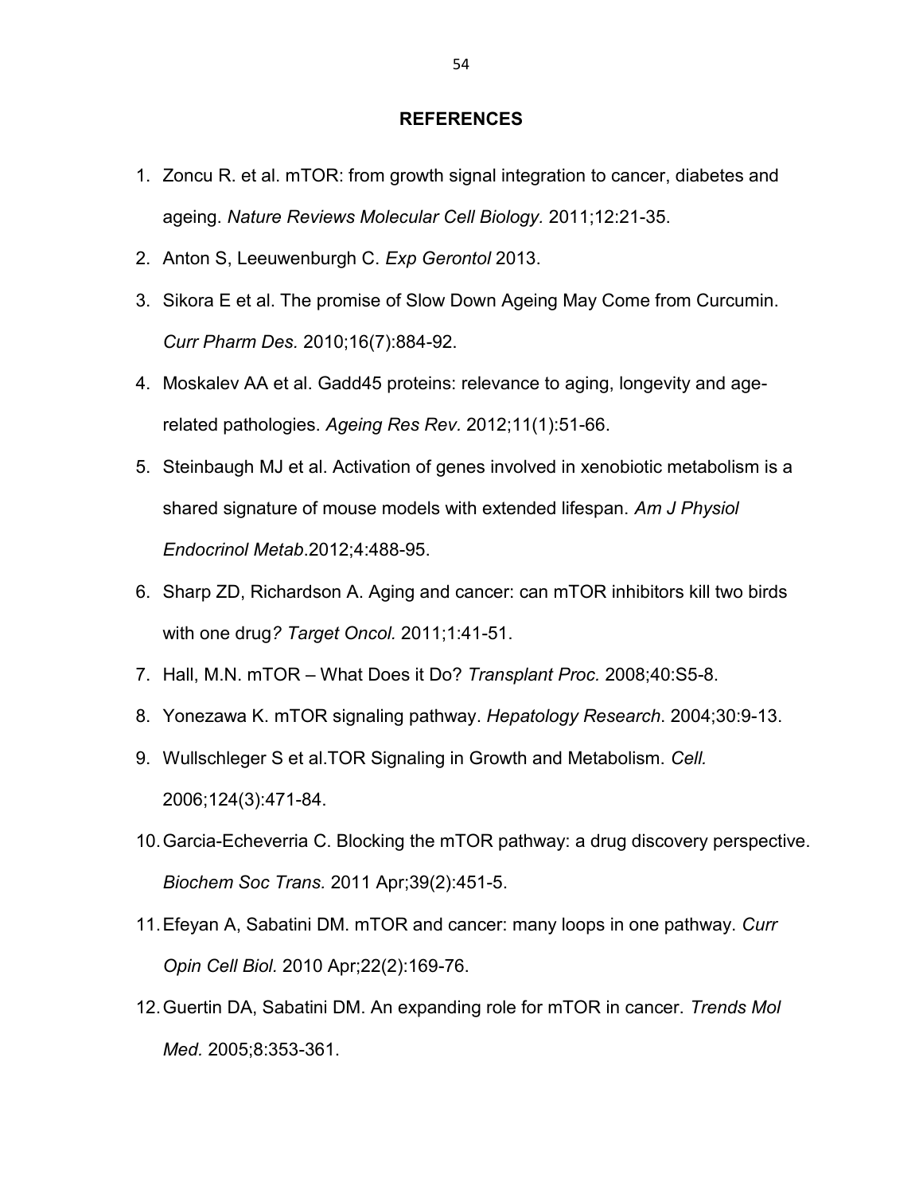## REFERENCES

1. Zoncu R. et al. mTOR: from growth signal integration to cancer, diabetes and ageing. *Nature Reviews Molecular Cell Biology.* 2011;12:21-35.
2. Anton S, Leeuwenburgh C. *Exp Gerontol* 2013.
3. Sikora E et al. The promise of Slow Down Ageing May Come from Curcumin. *Curr Pharm Des.* 2010;16(7):884-92.
4. Moskalev AA et al. Gadd45 proteins: relevance to aging, longevity and age-related pathologies. *Ageing Res Rev.* 2012;11(1):51-66.
5. Steinbaugh MJ et al. Activation of genes involved in xenobiotic metabolism is a shared signature of mouse models with extended lifespan. *Am J Physiol Endocrinol Metab*.2012;4:488-95.
6. Sharp ZD, Richardson A. Aging and cancer: can mTOR inhibitors kill two birds with one drug*? Target Oncol.* 2011;1:41-51.
7. Hall, M.N. mTOR – What Does it Do? *Transplant Proc.* 2008;40:S5-8.
8. Yonezawa K. mTOR signaling pathway. *Hepatology Research*. 2004;30:9-13.
9. Wullschleger S et al.TOR Signaling in Growth and Metabolism. *Cell.* 2006;124(3):471-84.
10. Garcia-Echeverria C. Blocking the mTOR pathway: a drug discovery perspective. *Biochem Soc Trans.* 2011 Apr;39(2):451-5.
11. Efeyan A, Sabatini DM. mTOR and cancer: many loops in one pathway. *Curr Opin Cell Biol.* 2010 Apr;22(2):169-76.
12. Guertin DA, Sabatini DM. An expanding role for mTOR in cancer. *Trends Mol Med.* 2005;8:353-361.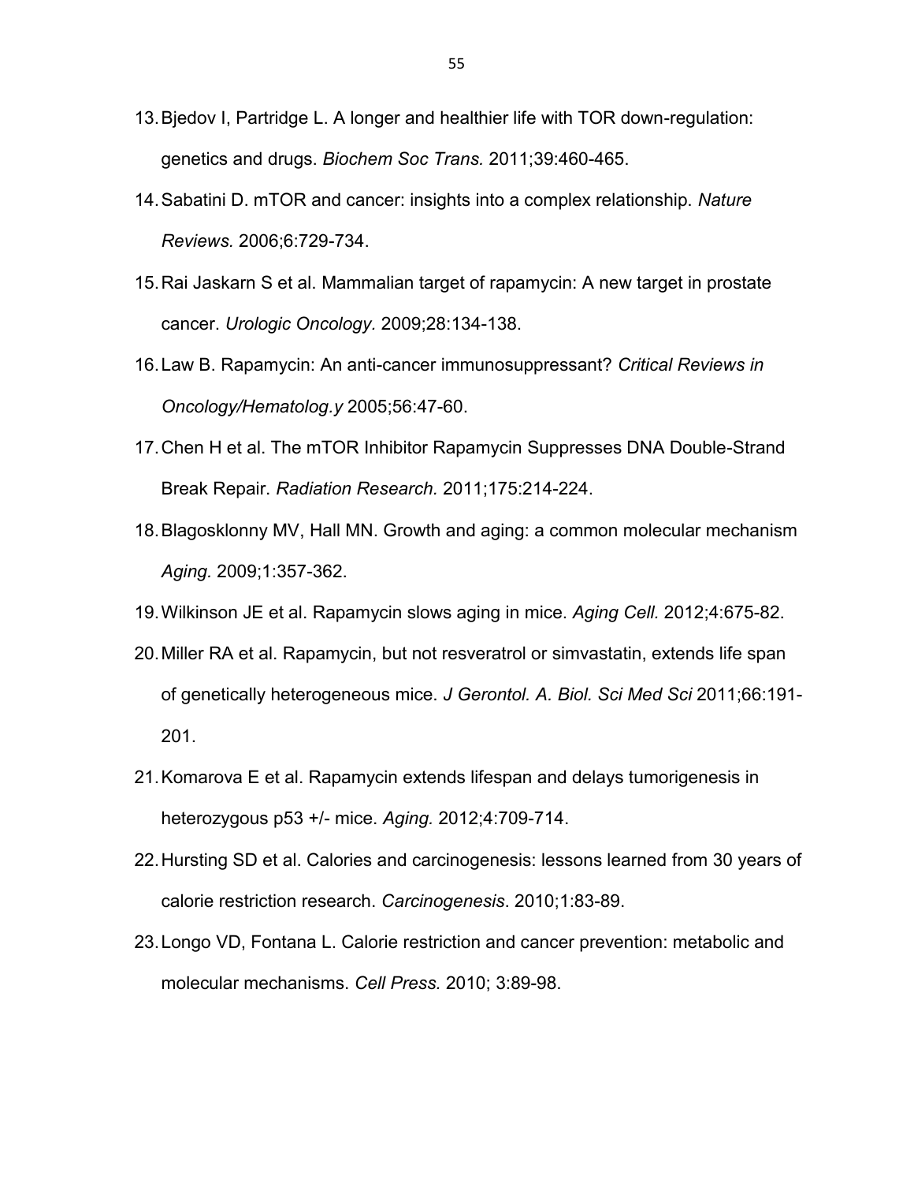13. Bjedov I, Partridge L. A longer and healthier life with TOR down-regulation: genetics and drugs. *Biochem Soc Trans.* 2011;39:460-465.
14. Sabatini D. mTOR and cancer: insights into a complex relationship. *Nature Reviews.* 2006;6:729-734.
15. Rai Jaskarn S et al. Mammalian target of rapamycin: A new target in prostate cancer. *Urologic Oncology.* 2009;28:134-138.
16. Law B. Rapamycin: An anti-cancer immunosuppressant? *Critical Reviews in Oncology/Hematolog.y* 2005;56:47-60.
17. Chen H et al. The mTOR Inhibitor Rapamycin Suppresses DNA Double-Strand Break Repair. *Radiation Research.* 2011;175:214-224.
18. Blagosklonny MV, Hall MN. Growth and aging: a common molecular mechanism *Aging.* 2009;1:357-362.
19. Wilkinson JE et al. Rapamycin slows aging in mice. *Aging Cell.* 2012;4:675-82.
20. Miller RA et al. Rapamycin, but not resveratrol or simvastatin, extends life span of genetically heterogeneous mice. *J Gerontol. A. Biol. Sci Med Sci* 2011;66:191-201.
21. Komarova E et al. Rapamycin extends lifespan and delays tumorigenesis in heterozygous p53 +/- mice. *Aging.* 2012;4:709-714.
22. Hursting SD et al. Calories and carcinogenesis: lessons learned from 30 years of calorie restriction research. *Carcinogenesis*. 2010;1:83-89.
23. Longo VD, Fontana L. Calorie restriction and cancer prevention: metabolic and molecular mechanisms. *Cell Press.* 2010; 3:89-98.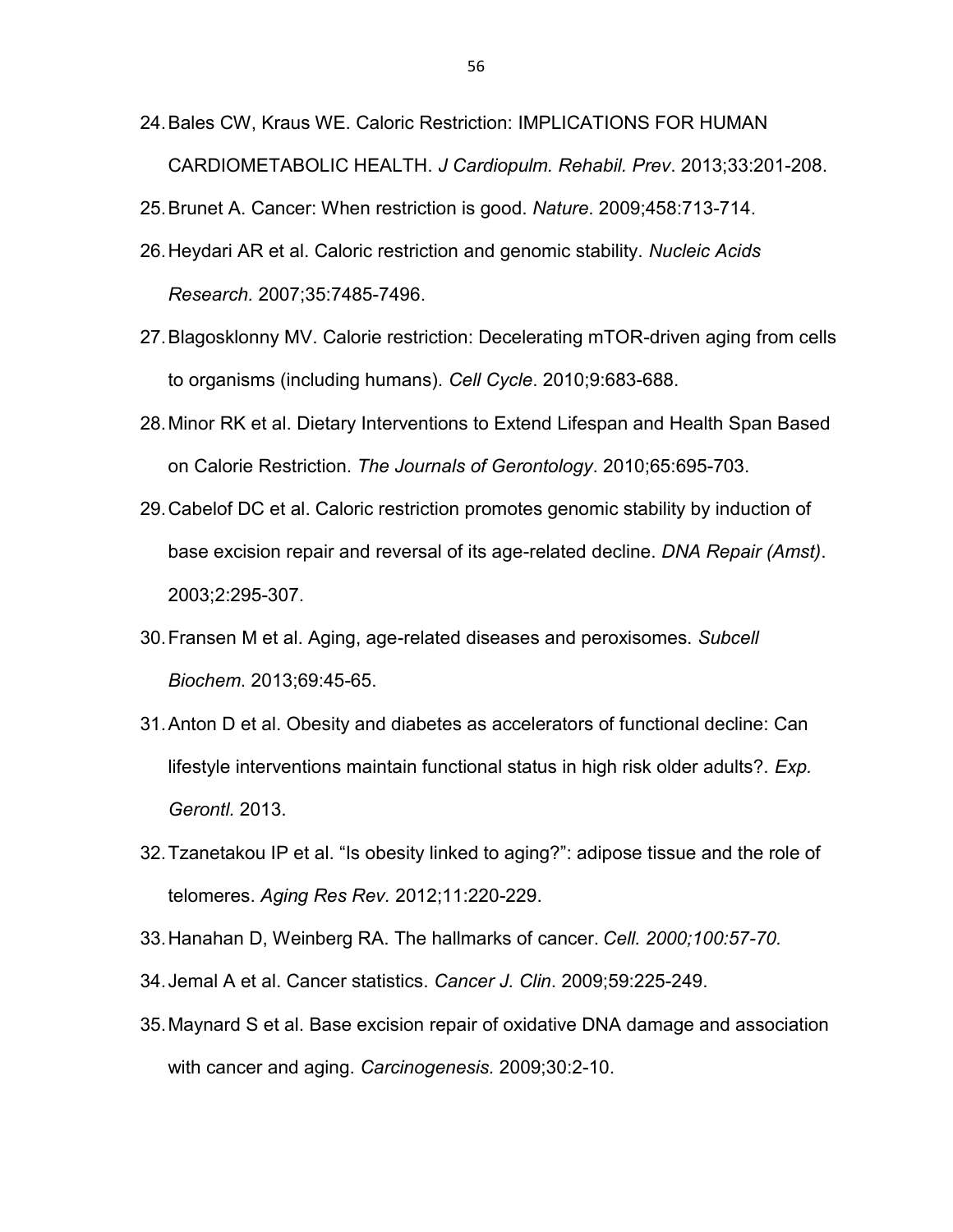24. Bales CW, Kraus WE. Caloric Restriction: IMPLICATIONS FOR HUMAN CARDIOMETABOLIC HEALTH. *J Cardiopulm. Rehabil. Prev*. 2013;33:201-208.
25. Brunet A. Cancer: When restriction is good. *Nature*. 2009;458:713-714.
26. Heydari AR et al. Caloric restriction and genomic stability. *Nucleic Acids Research.* 2007;35:7485-7496.
27. Blagosklonny MV. Calorie restriction: Decelerating mTOR-driven aging from cells to organisms (including humans). *Cell Cycle*. 2010;9:683-688.
28. Minor RK et al. Dietary Interventions to Extend Lifespan and Health Span Based on Calorie Restriction. *The Journals of Gerontology*. 2010;65:695-703.
29. Cabelof DC et al. Caloric restriction promotes genomic stability by induction of base excision repair and reversal of its age-related decline. *DNA Repair (Amst)*. 2003;2:295-307.
30. Fransen M et al. Aging, age-related diseases and peroxisomes. *Subcell Biochem*. 2013;69:45-65.
31. Anton D et al. Obesity and diabetes as accelerators of functional decline: Can lifestyle interventions maintain functional status in high risk older adults?. *Exp. Gerontl.* 2013.
32. Tzanetakou IP et al. "Is obesity linked to aging?": adipose tissue and the role of telomeres. *Aging Res Rev.* 2012;11:220-229.
33. Hanahan D, Weinberg RA. The hallmarks of cancer. *Cell. 2000;100:57-70.*
34. Jemal A et al. Cancer statistics. *Cancer J. Clin*. 2009;59:225-249.
35. Maynard S et al. Base excision repair of oxidative DNA damage and association with cancer and aging. *Carcinogenesis.* 2009;30:2-10.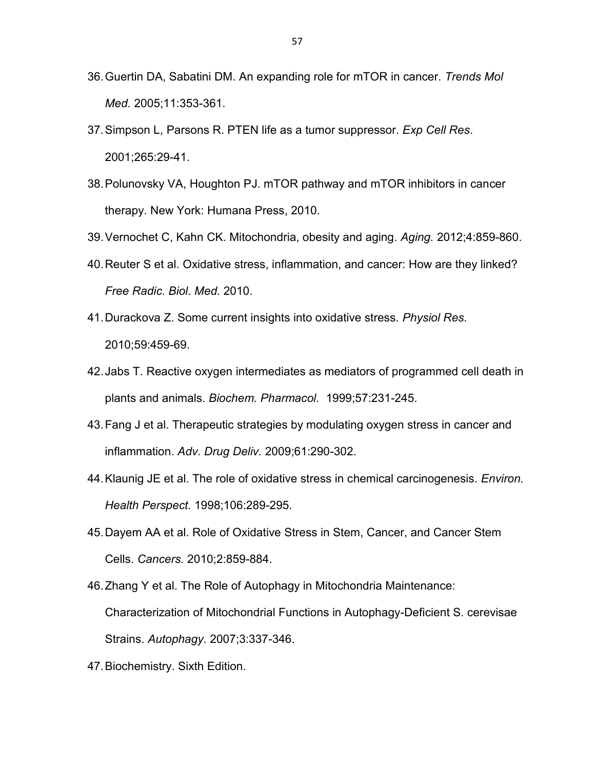36. Guertin DA, Sabatini DM. An expanding role for mTOR in cancer. *Trends Mol Med.* 2005;11:353-361.
37. Simpson L, Parsons R. PTEN life as a tumor suppressor. *Exp Cell Res*. 2001;265:29-41.
38. Polunovsky VA, Houghton PJ. mTOR pathway and mTOR inhibitors in cancer therapy. New York: Humana Press, 2010.
39. Vernochet C, Kahn CK. Mitochondria, obesity and aging. *Aging.* 2012;4:859-860.
40. Reuter S et al. Oxidative stress, inflammation, and cancer: How are they linked? *Free Radic. Biol. Med.* 2010.
41. Durackova Z. Some current insights into oxidative stress. *Physiol Res.* 2010;59:459-69.
42. Jabs T. Reactive oxygen intermediates as mediators of programmed cell death in plants and animals. *Biochem. Pharmacol.* 1999;57:231-245.
43. Fang J et al. Therapeutic strategies by modulating oxygen stress in cancer and inflammation. *Adv. Drug Deliv.* 2009;61:290-302.
44. Klaunig JE et al. The role of oxidative stress in chemical carcinogenesis. *Environ. Health Perspect.* 1998;106:289-295.
45. Dayem AA et al. Role of Oxidative Stress in Stem, Cancer, and Cancer Stem Cells. *Cancers.* 2010;2:859-884.
46. Zhang Y et al. The Role of Autophagy in Mitochondria Maintenance: Characterization of Mitochondrial Functions in Autophagy-Deficient S. cerevisae Strains. *Autophagy.* 2007;3:337-346.
47. Biochemistry. Sixth Edition.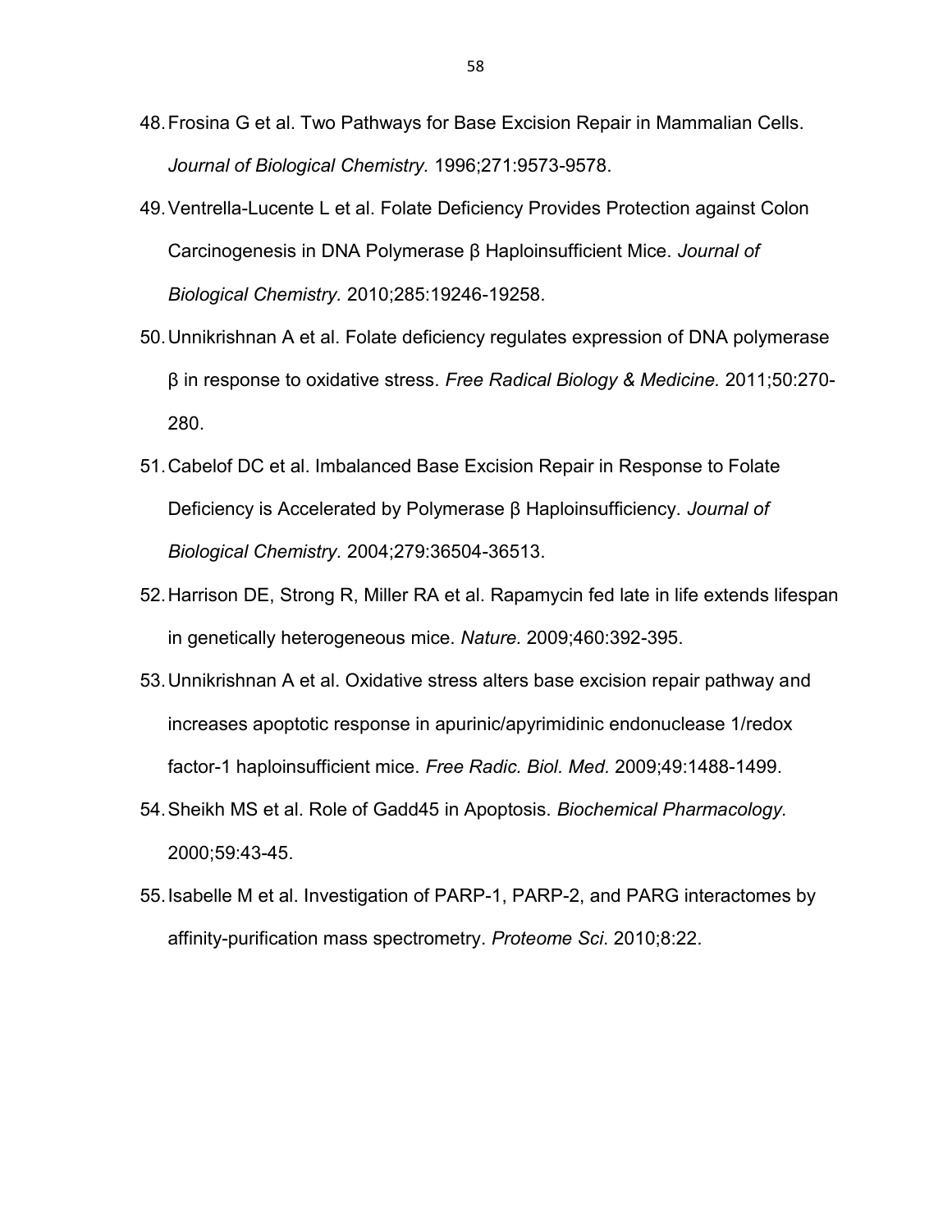48. Frosina G et al. Two Pathways for Base Excision Repair in Mammalian Cells. *Journal of Biological Chemistry.* 1996;271:9573-9578.

49. Ventrella-Lucente L et al. Folate Deficiency Provides Protection against Colon Carcinogenesis in DNA Polymerase β Haploinsufficient Mice. *Journal of Biological Chemistry.* 2010;285:19246-19258.

50. Unnikrishnan A et al. Folate deficiency regulates expression of DNA polymerase β in response to oxidative stress. *Free Radical Biology & Medicine.* 2011;50:270-280.

51. Cabelof DC et al. Imbalanced Base Excision Repair in Response to Folate Deficiency is Accelerated by Polymerase β Haploinsufficiency. *Journal of Biological Chemistry.* 2004;279:36504-36513.

52. Harrison DE, Strong R, Miller RA et al. Rapamycin fed late in life extends lifespan in genetically heterogeneous mice. *Nature.* 2009;460:392-395.

53. Unnikrishnan A et al. Oxidative stress alters base excision repair pathway and increases apoptotic response in apurinic/apyrimidinic endonuclease 1/redox factor-1 haploinsufficient mice. *Free Radic. Biol. Med.* 2009;49:1488-1499.

54. Sheikh MS et al. Role of Gadd45 in Apoptosis. *Biochemical Pharmacology.* 2000;59:43-45.

55. Isabelle M et al. Investigation of PARP-1, PARP-2, and PARG interactomes by affinity-purification mass spectrometry. *Proteome Sci*. 2010;8:22.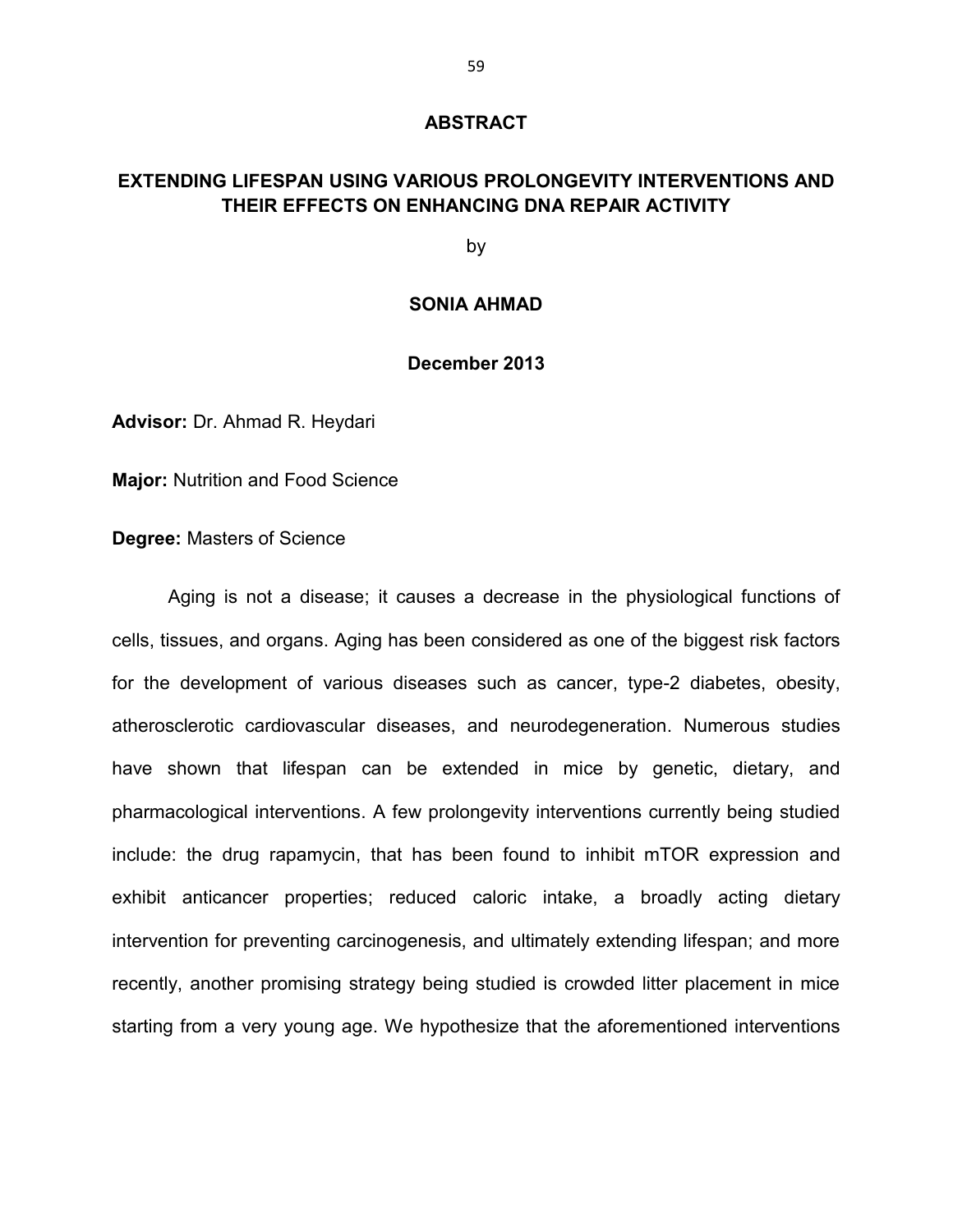## ABSTRACT

## EXTENDING LIFESPAN USING VARIOUS PROLONGEVITY INTERVENTIONS AND THEIR EFFECTS ON ENHANCING DNA REPAIR ACTIVITY

by

**SONIA AHMAD**

**December 2013**

**Advisor:** Dr. Ahmad R. Heydari

**Major:** Nutrition and Food Science

**Degree:** Masters of Science

Aging is not a disease; it causes a decrease in the physiological functions of cells, tissues, and organs. Aging has been considered as one of the biggest risk factors for the development of various diseases such as cancer, type-2 diabetes, obesity, atherosclerotic cardiovascular diseases, and neurodegeneration. Numerous studies have shown that lifespan can be extended in mice by genetic, dietary, and pharmacological interventions. A few prolongevity interventions currently being studied include: the drug rapamycin, that has been found to inhibit mTOR expression and exhibit anticancer properties; reduced caloric intake, a broadly acting dietary intervention for preventing carcinogenesis, and ultimately extending lifespan; and more recently, another promising strategy being studied is crowded litter placement in mice starting from a very young age. We hypothesize that the aforementioned interventions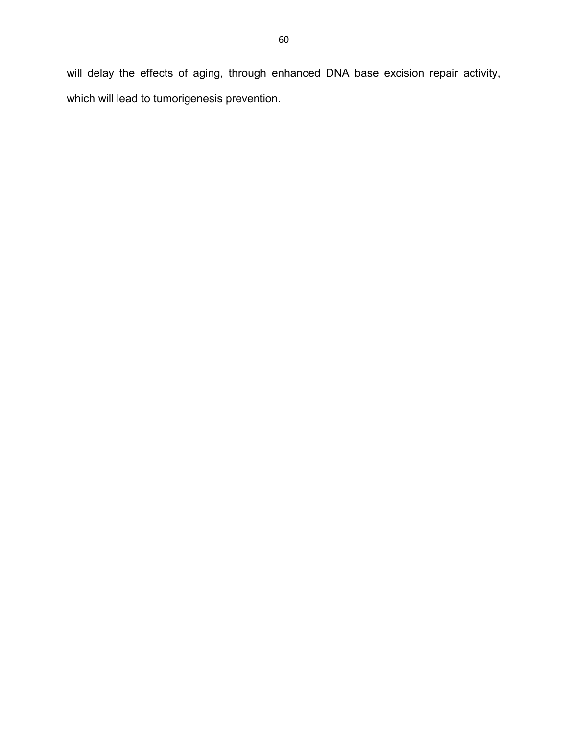will delay the effects of aging, through enhanced DNA base excision repair activity, which will lead to tumorigenesis prevention.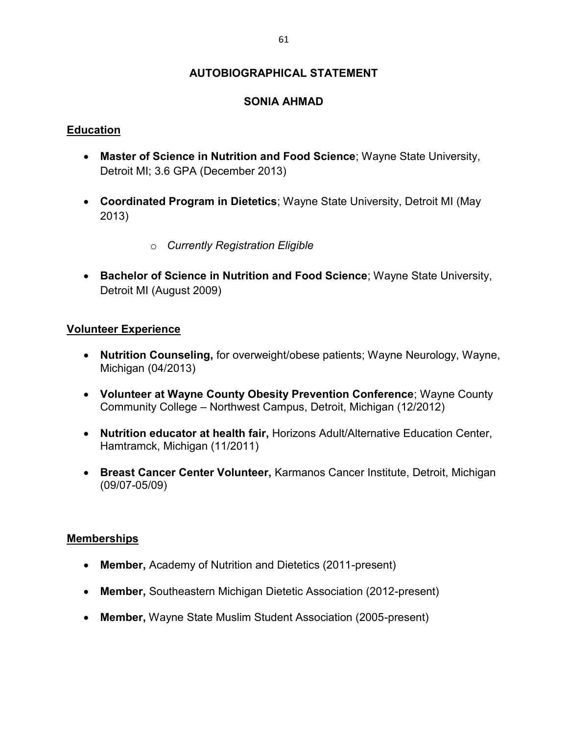# AUTOBIOGRAPHICAL STATEMENT

## SONIA AHMAD

### Education

- **Master of Science in Nutrition and Food Science**; Wayne State University, Detroit MI; 3.6 GPA (December 2013)
- **Coordinated Program in Dietetics**; Wayne State University, Detroit MI (May 2013)
  - *Currently Registration Eligible*
- **Bachelor of Science in Nutrition and Food Science**; Wayne State University, Detroit MI (August 2009)

### Volunteer Experience

- **Nutrition Counseling,** for overweight/obese patients; Wayne Neurology, Wayne, Michigan (04/2013)
- **Volunteer at Wayne County Obesity Prevention Conference**; Wayne County Community College – Northwest Campus, Detroit, Michigan (12/2012)
- **Nutrition educator at health fair,** Horizons Adult/Alternative Education Center, Hamtramck, Michigan (11/2011)
- **Breast Cancer Center Volunteer,** Karmanos Cancer Institute, Detroit, Michigan (09/07-05/09)

### Memberships

- **Member,** Academy of Nutrition and Dietetics (2011-present)
- **Member,** Southeastern Michigan Dietetic Association (2012-present)
- **Member,** Wayne State Muslim Student Association (2005-present)